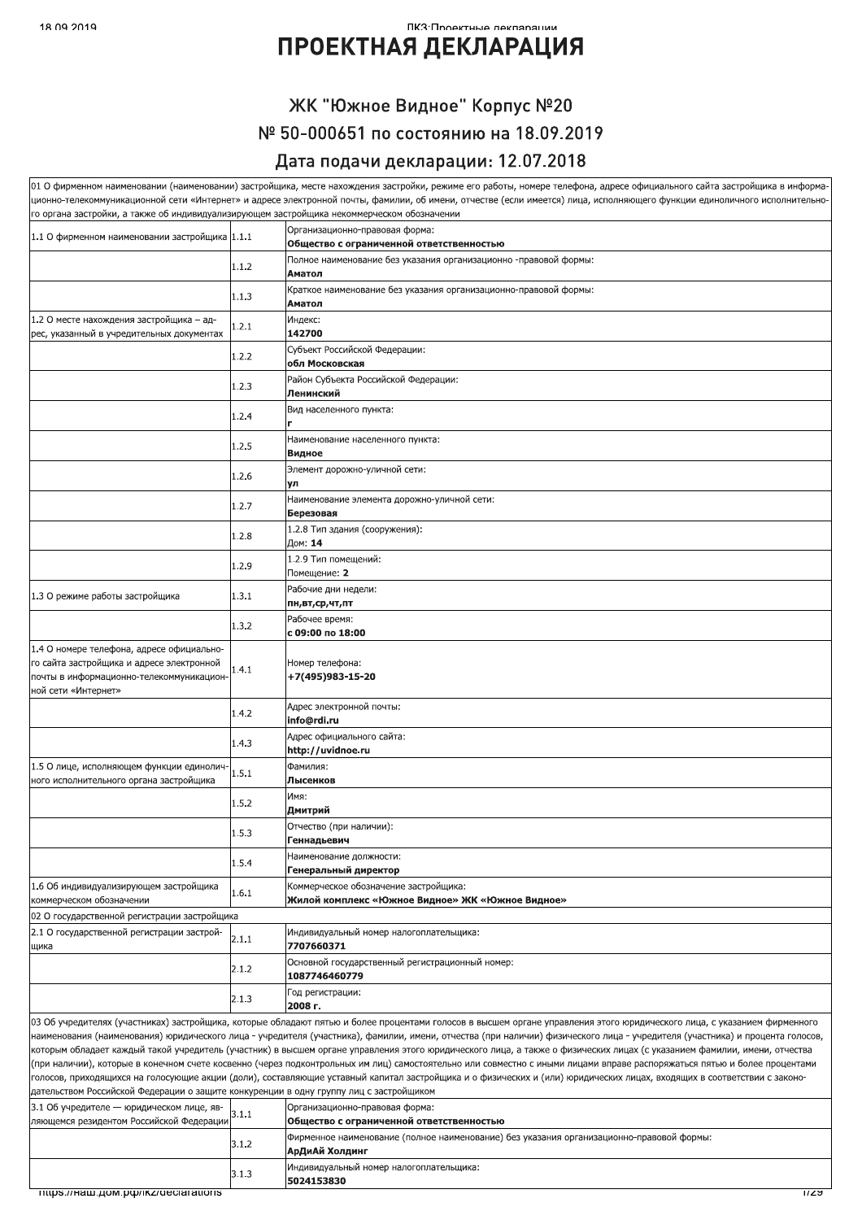# ПРОЕКТНАЯ ДЕКЛАРАЦИЯ

## ЖК "Южное Видное" Корпус №20

## № 50-000651 по состоянию на 18.09.2019

## Дата подачи декларации: 12.07.2018

| | | |
|---|---|---|
| 01 О фирменном наименовании (наименовании) застройщика, месте нахождения застройки, режиме его работы, номере телефона, адресе официального сайта застройщика в информационно-телекоммуникационной сети «Интернет» и адресе электронной почты, фамилии, об имени, отчестве (если имеется) лица, исполняющего функции единоличного исполнительного органа застройки, а также об индивидуализирующем застройщика некоммерческом обозначении | | |
| 1.1 О фирменном наименовании застройщика | 1.1.1 | Организационно-правовая форма: **Общество с ограниченной ответственностью** |
| | 1.1.2 | Полное наименование без указания организационно -правовой формы: **Аматол** |
| | 1.1.3 | Краткое наименование без указания организационно-правовой формы: **Аматол** |
| 1.2 О месте нахождения застройщика – адрес, указанный в учредительных документах | 1.2.1 | Индекс: **142700** |
| | 1.2.2 | Субъект Российской Федерации: **обл Московская** |
| | 1.2.3 | Район Субъекта Российской Федерации: **Ленинский** |
| | 1.2.4 | Вид населенного пункта: **г** |
| | 1.2.5 | Наименование населенного пункта: **Видное** |
| | 1.2.6 | Элемент дорожно-уличной сети: **ул** |
| | 1.2.7 | Наименование элемента дорожно-уличной сети: **Березовая** |
| | 1.2.8 | 1.2.8 Тип здания (сооружения): Дом: **14** |
| | 1.2.9 | 1.2.9 Тип помещений: Помещение: **2** |
| 1.3 О режиме работы застройщика | 1.3.1 | Рабочие дни недели: **пн,вт,ср,чт,пт** |
| | 1.3.2 | Рабочее время: **с 09:00 по 18:00** |
| 1.4 О номере телефона, адресе официального сайта застройщика и адресе электронной почты в информационно-телекоммуникационной сети «Интернет» | 1.4.1 | Номер телефона: **+7(495)983-15-20** |
| | 1.4.2 | Адрес электронной почты: **info@rdi.ru** |
| | 1.4.3 | Адрес официального сайта: **http://uvidnoe.ru** |
| 1.5 О лице, исполняющем функции единоличного исполнительного органа застройщика | 1.5.1 | Фамилия: **Лысенков** |
| | 1.5.2 | Имя: **Дмитрий** |
| | 1.5.3 | Отчество (при наличии): **Геннадьевич** |
| | 1.5.4 | Наименование должности: **Генеральный директор** |
| 1.6 Об индивидуализирующем застройщика коммерческом обозначении | 1.6.1 | Коммерческое обозначение застройщика: **Жилой комплекс «Южное Видное» ЖК «Южное Видное»** |
| 02 О государственной регистрации застройщика | | |
| 2.1 О государственной регистрации застройщика | 2.1.1 | Индивидуальный номер налогоплательщика: **7707660371** |
| | 2.1.2 | Основной государственный регистрационный номер: **1087746460779** |
| | 2.1.3 | Год регистрации: **2008 г.** |
| 03 Об учредителях (участниках) застройщика, которые обладают пятью и более процентами голосов в высшем органе управления этого юридического лица, с указанием фирменного наименования (наименования) юридического лица - учредителя (участника), фамилии, имени, отчества (при наличии) физического лица - учредителя (участника) и процента голосов, которым обладает каждый такой учредитель (участник) в высшем органе управления этого юридического лица, а также о физических лицах (с указанием фамилии, имени, отчества (при наличии), которые в конечном счете косвенно (через подконтрольных им лиц) самостоятельно или совместно с иными лицами вправе распоряжаться пятью и более процентами голосов, приходящихся на голосующие акции (доли), составляющие уставный капитал застройщика и о физических и (или) юридических лицах, входящих в соответствии с законодательством Российской Федерации о защите конкуренции в одну группу лиц с застройщиком | | |
| 3.1 Об учредителе — юридическом лице, являющемся резидентом Российской Федерации | 3.1.1 | Организационно-правовая форма: **Общество с ограниченной ответственностью** |
| | 3.1.2 | Фирменное наименование (полное наименование) без указания организационно-правовой формы: **АрДиАй Холдинг** |
| | 3.1.3 | Индивидуальный номер налогоплательщика: **5024153830** |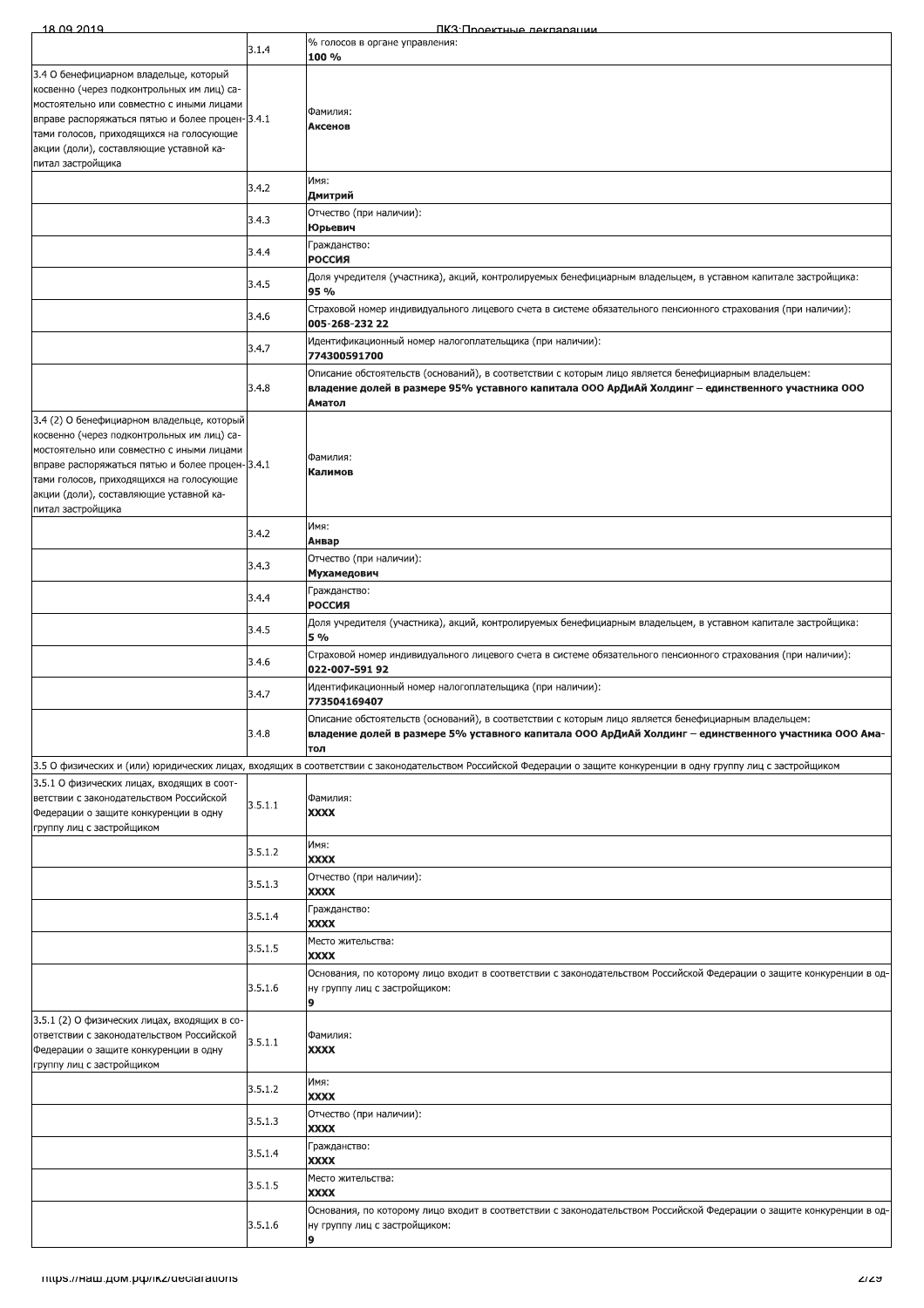| | | |
|---|---|---|
| | 3.1.4 | % голосов в органе управления:<br>**100 %** |
| 3.4 О бенефициарном владельце, который косвенно (через подконтрольных им лиц) самостоятельно или совместно с иными лицами вправе распоряжаться пятью и более процентами голосов, приходящихся на голосующие акции (доли), составляющие уставной капитал застройщика | 3.4.1 | Фамилия:<br>**Аксенов** |
| | 3.4.2 | Имя:<br>**Дмитрий** |
| | 3.4.3 | Отчество (при наличии):<br>**Юрьевич** |
| | 3.4.4 | Гражданство:<br>**РОССИЯ** |
| | 3.4.5 | Доля учредителя (участника), акций, контролируемых бенефициарным владельцем, в уставном капитале застройщика:<br>**95 %** |
| | 3.4.6 | Страховой номер индивидуального лицевого счета в системе обязательного пенсионного страхования (при наличии):<br>**005-268-232 22** |
| | 3.4.7 | Идентификационный номер налогоплательщика (при наличии):<br>**774300591700** |
| | 3.4.8 | Описание обстоятельств (оснований), в соответствии с которым лицо является бенефициарным владельцем:<br>**владение долей в размере 95% уставного капитала ООО АрДиАй Холдинг – единственного участника ООО Аматол** |
| 3.4 (2) О бенефициарном владельце, который косвенно (через подконтрольных им лиц) самостоятельно или совместно с иными лицами вправе распоряжаться пятью и более процентами голосов, приходящихся на голосующие акции (доли), составляющие уставной капитал застройщика | 3.4.1 | Фамилия:<br>**Калимов** |
| | 3.4.2 | Имя:<br>**Анвар** |
| | 3.4.3 | Отчество (при наличии):<br>**Мухамедович** |
| | 3.4.4 | Гражданство:<br>**РОССИЯ** |
| | 3.4.5 | Доля учредителя (участника), акций, контролируемых бенефициарным владельцем, в уставном капитале застройщика:<br>**5 %** |
| | 3.4.6 | Страховой номер индивидуального лицевого счета в системе обязательного пенсионного страхования (при наличии):<br>**022-007-591 92** |
| | 3.4.7 | Идентификационный номер налогоплательщика (при наличии):<br>**773504169407** |
| | 3.4.8 | Описание обстоятельств (оснований), в соответствии с которым лицо является бенефициарным владельцем:<br>**владение долей в размере 5% уставного капитала ООО АрДиАй Холдинг – единственного участника ООО Аматол** |
| 3.5 О физических и (или) юридических лицах, входящих в соответствии с законодательством Российской Федерации о защите конкуренции в одну группу лиц с застройщиком | | |
| 3.5.1 О физических лицах, входящих в соответствии с законодательством Российской Федерации о защите конкуренции в одну группу лиц с застройщиком | 3.5.1.1 | Фамилия:<br>**XXXX** |
| | 3.5.1.2 | Имя:<br>**XXXX** |
| | 3.5.1.3 | Отчество (при наличии):<br>**XXXX** |
| | 3.5.1.4 | Гражданство:<br>**XXXX** |
| | 3.5.1.5 | Место жительства:<br>**XXXX** |
| | 3.5.1.6 | Основания, по которому лицо входит в соответствии с законодательством Российской Федерации о защите конкуренции в одну группу лиц с застройщиком:<br>**9** |
| 3.5.1 (2) О физических лицах, входящих в соответствии с законодательством Российской Федерации о защите конкуренции в одну группу лиц с застройщиком | 3.5.1.1 | Фамилия:<br>**XXXX** |
| | 3.5.1.2 | Имя:<br>**XXXX** |
| | 3.5.1.3 | Отчество (при наличии):<br>**XXXX** |
| | 3.5.1.4 | Гражданство:<br>**XXXX** |
| | 3.5.1.5 | Место жительства:<br>**XXXX** |
| | 3.5.1.6 | Основания, по которому лицо входит в соответствии с законодательством Российской Федерации о защите конкуренции в одну группу лиц с застройщиком:<br>**9** |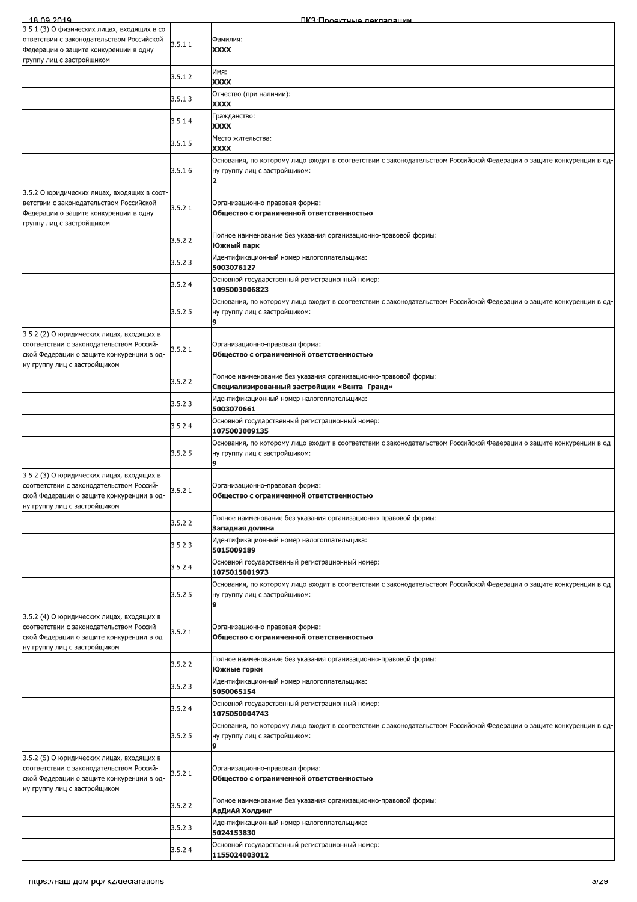| | | |
|---|---|---|
| 3.5.1 (3) О физических лицах, входящих в соответствии с законодательством Российской Федерации о защите конкуренции в одну группу лиц с застройщиком | 3.5.1.1 | Фамилия:<br>**XXXX** |
| | 3.5.1.2 | Имя:<br>**XXXX** |
| | 3.5.1.3 | Отчество (при наличии):<br>**XXXX** |
| | 3.5.1.4 | Гражданство:<br>**XXXX** |
| | 3.5.1.5 | Место жительства:<br>**XXXX** |
| | 3.5.1.6 | Основания, по которому лицо входит в соответствии с законодательством Российской Федерации о защите конкуренции в одну группу лиц с застройщиком:<br>**2** |
| 3.5.2 О юридических лицах, входящих в соответствии с законодательством Российской Федерации о защите конкуренции в одну группу лиц с застройщиком | 3.5.2.1 | Организационно-правовая форма:<br>**Общество с ограниченной ответственностью** |
| | 3.5.2.2 | Полное наименование без указания организационно-правовой формы:<br>**Южный парк** |
| | 3.5.2.3 | Идентификационный номер налогоплательщика:<br>**5003076127** |
| | 3.5.2.4 | Основной государственный регистрационный номер:<br>**1095003006823** |
| | 3.5.2.5 | Основания, по которому лицо входит в соответствии с законодательством Российской Федерации о защите конкуренции в одну группу лиц с застройщиком:<br>**9** |
| 3.5.2 (2) О юридических лицах, входящих в соответствии с законодательством Российской Федерации о защите конкуренции в одну группу лиц с застройщиком | 3.5.2.1 | Организационно-правовая форма:<br>**Общество с ограниченной ответственностью** |
| | 3.5.2.2 | Полное наименование без указания организационно-правовой формы:<br>**Специализированный застройщик «Вента–Гранд»** |
| | 3.5.2.3 | Идентификационный номер налогоплательщика:<br>**5003070661** |
| | 3.5.2.4 | Основной государственный регистрационный номер:<br>**1075003009135** |
| | 3.5.2.5 | Основания, по которому лицо входит в соответствии с законодательством Российской Федерации о защите конкуренции в одну группу лиц с застройщиком:<br>**9** |
| 3.5.2 (3) О юридических лицах, входящих в соответствии с законодательством Российской Федерации о защите конкуренции в одну группу лиц с застройщиком | 3.5.2.1 | Организационно-правовая форма:<br>**Общество с ограниченной ответственностью** |
| | 3.5.2.2 | Полное наименование без указания организационно-правовой формы:<br>**Западная долина** |
| | 3.5.2.3 | Идентификационный номер налогоплательщика:<br>**5015009189** |
| | 3.5.2.4 | Основной государственный регистрационный номер:<br>**1075015001973** |
| | 3.5.2.5 | Основания, по которому лицо входит в соответствии с законодательством Российской Федерации о защите конкуренции в одну группу лиц с застройщиком:<br>**9** |
| 3.5.2 (4) О юридических лицах, входящих в соответствии с законодательством Российской Федерации о защите конкуренции в одну группу лиц с застройщиком | 3.5.2.1 | Организационно-правовая форма:<br>**Общество с ограниченной ответственностью** |
| | 3.5.2.2 | Полное наименование без указания организационно-правовой формы:<br>**Южные горки** |
| | 3.5.2.3 | Идентификационный номер налогоплательщика:<br>**5050065154** |
| | 3.5.2.4 | Основной государственный регистрационный номер:<br>**1075050004743** |
| | 3.5.2.5 | Основания, по которому лицо входит в соответствии с законодательством Российской Федерации о защите конкуренции в одну группу лиц с застройщиком:<br>**9** |
| 3.5.2 (5) О юридических лицах, входящих в соответствии с законодательством Российской Федерации о защите конкуренции в одну группу лиц с застройщиком | 3.5.2.1 | Организационно-правовая форма:<br>**Общество с ограниченной ответственностью** |
| | 3.5.2.2 | Полное наименование без указания организационно-правовой формы:<br>**АрДиАй Холдинг** |
| | 3.5.2.3 | Идентификационный номер налогоплательщика:<br>**5024153830** |
| | 3.5.2.4 | Основной государственный регистрационный номер:<br>**1155024003012** |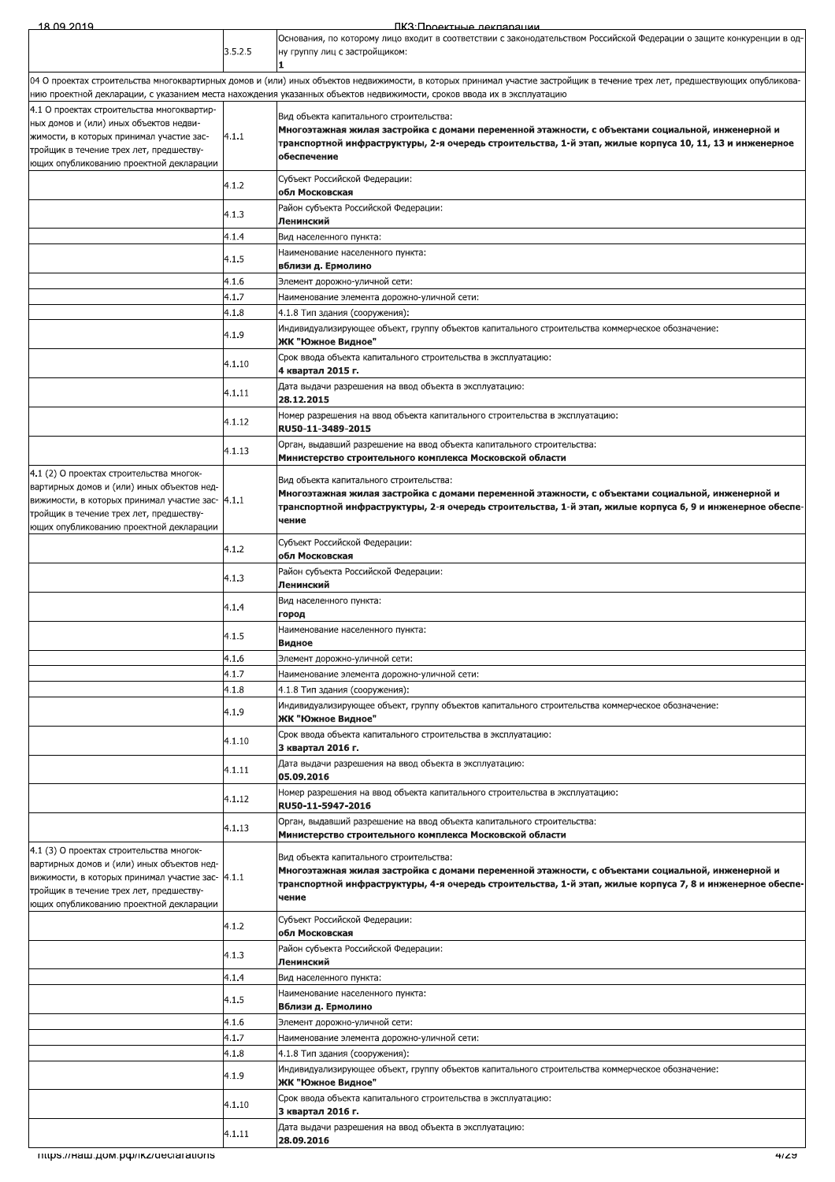| | | |
|---|---|---|
| | 3.5.2.5 | Основания, по которому лицо входит в соответствии с законодательством Российской Федерации о защите конкуренции в одну группу лиц с застройщиком:<br>**1** |
| 04 О проектах строительства многоквартирных домов и (или) иных объектов недвижимости, в которых принимал участие застройщик в течение трех лет, предшествующих опубликованию проектной декларации, с указанием места нахождения указанных объектов недвижимости, сроков ввода их в эксплуатацию | | |
| 4.1 О проектах строительства многоквартирных домов и (или) иных объектов недвижимости, в которых принимал участие застройщик в течение трех лет, предшествующих опубликованию проектной декларации | 4.1.1 | Вид объекта капитального строительства:<br>**Многоэтажная жилая застройка с домами переменной этажности, с объектами социальной, инженерной и транспортной инфраструктуры, 2-я очередь строительства, 1-й этап, жилые корпуса 10, 11, 13 и инженерное обеспечение** |
| | 4.1.2 | Субъект Российской Федерации:<br>**обл Московская** |
| | 4.1.3 | Район субъекта Российской Федерации:<br>**Ленинский** |
| | 4.1.4 | Вид населенного пункта: |
| | 4.1.5 | Наименование населенного пункта:<br>**вблизи д. Ермолино** |
| | 4.1.6 | Элемент дорожно-уличной сети: |
| | 4.1.7 | Наименование элемента дорожно-уличной сети: |
| | 4.1.8 | 4.1.8 Тип здания (сооружения): |
| | 4.1.9 | Индивидуализирующее объект, группу объектов капитального строительства коммерческое обозначение:<br>**ЖК "Южное Видное"** |
| | 4.1.10 | Срок ввода объекта капитального строительства в эксплуатацию:<br>**4 квартал 2015 г.** |
| | 4.1.11 | Дата выдачи разрешения на ввод объекта в эксплуатацию:<br>**28.12.2015** |
| | 4.1.12 | Номер разрешения на ввод объекта капитального строительства в эксплуатацию:<br>**RU50-11-3489-2015** |
| | 4.1.13 | Орган, выдавший разрешение на ввод объекта капитального строительства:<br>**Министерство строительного комплекса Московской области** |
| 4.1 (2) О проектах строительства многоквартирных домов и (или) иных объектов недвижимости, в которых принимал участие застройщик в течение трех лет, предшествующих опубликованию проектной декларации | 4.1.1 | Вид объекта капитального строительства:<br>**Многоэтажная жилая застройка с домами переменной этажности, с объектами социальной, инженерной и транспортной инфраструктуры, 2-я очередь строительства, 1-й этап, жилые корпуса 6, 9 и инженерное обеспечение** |
| | 4.1.2 | Субъект Российской Федерации:<br>**обл Московская** |
| | 4.1.3 | Район субъекта Российской Федерации:<br>**Ленинский** |
| | 4.1.4 | Вид населенного пункта:<br>**город** |
| | 4.1.5 | Наименование населенного пункта:<br>**Видное** |
| | 4.1.6 | Элемент дорожно-уличной сети: |
| | 4.1.7 | Наименование элемента дорожно-уличной сети: |
| | 4.1.8 | 4.1.8 Тип здания (сооружения): |
| | 4.1.9 | Индивидуализирующее объект, группу объектов капитального строительства коммерческое обозначение:<br>**ЖК "Южное Видное"** |
| | 4.1.10 | Срок ввода объекта капитального строительства в эксплуатацию:<br>**3 квартал 2016 г.** |
| | 4.1.11 | Дата выдачи разрешения на ввод объекта в эксплуатацию:<br>**05.09.2016** |
| | 4.1.12 | Номер разрешения на ввод объекта капитального строительства в эксплуатацию:<br>**RU50-11-5947-2016** |
| | 4.1.13 | Орган, выдавший разрешение на ввод объекта капитального строительства:<br>**Министерство строительного комплекса Московской области** |
| 4.1 (3) О проектах строительства многоквартирных домов и (или) иных объектов недвижимости, в которых принимал участие застройщик в течение трех лет, предшествующих опубликованию проектной декларации | 4.1.1 | Вид объекта капитального строительства:<br>**Многоэтажная жилая застройка с домами переменной этажности, с объектами социальной, инженерной и транспортной инфраструктуры, 4-я очередь строительства, 1-й этап, жилые корпуса 7, 8 и инженерное обеспечение** |
| | 4.1.2 | Субъект Российской Федерации:<br>**обл Московская** |
| | 4.1.3 | Район субъекта Российской Федерации:<br>**Ленинский** |
| | 4.1.4 | Вид населенного пункта: |
| | 4.1.5 | Наименование населенного пункта:<br>**Вблизи д. Ермолино** |
| | 4.1.6 | Элемент дорожно-уличной сети: |
| | 4.1.7 | Наименование элемента дорожно-уличной сети: |
| | 4.1.8 | 4.1.8 Тип здания (сооружения): |
| | 4.1.9 | Индивидуализирующее объект, группу объектов капитального строительства коммерческое обозначение:<br>**ЖК "Южное Видное"** |
| | 4.1.10 | Срок ввода объекта капитального строительства в эксплуатацию:<br>**3 квартал 2016 г.** |
| | 4.1.11 | Дата выдачи разрешения на ввод объекта в эксплуатацию:<br>**28.09.2016** |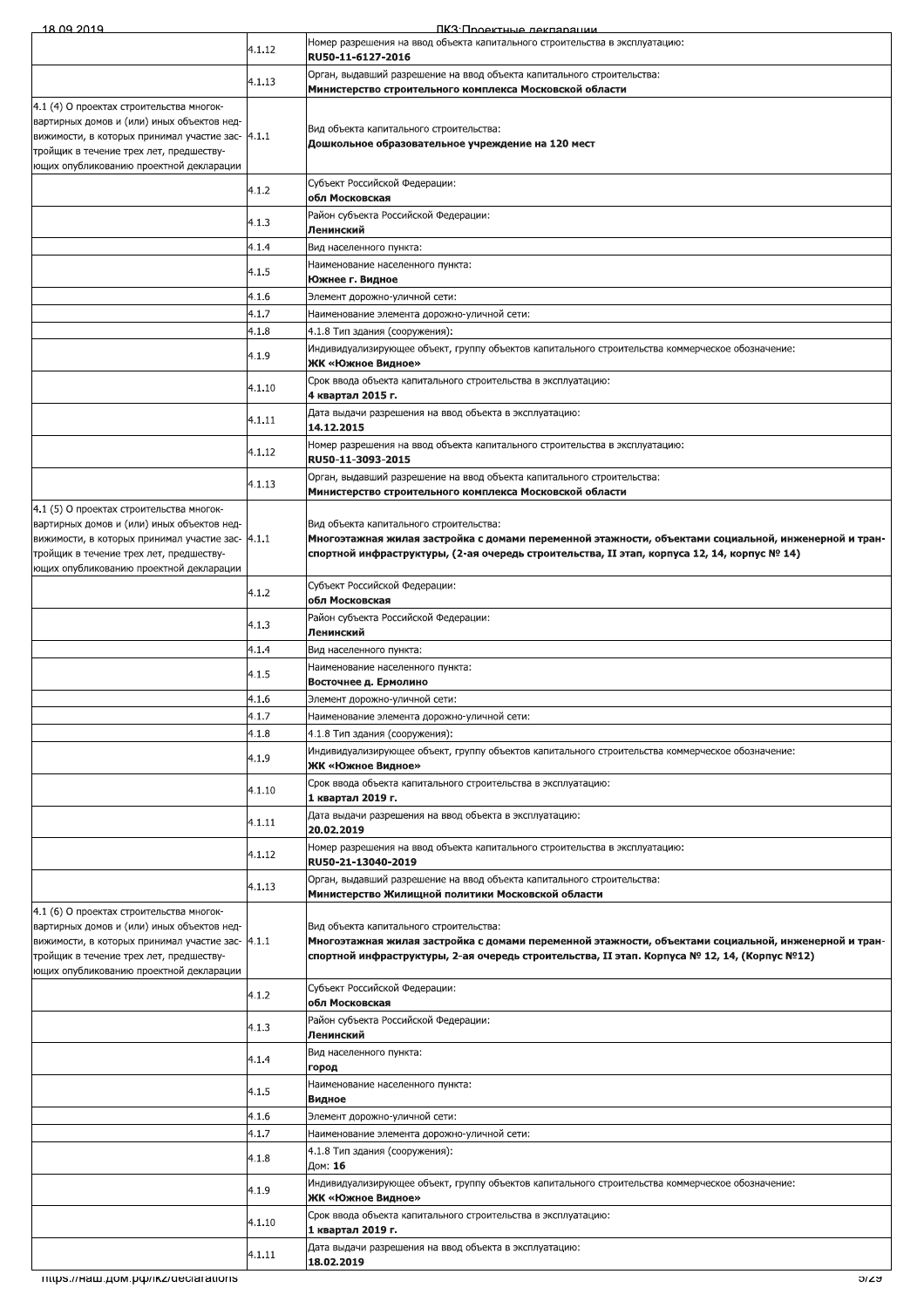| | | |
|---|---|---|
| | 4.1.12 | Номер разрешения на ввод объекта капитального строительства в эксплуатацию: **RU50-11-6127-2016** |
| | 4.1.13 | Орган, выдавший разрешение на ввод объекта капитального строительства: **Министерство строительного комплекса Московской области** |
| 4.1 (4) О проектах строительства многоквартирных домов и (или) иных объектов недвижимости, в которых принимал участие застройщик в течение трех лет, предшествующих опубликованию проектной декларации | 4.1.1 | Вид объекта капитального строительства: **Дошкольное образовательное учреждение на 120 мест** |
| | 4.1.2 | Субъект Российской Федерации: **обл Московская** |
| | 4.1.3 | Район субъекта Российской Федерации: **Ленинский** |
| | 4.1.4 | Вид населенного пункта: |
| | 4.1.5 | Наименование населенного пункта: **Южнее г. Видное** |
| | 4.1.6 | Элемент дорожно-уличной сети: |
| | 4.1.7 | Наименование элемента дорожно-уличной сети: |
| | 4.1.8 | 4.1.8 Тип здания (сооружения): |
| | 4.1.9 | Индивидуализирующее объект, группу объектов капитального строительства коммерческое обозначение: **ЖК «Южное Видное»** |
| | 4.1.10 | Срок ввода объекта капитального строительства в эксплуатацию: **4 квартал 2015 г.** |
| | 4.1.11 | Дата выдачи разрешения на ввод объекта в эксплуатацию: **14.12.2015** |
| | 4.1.12 | Номер разрешения на ввод объекта капитального строительства в эксплуатацию: **RU50-11-3093-2015** |
| | 4.1.13 | Орган, выдавший разрешение на ввод объекта капитального строительства: **Министерство строительного комплекса Московской области** |
| 4.1 (5) О проектах строительства многоквартирных домов и (или) иных объектов недвижимости, в которых принимал участие застройщик в течение трех лет, предшествующих опубликованию проектной декларации | 4.1.1 | Вид объекта капитального строительства: **Многоэтажная жилая застройка с домами переменной этажности, объектами социальной, инженерной и транспортной инфраструктуры, (2-ая очередь строительства, II этап, корпуса 12, 14, корпус № 14)** |
| | 4.1.2 | Субъект Российской Федерации: **обл Московская** |
| | 4.1.3 | Район субъекта Российской Федерации: **Ленинский** |
| | 4.1.4 | Вид населенного пункта: |
| | 4.1.5 | Наименование населенного пункта: **Восточнее д. Ермолино** |
| | 4.1.6 | Элемент дорожно-уличной сети: |
| | 4.1.7 | Наименование элемента дорожно-уличной сети: |
| | 4.1.8 | 4.1.8 Тип здания (сооружения): |
| | 4.1.9 | Индивидуализирующее объект, группу объектов капитального строительства коммерческое обозначение: **ЖК «Южное Видное»** |
| | 4.1.10 | Срок ввода объекта капитального строительства в эксплуатацию: **1 квартал 2019 г.** |
| | 4.1.11 | Дата выдачи разрешения на ввод объекта в эксплуатацию: **20.02.2019** |
| | 4.1.12 | Номер разрешения на ввод объекта капитального строительства в эксплуатацию: **RU50-21-13040-2019** |
| | 4.1.13 | Орган, выдавший разрешение на ввод объекта капитального строительства: **Министерство Жилищной политики Московской области** |
| 4.1 (6) О проектах строительства многоквартирных домов и (или) иных объектов недвижимости, в которых принимал участие застройщик в течение трех лет, предшествующих опубликованию проектной декларации | 4.1.1 | Вид объекта капитального строительства: **Многоэтажная жилая застройка с домами переменной этажности, объектами социальной, инженерной и транспортной инфраструктуры, 2-ая очередь строительства, II этап. Корпуса № 12, 14, (Корпус №12)** |
| | 4.1.2 | Субъект Российской Федерации: **обл Московская** |
| | 4.1.3 | Район субъекта Российской Федерации: **Ленинский** |
| | 4.1.4 | Вид населенного пункта: **город** |
| | 4.1.5 | Наименование населенного пункта: **Видное** |
| | 4.1.6 | Элемент дорожно-уличной сети: |
| | 4.1.7 | Наименование элемента дорожно-уличной сети: |
| | 4.1.8 | 4.1.8 Тип здания (сооружения): Дом: **16** |
| | 4.1.9 | Индивидуализирующее объект, группу объектов капитального строительства коммерческое обозначение: **ЖК «Южное Видное»** |
| | 4.1.10 | Срок ввода объекта капитального строительства в эксплуатацию: **1 квартал 2019 г.** |
| | 4.1.11 | Дата выдачи разрешения на ввод объекта в эксплуатацию: **18.02.2019** |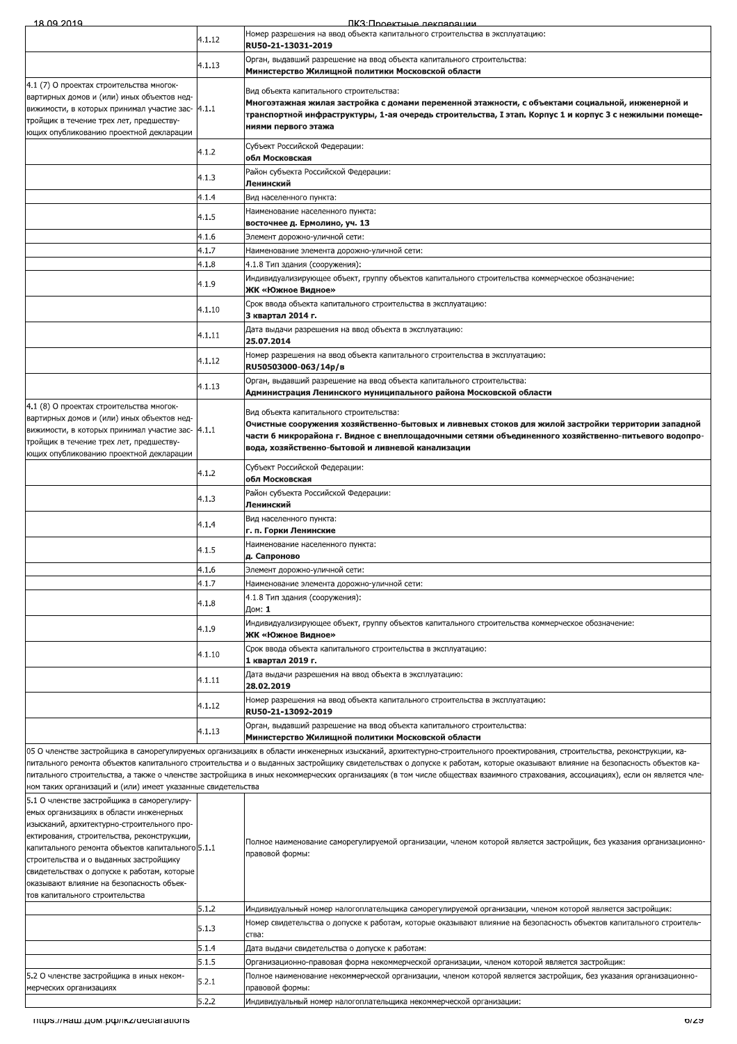| | | |
|---|---|---|
| | 4.1.12 | Номер разрешения на ввод объекта капитального строительства в эксплуатацию: **RU50-21-13031-2019** |
| | 4.1.13 | Орган, выдавший разрешение на ввод объекта капитального строительства: **Министерство Жилищной политики Московской области** |
| 4.1 (7) О проектах строительства многоквартирных домов и (или) иных объектов недвижимости, в которых принимал участие застройщик в течение трех лет, предшествующих опубликованию проектной декларации | 4.1.1 | Вид объекта капитального строительства: **Многоэтажная жилая застройка с домами переменной этажности, с объектами социальной, инженерной и транспортной инфраструктуры, 1-ая очередь строительства, I этап. Корпус 1 и корпус 3 с нежилыми помещениями первого этажа** |
| | 4.1.2 | Субъект Российской Федерации: **обл Московская** |
| | 4.1.3 | Район субъекта Российской Федерации: **Ленинский** |
| | 4.1.4 | Вид населенного пункта: |
| | 4.1.5 | Наименование населенного пункта: **восточнее д. Ермолино, уч. 13** |
| | 4.1.6 | Элемент дорожно-уличной сети: |
| | 4.1.7 | Наименование элемента дорожно-уличной сети: |
| | 4.1.8 | 4.1.8 Тип здания (сооружения): |
| | 4.1.9 | Индивидуализирующее объект, группу объектов капитального строительства коммерческое обозначение: **ЖК «Южное Видное»** |
| | 4.1.10 | Срок ввода объекта капитального строительства в эксплуатацию: **3 квартал 2014 г.** |
| | 4.1.11 | Дата выдачи разрешения на ввод объекта в эксплуатацию: **25.07.2014** |
| | 4.1.12 | Номер разрешения на ввод объекта капитального строительства в эксплуатацию: **RU50503000-063/14р/в** |
| | 4.1.13 | Орган, выдавший разрешение на ввод объекта капитального строительства: **Администрация Ленинского муниципального района Московской области** |
| 4.1 (8) О проектах строительства многоквартирных домов и (или) иных объектов недвижимости, в которых принимал участие застройщик в течение трех лет, предшествующих опубликованию проектной декларации | 4.1.1 | Вид объекта капитального строительства: **Очистные сооружения хозяйственно-бытовых и ливневых стоков для жилой застройки территории западной части 6 микрорайона г. Видное с внеплощадочными сетями объединенного хозяйственно-питьевого водопровода, хозяйственно-бытовой и ливневой канализации** |
| | 4.1.2 | Субъект Российской Федерации: **обл Московская** |
| | 4.1.3 | Район субъекта Российской Федерации: **Ленинский** |
| | 4.1.4 | Вид населенного пункта: **г. п. Горки Ленинские** |
| | 4.1.5 | Наименование населенного пункта: **д. Сапроново** |
| | 4.1.6 | Элемент дорожно-уличной сети: |
| | 4.1.7 | Наименование элемента дорожно-уличной сети: |
| | 4.1.8 | 4.1.8 Тип здания (сооружения): Дом: **1** |
| | 4.1.9 | Индивидуализирующее объект, группу объектов капитального строительства коммерческое обозначение: **ЖК «Южное Видное»** |
| | 4.1.10 | Срок ввода объекта капитального строительства в эксплуатацию: **1 квартал 2019 г.** |
| | 4.1.11 | Дата выдачи разрешения на ввод объекта в эксплуатацию: **28.02.2019** |
| | 4.1.12 | Номер разрешения на ввод объекта капитального строительства в эксплуатацию: **RU50-21-13092-2019** |
| | 4.1.13 | Орган, выдавший разрешение на ввод объекта капитального строительства: **Министерство Жилищной политики Московской области** |

05 О членстве застройщика в саморегулируемых организациях в области инженерных изысканий, архитектурно-строительного проектирования, строительства, реконструкции, капитального ремонта объектов капитального строительства и о выданных застройщику свидетельствах о допуске к работам, которые оказывают влияние на безопасность объектов капитального строительства, а также о членстве застройщика в иных некоммерческих организациях (в том числе обществах взаимного страхования, ассоциациях), если он является членом таких организаций и (или) имеет указанные свидетельства

| | | |
|---|---|---|
| 5.1 О членстве застройщика в саморегулируемых организациях в области инженерных изысканий, архитектурно-строительного проектирования, строительства, реконструкции, капитального ремонта объектов капитального строительства и о выданных застройщику свидетельствах о допуске к работам, которые оказывают влияние на безопасность объектов капитального строительства | 5.1.1 | Полное наименование саморегулируемой организации, членом которой является застройщик, без указания организационно-правовой формы: |
| | 5.1.2 | Индивидуальный номер налогоплательщика саморегулируемой организации, членом которой является застройщик: |
| | 5.1.3 | Номер свидетельства о допуске к работам, которые оказывают влияние на безопасность объектов капитального строительства: |
| | 5.1.4 | Дата выдачи свидетельства о допуске к работам: |
| | 5.1.5 | Организационно-правовая форма некоммерческой организации, членом которой является застройщик: |
| 5.2 О членстве застройщика в иных некоммерческих организациях | 5.2.1 | Полное наименование некоммерческой организации, членом которой является застройщик, без указания организационно-правовой формы: |
| | 5.2.2 | Индивидуальный номер налогоплательщика некоммерческой организации: |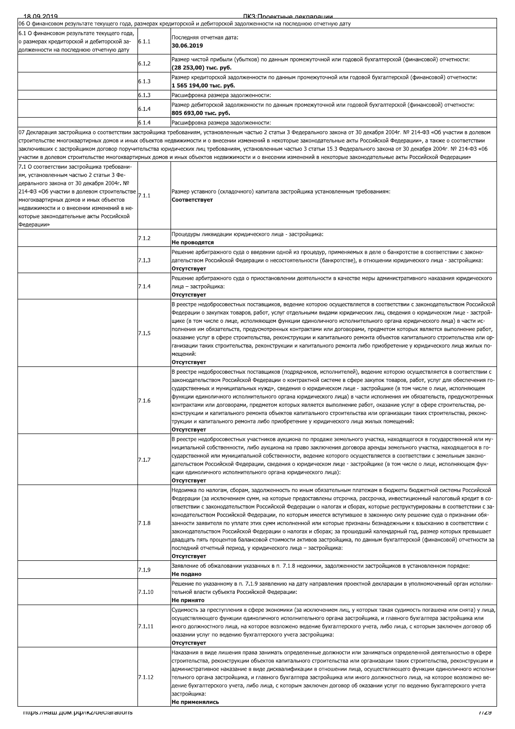| 06 О финансовом результате текущего года, размерах кредиторской и дебиторской задолженности на последнюю отчетную дату | | |
|---|---|---|
| 6.1 О финансовом результате текущего года, о размерах кредиторской и дебиторской задолженности на последнюю отчетную дату | 6.1.1 | Последняя отчетная дата:<br>**30.06.2019** |
| | 6.1.2 | Размер чистой прибыли (убытков) по данным промежуточной или годовой бухгалтерской (финансовой) отчетности:<br>**(28 253,00) тыс. руб.** |
| | 6.1.3 | Размер кредиторской задолженности по данным промежуточной или годовой бухгалтерской (финансовой) отчетности:<br>**1 565 194,00 тыс. руб.** |
| | 6.1.3 | Расшифровка размера задолженности: |
| | 6.1.4 | Размер дебиторской задолженности по данным промежуточной или годовой бухгалтерской (финансовой) отчетности:<br>**805 693,00 тыс. руб.** |
| | 6.1.4 | Расшифровка размера задолженности: |

| 07 Декларация застройщика о соответствии застройщика требованиям, установленным частью 2 статьи 3 Федерального закона от 30 декабря 2004г. № 214-ФЗ «Об участии в долевом строительстве многоквартирных домов и иных объектов недвижимости и о внесении изменений в некоторые законодательные акты Российской Федерации», а также о соответствии заключивших с застройщиком договор поручительства юридических лиц требованиям, установленным частью 3 статьи 15.3 Федерального закона от 30 декабря 2004г. № 214-ФЗ «Об участии в долевом строительстве многоквартирных домов и иных объектов недвижимости и о внесении изменений в некоторые законодательные акты Российской Федерации» | | |
|---|---|---|
| 7.1 О соответствии застройщика требованиям, установленным частью 2 статьи 3 Федерального закона от 30 декабря 2004г. № 214-ФЗ «Об участии в долевом строительстве многоквартирных домов и иных объектов недвижимости и о внесении изменений в некоторые законодательные акты Российской Федерации» | 7.1.1 | Размер уставного (складочного) капитала застройщика установленным требованиям:<br>**Соответствует** |
| | 7.1.2 | Процедуры ликвидации юридического лица - застройщика:<br>**Не проводятся** |
| | 7.1.3 | Решение арбитражного суда о введении одной из процедур, применяемых в деле о банкротстве в соответствии с законодательством Российской Федерации о несостоятельности (банкротстве), в отношении юридического лица - застройщика:<br>**Отсутствует** |
| | 7.1.4 | Решение арбитражного суда о приостановлении деятельности в качестве меры административного наказания юридического лица – застройщика:<br>**Отсутствует** |
| | 7.1.5 | В реестре недобросовестных поставщиков, ведение которою осуществляется в соответствии с законодательством Российской Федерации о закупках товаров, работ, услуг отдельными видами юридических лиц, сведения о юридическом лице - застройщике (в том числе о лице, исполняющем функции единоличного исполнительного органа юридического лица) в части исполнения им обязательств, предусмотренных контрактами или договорами, предметом которых является выполнение работ, оказание услуг в сфере строительства, реконструкции и капитального ремонта объектов капитального строительства или организации таких строительства, реконструкции и капитального ремонта либо приобретение у юридического лица жилых помещений:<br>**Отсутствует** |
| | 7.1.6 | В реестре недобросовестных поставщиков (подрядчиков, исполнителей), ведение которою осуществляется в соответствии с законодательством Российской Федерации о контрактной системе в сфере закупок товаров, работ, услуг для обеспечения государственных и муниципальных нужд», сведения о юридическом лице - застройщике (в том числе о лице, исполняющем функции единоличного исполнительного органа юридического лица) в части исполнения им обязательств, предусмотренных контрактами или договорами, предметом которых является выполнение работ, оказание услуг в сфере строительства, реконструкции и капитального ремонта объектов капитального строительства или организации таких строительства, реконструкции и капитального ремонта либо приобретение у юридического лица жилых помещений:<br>**Отсутствует** |
| | 7.1.7 | В реестре недобросовестных участников аукциона по продаже земельного участка, находящегося в государственной или муниципальной собственности, либо аукциона на право заключения договора аренды земельного участка, находящегося в государственной или муниципальной собственности, ведение которого осуществляется в соответствии с земельным законодательством Российской Федерации, сведения о юридическом лице - застройщике (в том числе о лице, исполняющем функции единоличного исполнительного органа юридического лица):<br>**Отсутствует** |
| | 7.1.8 | Недоимка по налогам, сборам, задолженность по иным обязательным платежам в бюджеты бюджетной системы Российской Федерации (за исключением сумм, на которые предоставлены отсрочка, рассрочка, инвестиционный налоговый кредит в соответствии с законодательством Российской Федерации о налогах и сборах, которые реструктурированы в соответствии с законодательством Российской Федерации, по которым имеется вступившее в законную силу решение суда о признании обязанности заявителя по уплате этих сумм исполненной или которые признаны безнадежными к взысканию в соответствии с законодательством Российской Федерации о налогах и сборах; за прошедший календарный год, размер которых превышает двадцать пять процентов балансовой стоимости активов застройщика, по данным бухгалтерской (финансовой) отчетности за последний отчетный период, у юридического лица – застройщика:<br>**Отсутствует** |
| | 7.1.9 | Заявление об обжаловании указанных в п. 7.1.8 недоимки, задолженности застройщиков в установленном порядке:<br>**Не подано** |
| | 7.1.10 | Решение по указанному в п. 7.1.9 заявлению на дату направления проектной декларации в уполномоченный орган исполнительной власти субъекта Российской Федерации:<br>**Не принято** |
| | 7.1.11 | Судимость за преступления в сфере экономики (за исключением лиц, у которых такая судимость погашена или снята) у лица, осуществляющего функции единоличного исполнительного органа застройщика, и главного бухгалтера застройщика или иного должностного лица, на которое возложено ведение бухгалтерского учета, либо лица, с которым заключен договор об оказании услуг по ведению бухгалтерского учета застройщика:<br>**Отсутствует** |
| | 7.1.12 | Наказания в виде лишения права занимать определенные должности или заниматься определенной деятельностью в сфере строительства, реконструкции объектов капитального строительства или организации таких строительства, реконструкции и административное наказание в виде дисквалификации в отношении лица, осуществляющего функции единоличного исполнительного органа застройщика, и главного бухгалтера застройщика или иного должностного лица, на которое возложено ведение бухгалтерского учета, либо лица, с которым заключен договор об оказании услуг по ведению бухгалтерского учета застройщика:<br>**Не применялись** |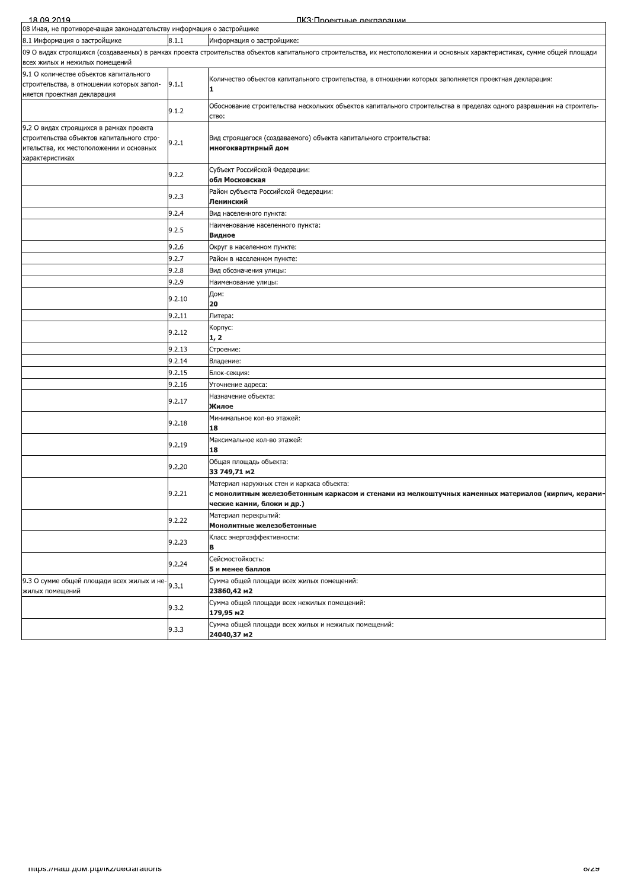| | | |
|---|---|---|
| 08 Иная, не противоречащая законодательству информация о застройщике | | |
| 8.1 Информация о застройщике | 8.1.1 | Информация о застройщике: |
| 09 О видах строящихся (создаваемых) в рамках проекта строительства объектов капитального строительства, их местоположении и основных характеристиках, сумме общей площади всех жилых и нежилых помещений | | |
| 9.1 О количестве объектов капитального строительства, в отношении которых заполняется проектная декларация | 9.1.1 | Количество объектов капитального строительства, в отношении которых заполняется проектная декларация:<br>**1** |
| | 9.1.2 | Обоснование строительства нескольких объектов капитального строительства в пределах одного разрешения на строительство: |
| 9.2 О видах строящихся в рамках проекта строительства объектов капитального строительства, их местоположении и основных характеристиках | 9.2.1 | Вид строящегося (создаваемого) объекта капитального строительства:<br>**многоквартирный дом** |
| | 9.2.2 | Субъект Российской Федерации:<br>**обл Московская** |
| | 9.2.3 | Район субъекта Российской Федерации:<br>**Ленинский** |
| | 9.2.4 | Вид населенного пункта: |
| | 9.2.5 | Наименование населенного пункта:<br>**Видное** |
| | 9.2.6 | Округ в населенном пункте: |
| | 9.2.7 | Район в населенном пункте: |
| | 9.2.8 | Вид обозначения улицы: |
| | 9.2.9 | Наименование улицы: |
| | 9.2.10 | Дом:<br>**20** |
| | 9.2.11 | Литера: |
| | 9.2.12 | Корпус:<br>**1, 2** |
| | 9.2.13 | Строение: |
| | 9.2.14 | Владение: |
| | 9.2.15 | Блок-секция: |
| | 9.2.16 | Уточнение адреса: |
| | 9.2.17 | Назначение объекта:<br>**Жилое** |
| | 9.2.18 | Минимальное кол-во этажей:<br>**18** |
| | 9.2.19 | Максимальное кол-во этажей:<br>**18** |
| | 9.2.20 | Общая площадь объекта:<br>**33 749,71 м2** |
| | 9.2.21 | Материал наружных стен и каркаса объекта:<br>**с монолитным железобетонным каркасом и стенами из мелкоштучных каменных материалов (кирпич, керамические камни, блоки и др.)** |
| | 9.2.22 | Материал перекрытий:<br>**Монолитные железобетонные** |
| | 9.2.23 | Класс энергоэффективности:<br>**B** |
| | 9.2.24 | Сейсмостойкость:<br>**5 и менее баллов** |
| 9.3 О сумме общей площади всех жилых и нежилых помещений | 9.3.1 | Сумма общей площади всех жилых помещений:<br>**23860,42 м2** |
| | 9.3.2 | Сумма общей площади всех нежилых помещений:<br>**179,95 м2** |
| | 9.3.3 | Сумма общей площади всех жилых и нежилых помещений:<br>**24040,37 м2** |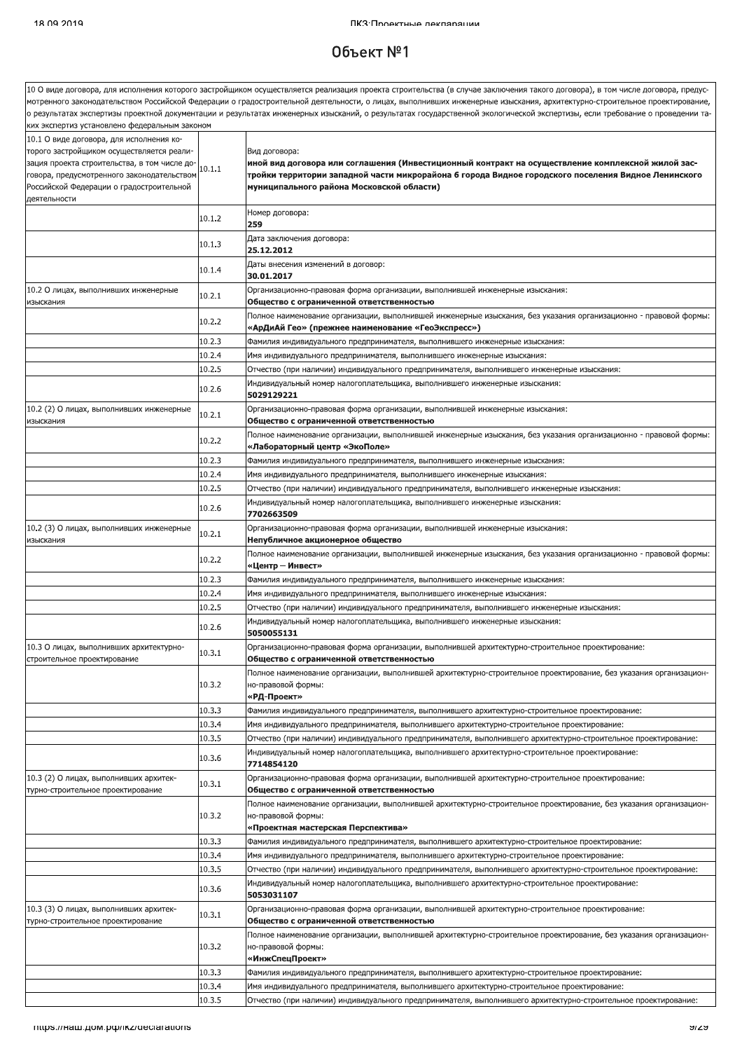# Объект №1

| 10 О виде договора, для исполнения которого застройщиком осуществляется реализация проекта строительства (в случае заключения такого договора), в том числе договора, предусмотренного законодательством Российской Федерации о градостроительной деятельности, о лицах, выполнивших инженерные изыскания, архитектурно-строительное проектирование, о результатах экспертизы проектной документации и результатах инженерных изысканий, о результатах государственной экологической экспертизы, если требование о проведении таких экспертиз установлено федеральным законом | | |
|---|---|---|
| 10.1 О виде договора, для исполнения которого застройщиком осуществляется реализация проекта строительства, в том числе договора, предусмотренного законодательством Российской Федерации о градостроительной деятельности | 10.1.1 | Вид договора:<br>**иной вид договора или соглашения (Инвестиционный контракт на осуществление комплексной жилой застройки территории западной части микрорайона 6 города Видное городского поселения Видное Ленинского муниципального района Московской области)** |
| | 10.1.2 | Номер договора:<br>**259** |
| | 10.1.3 | Дата заключения договора:<br>**25.12.2012** |
| | 10.1.4 | Даты внесения изменений в договор:<br>**30.01.2017** |
| 10.2 О лицах, выполнивших инженерные изыскания | 10.2.1 | Организационно-правовая форма организации, выполнившей инженерные изыскания:<br>**Общество с ограниченной ответственностью** |
| | 10.2.2 | Полное наименование организации, выполнившей инженерные изыскания, без указания организационно - правовой формы:<br>**«АрДиАй Гео» (прежнее наименование «ГеоЭкспресс»)** |
| | 10.2.3 | Фамилия индивидуального предпринимателя, выполнившего инженерные изыскания: |
| | 10.2.4 | Имя индивидуального предпринимателя, выполнившего инженерные изыскания: |
| | 10.2.5 | Отчество (при наличии) индивидуального предпринимателя, выполнившего инженерные изыскания: |
| | 10.2.6 | Индивидуальный номер налогоплательщика, выполнившего инженерные изыскания:<br>**5029129221** |
| 10.2 (2) О лицах, выполнивших инженерные изыскания | 10.2.1 | Организационно-правовая форма организации, выполнившей инженерные изыскания:<br>**Общество с ограниченной ответственностью** |
| | 10.2.2 | Полное наименование организации, выполнившей инженерные изыскания, без указания организационно - правовой формы:<br>**«Лабораторный центр «ЭкоПоле»** |
| | 10.2.3 | Фамилия индивидуального предпринимателя, выполнившего инженерные изыскания: |
| | 10.2.4 | Имя индивидуального предпринимателя, выполнившего инженерные изыскания: |
| | 10.2.5 | Отчество (при наличии) индивидуального предпринимателя, выполнившего инженерные изыскания: |
| | 10.2.6 | Индивидуальный номер налогоплательщика, выполнившего инженерные изыскания:<br>**7702663509** |
| 10.2 (3) О лицах, выполнивших инженерные изыскания | 10.2.1 | Организационно-правовая форма организации, выполнившей инженерные изыскания:<br>**Непубличное акционерное общество** |
| | 10.2.2 | Полное наименование организации, выполнившей инженерные изыскания, без указания организационно - правовой формы:<br>**«Центр – Инвест»** |
| | 10.2.3 | Фамилия индивидуального предпринимателя, выполнившего инженерные изыскания: |
| | 10.2.4 | Имя индивидуального предпринимателя, выполнившего инженерные изыскания: |
| | 10.2.5 | Отчество (при наличии) индивидуального предпринимателя, выполнившего инженерные изыскания: |
| | 10.2.6 | Индивидуальный номер налогоплательщика, выполнившего инженерные изыскания:<br>**5050055131** |
| 10.3 О лицах, выполнивших архитектурно-строительное проектирование | 10.3.1 | Организационно-правовая форма организации, выполнившей архитектурно-строительное проектирование:<br>**Общество с ограниченной ответственностью** |
| | 10.3.2 | Полное наименование организации, выполнившей архитектурно-строительное проектирование, без указания организационно-правовой формы:<br>**«РД-Проект»** |
| | 10.3.3 | Фамилия индивидуального предпринимателя, выполнившего архитектурно-строительное проектирование: |
| | 10.3.4 | Имя индивидуального предпринимателя, выполнившего архитектурно-строительное проектирование: |
| | 10.3.5 | Отчество (при наличии) индивидуального предпринимателя, выполнившего архитектурно-строительное проектирование: |
| | 10.3.6 | Индивидуальный номер налогоплательщика, выполнившего архитектурно-строительное проектирование:<br>**7714854120** |
| 10.3 (2) О лицах, выполнивших архитектурно-строительное проектирование | 10.3.1 | Организационно-правовая форма организации, выполнившей архитектурно-строительное проектирование:<br>**Общество с ограниченной ответственностью** |
| | 10.3.2 | Полное наименование организации, выполнившей архитектурно-строительное проектирование, без указания организационно-правовой формы:<br>**«Проектная мастерская Перспектива»** |
| | 10.3.3 | Фамилия индивидуального предпринимателя, выполнившего архитектурно-строительное проектирование: |
| | 10.3.4 | Имя индивидуального предпринимателя, выполнившего архитектурно-строительное проектирование: |
| | 10.3.5 | Отчество (при наличии) индивидуального предпринимателя, выполнившего архитектурно-строительное проектирование: |
| | 10.3.6 | Индивидуальный номер налогоплательщика, выполнившего архитектурно-строительное проектирование:<br>**5053031107** |
| 10.3 (3) О лицах, выполнивших архитектурно-строительное проектирование | 10.3.1 | Организационно-правовая форма организации, выполнившей архитектурно-строительное проектирование:<br>**Общество с ограниченной ответственностью** |
| | 10.3.2 | Полное наименование организации, выполнившей архитектурно-строительное проектирование, без указания организационно-правовой формы:<br>**«ИнжСпецПроект»** |
| | 10.3.3 | Фамилия индивидуального предпринимателя, выполнившего архитектурно-строительное проектирование: |
| | 10.3.4 | Имя индивидуального предпринимателя, выполнившего архитектурно-строительное проектирование: |
| | 10.3.5 | Отчество (при наличии) индивидуального предпринимателя, выполнившего архитектурно-строительное проектирование: |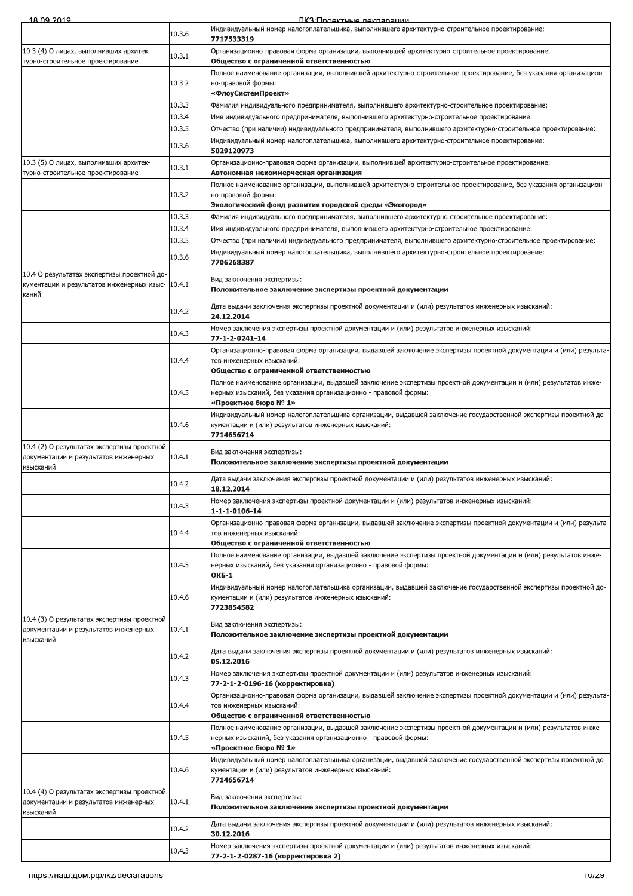|  |  |  |
|---|---|---|
|  | 10.3.6 | Индивидуальный номер налогоплательщика, выполнившего архитектурно-строительное проектирование: **7717533319** |
| 10.3 (4) О лицах, выполнивших архитектурно-строительное проектирование | 10.3.1 | Организационно-правовая форма организации, выполнившей архитектурно-строительное проектирование: **Общество с ограниченной ответственностью** |
|  | 10.3.2 | Полное наименование организации, выполнившей архитектурно-строительное проектирование, без указания организационно-правовой формы: **«ФлоуСистемПроект»** |
|  | 10.3.3 | Фамилия индивидуального предпринимателя, выполнившего архитектурно-строительное проектирование: |
|  | 10.3.4 | Имя индивидуального предпринимателя, выполнившего архитектурно-строительное проектирование: |
|  | 10.3.5 | Отчество (при наличии) индивидуального предпринимателя, выполнившего архитектурно-строительное проектирование: |
|  | 10.3.6 | Индивидуальный номер налогоплательщика, выполнившего архитектурно-строительное проектирование: **5029120973** |
| 10.3 (5) О лицах, выполнивших архитектурно-строительное проектирование | 10.3.1 | Организационно-правовая форма организации, выполнившей архитектурно-строительное проектирование: **Автономная некоммерческая организация** |
|  | 10.3.2 | Полное наименование организации, выполнившей архитектурно-строительное проектирование, без указания организационно-правовой формы: **Экологический фонд развития городской среды «Экогород»** |
|  | 10.3.3 | Фамилия индивидуального предпринимателя, выполнившего архитектурно-строительное проектирование: |
|  | 10.3.4 | Имя индивидуального предпринимателя, выполнившего архитектурно-строительное проектирование: |
|  | 10.3.5 | Отчество (при наличии) индивидуального предпринимателя, выполнившего архитектурно-строительное проектирование: |
|  | 10.3.6 | Индивидуальный номер налогоплательщика, выполнившего архитектурно-строительное проектирование: **7706268387** |
| 10.4 О результатах экспертизы проектной документации и результатов инженерных изысканий | 10.4.1 | Вид заключения экспертизы: **Положительное заключение экспертизы проектной документации** |
|  | 10.4.2 | Дата выдачи заключения экспертизы проектной документации и (или) результатов инженерных изысканий: **24.12.2014** |
|  | 10.4.3 | Номер заключения экспертизы проектной документации и (или) результатов инженерных изысканий: **77-1-2-0241-14** |
|  | 10.4.4 | Организационно-правовая форма организации, выдавшей заключение экспертизы проектной документации и (или) результатов инженерных изысканий: **Общество с ограниченной ответственностью** |
|  | 10.4.5 | Полное наименование организации, выдавшей заключение экспертизы проектной документации и (или) результатов инженерных изысканий, без указания организационно - правовой формы: **«Проектное бюро № 1»** |
|  | 10.4.6 | Индивидуальный номер налогоплательщика организации, выдавшей заключение государственной экспертизы проектной документации и (или) результатов инженерных изысканий: **7714656714** |
| 10.4 (2) О результатах экспертизы проектной документации и результатов инженерных изысканий | 10.4.1 | Вид заключения экспертизы: **Положительное заключение экспертизы проектной документации** |
|  | 10.4.2 | Дата выдачи заключения экспертизы проектной документации и (или) результатов инженерных изысканий: **18.12.2014** |
|  | 10.4.3 | Номер заключения экспертизы проектной документации и (или) результатов инженерных изысканий: **1-1-1-0106-14** |
|  | 10.4.4 | Организационно-правовая форма организации, выдавшей заключение экспертизы проектной документации и (или) результатов инженерных изысканий: **Общество с ограниченной ответственностью** |
|  | 10.4.5 | Полное наименование организации, выдавшей заключение экспертизы проектной документации и (или) результатов инженерных изысканий, без указания организационно - правовой формы: **ОКБ-1** |
|  | 10.4.6 | Индивидуальный номер налогоплательщика организации, выдавшей заключение государственной экспертизы проектной документации и (или) результатов инженерных изысканий: **7723854582** |
| 10.4 (3) О результатах экспертизы проектной документации и результатов инженерных изысканий | 10.4.1 | Вид заключения экспертизы: **Положительное заключение экспертизы проектной документации** |
|  | 10.4.2 | Дата выдачи заключения экспертизы проектной документации и (или) результатов инженерных изысканий: **05.12.2016** |
|  | 10.4.3 | Номер заключения экспертизы проектной документации и (или) результатов инженерных изысканий: **77-2-1-2-0196-16 (корректировка)** |
|  | 10.4.4 | Организационно-правовая форма организации, выдавшей заключение экспертизы проектной документации и (или) результатов инженерных изысканий: **Общество с ограниченной ответственностью** |
|  | 10.4.5 | Полное наименование организации, выдавшей заключение экспертизы проектной документации и (или) результатов инженерных изысканий, без указания организационно - правовой формы: **«Проектное бюро № 1»** |
|  | 10.4.6 | Индивидуальный номер налогоплательщика организации, выдавшей заключение государственной экспертизы проектной документации и (или) результатов инженерных изысканий: **7714656714** |
| 10.4 (4) О результатах экспертизы проектной документации и результатов инженерных изысканий | 10.4.1 | Вид заключения экспертизы: **Положительное заключение экспертизы проектной документации** |
|  | 10.4.2 | Дата выдачи заключения экспертизы проектной документации и (или) результатов инженерных изысканий: **30.12.2016** |
|  | 10.4.3 | Номер заключения экспертизы проектной документации и (или) результатов инженерных изысканий: **77-2-1-2-0287-16 (корректировка 2)** |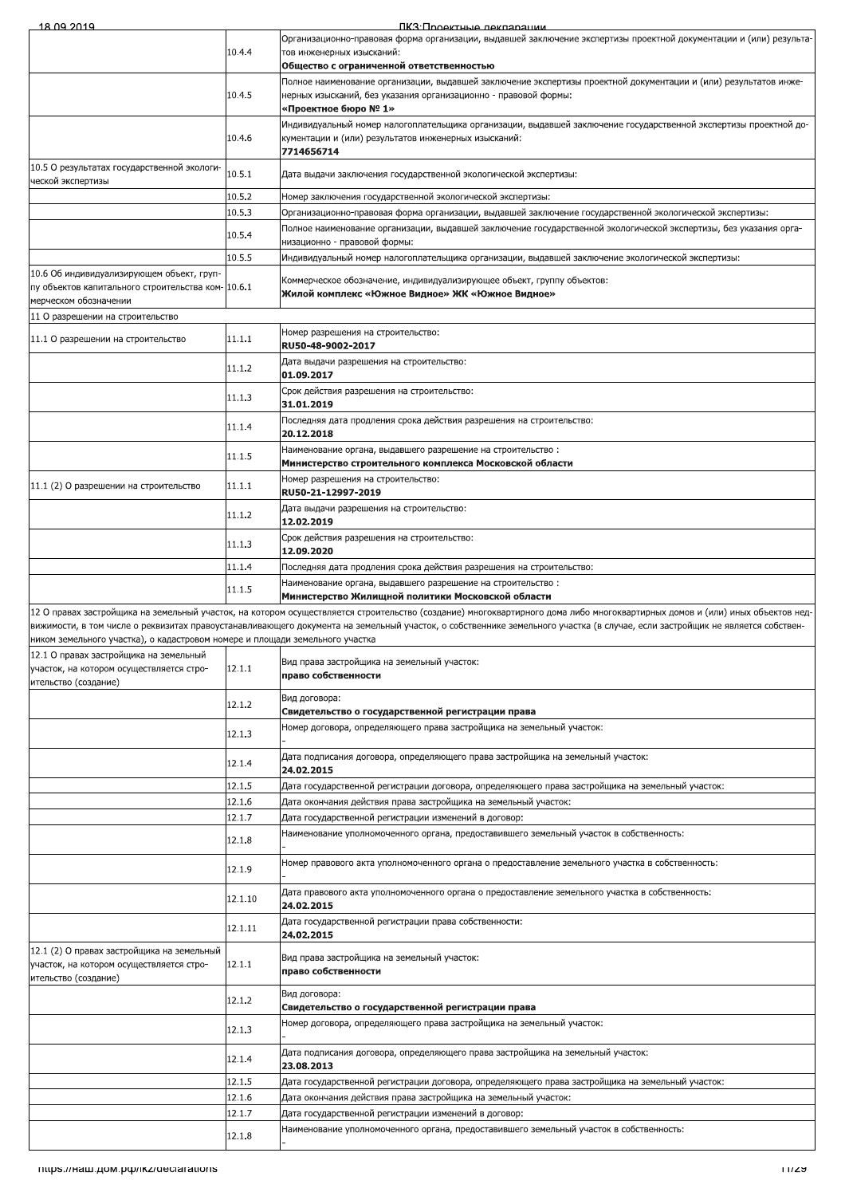| | | |
|---|---|---|
| | 10.4.4 | Организационно-правовая форма организации, выдавшей заключение экспертизы проектной документации и (или) результатов инженерных изысканий:<br>**Общество с ограниченной ответственностью** |
| | 10.4.5 | Полное наименование организации, выдавшей заключение экспертизы проектной документации и (или) результатов инженерных изысканий, без указания организационно - правовой формы:<br>**«Проектное бюро № 1»** |
| | 10.4.6 | Индивидуальный номер налогоплательщика организации, выдавшей заключение государственной экспертизы проектной документации и (или) результатов инженерных изысканий:<br>**7714656714** |
| 10.5 О результатах государственной экологической экспертизы | 10.5.1 | Дата выдачи заключения государственной экологической экспертизы: |
| | 10.5.2 | Номер заключения государственной экологической экспертизы: |
| | 10.5.3 | Организационно-правовая форма организации, выдавшей заключение государственной экологической экспертизы: |
| | 10.5.4 | Полное наименование организации, выдавшей заключение государственной экологической экспертизы, без указания организационно - правовой формы: |
| | 10.5.5 | Индивидуальный номер налогоплательщика организации, выдавшей заключение экологической экспертизы: |
| 10.6 Об индивидуализирующем объект, группу объектов капитального строительства коммерческом обозначении | 10.6.1 | Коммерческое обозначение, индивидуализирующее объект, группу объектов:<br>**Жилой комплекс «Южное Видное» ЖК «Южное Видное»** |
| 11 О разрешении на строительство | | |
| 11.1 О разрешении на строительство | 11.1.1 | Номер разрешения на строительство:<br>**RU50-48-9002-2017** |
| | 11.1.2 | Дата выдачи разрешения на строительство:<br>**01.09.2017** |
| | 11.1.3 | Срок действия разрешения на строительство:<br>**31.01.2019** |
| | 11.1.4 | Последняя дата продления срока действия разрешения на строительство:<br>**20.12.2018** |
| | 11.1.5 | Наименование органа, выдавшего разрешение на строительство :<br>**Министерство строительного комплекса Московской области** |
| 11.1 (2) О разрешении на строительство | 11.1.1 | Номер разрешения на строительство:<br>**RU50-21-12997-2019** |
| | 11.1.2 | Дата выдачи разрешения на строительство:<br>**12.02.2019** |
| | 11.1.3 | Срок действия разрешения на строительство:<br>**12.09.2020** |
| | 11.1.4 | Последняя дата продления срока действия разрешения на строительство: |
| | 11.1.5 | Наименование органа, выдавшего разрешение на строительство :<br>**Министерство Жилищной политики Московской области** |
| 12 О правах застройщика на земельный участок, на котором осуществляется строительство (создание) многоквартирного дома либо многоквартирных домов и (или) иных объектов недвижимости, в том числе о реквизитах правоустанавливающего документа на земельный участок, о собственнике земельного участка (в случае, если застройщик не является собственником земельного участка), о кадастровом номере и площади земельного участка | | |
| 12.1 О правах застройщика на земельный участок, на котором осуществляется строительство (создание) | 12.1.1 | Вид права застройщика на земельный участок:<br>**право собственности** |
| | 12.1.2 | Вид договора:<br>**Свидетельство о государственной регистрации права** |
| | 12.1.3 | Номер договора, определяющего права застройщика на земельный участок:<br>- |
| | 12.1.4 | Дата подписания договора, определяющего права застройщика на земельный участок:<br>**24.02.2015** |
| | 12.1.5 | Дата государственной регистрации договора, определяющего права застройщика на земельный участок: |
| | 12.1.6 | Дата окончания действия права застройщика на земельный участок: |
| | 12.1.7 | Дата государственной регистрации изменений в договор: |
| | 12.1.8 | Наименование уполномоченного органа, предоставившего земельный участок в собственность:<br>- |
| | 12.1.9 | Номер правового акта уполномоченного органа о предоставление земельного участка в собственность:<br>- |
| | 12.1.10 | Дата правового акта уполномоченного органа о предоставление земельного участка в собственность:<br>**24.02.2015** |
| | 12.1.11 | Дата государственной регистрации права собственности:<br>**24.02.2015** |
| 12.1 (2) О правах застройщика на земельный участок, на котором осуществляется строительство (создание) | 12.1.1 | Вид права застройщика на земельный участок:<br>**право собственности** |
| | 12.1.2 | Вид договора:<br>**Свидетельство о государственной регистрации права** |
| | 12.1.3 | Номер договора, определяющего права застройщика на земельный участок:<br>- |
| | 12.1.4 | Дата подписания договора, определяющего права застройщика на земельный участок:<br>**23.08.2013** |
| | 12.1.5 | Дата государственной регистрации договора, определяющего права застройщика на земельный участок: |
| | 12.1.6 | Дата окончания действия права застройщика на земельный участок: |
| | 12.1.7 | Дата государственной регистрации изменений в договор: |
| | 12.1.8 | Наименование уполномоченного органа, предоставившего земельный участок в собственность:<br>- |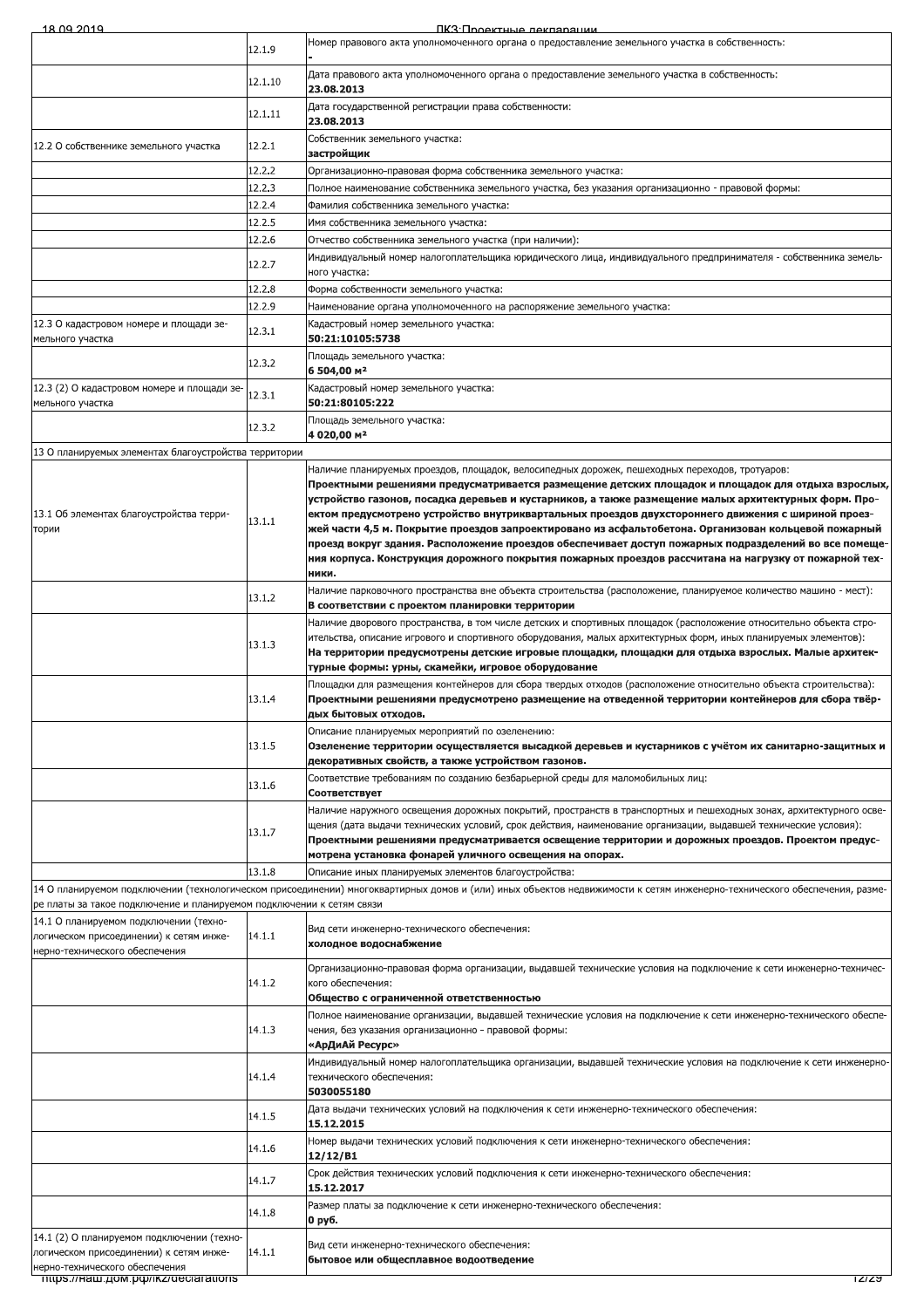| | | |
|---|---|---|
| | 12.1.9 | Номер правового акта уполномоченного органа о предоставление земельного участка в собственность:<br>**-** |
| | 12.1.10 | Дата правового акта уполномоченного органа о предоставление земельного участка в собственность:<br>**23.08.2013** |
| | 12.1.11 | Дата государственной регистрации права собственности:<br>**23.08.2013** |
| 12.2 О собственнике земельного участка | 12.2.1 | Собственник земельного участка:<br>**застройщик** |
| | 12.2.2 | Организационно-правовая форма собственника земельного участка: |
| | 12.2.3 | Полное наименование собственника земельного участка, без указания организационно - правовой формы: |
| | 12.2.4 | Фамилия собственника земельного участка: |
| | 12.2.5 | Имя собственника земельного участка: |
| | 12.2.6 | Отчество собственника земельного участка (при наличии): |
| | 12.2.7 | Индивидуальный номер налогоплательщика юридического лица, индивидуального предпринимателя - собственника земельного участка: |
| | 12.2.8 | Форма собственности земельного участка: |
| | 12.2.9 | Наименование органа уполномоченного на распоряжение земельного участка: |
| 12.3 О кадастровом номере и площади земельного участка | 12.3.1 | Кадастровый номер земельного участка:<br>**50:21:10105:5738** |
| | 12.3.2 | Площадь земельного участка:<br>**6 504,00 м²** |
| 12.3 (2) О кадастровом номере и площади земельного участка | 12.3.1 | Кадастровый номер земельного участка:<br>**50:21:80105:222** |
| | 12.3.2 | Площадь земельного участка:<br>**4 020,00 м²** |
| 13 О планируемых элементах благоустройства территории | | |
| 13.1 Об элементах благоустройства территории | 13.1.1 | Наличие планируемых проездов, площадок, велосипедных дорожек, пешеходных переходов, тротуаров:<br>**Проектными решениями предусматривается размещение детских площадок и площадок для отдыха взрослых, устройство газонов, посадка деревьев и кустарников, а также размещение малых архитектурных форм. Проектом предусмотрено устройство внутриквартальных проездов двухстороннего движения с шириной проезжей части 4,5 м. Покрытие проездов запроектировано из асфальтобетона. Организован кольцевой пожарный проезд вокруг здания. Расположение проездов обеспечивает доступ пожарных подразделений во все помещения корпуса. Конструкция дорожного покрытия пожарных проездов рассчитана на нагрузку от пожарной техники.** |
| | 13.1.2 | Наличие парковочного пространства вне объекта строительства (расположение, планируемое количество машино - мест):<br>**В соответствии с проектом планировки территории** |
| | 13.1.3 | Наличие дворового пространства, в том числе детских и спортивных площадок (расположение относительно объекта строительства, описание игрового и спортивного оборудования, малых архитектурных форм, иных планируемых элементов):<br>**На территории предусмотрены детские игровые площадки, площадки для отдыха взрослых. Малые архитектурные формы: урны, скамейки, игровое оборудование** |
| | 13.1.4 | Площадки для размещения контейнеров для сбора твердых отходов (расположение относительно объекта строительства):<br>**Проектными решениями предусмотрено размещение на отведенной территории контейнеров для сбора твёрдых бытовых отходов.** |
| | 13.1.5 | Описание планируемых мероприятий по озеленению:<br>**Озеленение территории осуществляется высадкой деревьев и кустарников с учётом их санитарно-защитных и декоративных свойств, а также устройством газонов.** |
| | 13.1.6 | Соответствие требованиям по созданию безбарьерной среды для маломобильных лиц:<br>**Соответствует** |
| | 13.1.7 | Наличие наружного освещения дорожных покрытий, пространств в транспортных и пешеходных зонах, архитектурного освещения (дата выдачи технических условий, срок действия, наименование организации, выдавшей технические условия):<br>**Проектными решениями предусматривается освещение территории и дорожных проездов. Проектом предусмотрена установка фонарей уличного освещения на опорах.** |
| | 13.1.8 | Описание иных планируемых элементов благоустройства: |
| 14 О планируемом подключении (технологическом присоединении) многоквартирных домов и (или) иных объектов недвижимости к сетям инженерно-технического обеспечения, размере платы за такое подключение и планируемом подключении к сетям связи | | |
| 14.1 О планируемом подключении (технологическом присоединении) к сетям инженерно-технического обеспечения | 14.1.1 | Вид сети инженерно-технического обеспечения:<br>**холодное водоснабжение** |
| | 14.1.2 | Организационно-правовая форма организации, выдавшей технические условия на подключение к сети инженерно-технического обеспечения:<br>**Общество с ограниченной ответственностью** |
| | 14.1.3 | Полное наименование организации, выдавшей технические условия на подключение к сети инженерно-технического обеспечения, без указания организационно - правовой формы:<br>**«АрДиАй Ресурс»** |
| | 14.1.4 | Индивидуальный номер налогоплательщика организации, выдавшей технические условия на подключение к сети инженерно-технического обеспечения:<br>**5030055180** |
| | 14.1.5 | Дата выдачи технических условий на подключения к сети инженерно-технического обеспечения:<br>**15.12.2015** |
| | 14.1.6 | Номер выдачи технических условий подключения к сети инженерно-технического обеспечения:<br>**12/12/В1** |
| | 14.1.7 | Срок действия технических условий подключения к сети инженерно-технического обеспечения:<br>**15.12.2017** |
| | 14.1.8 | Размер платы за подключение к сети инженерно-технического обеспечения:<br>**0 руб.** |
| 14.1 (2) О планируемом подключении (технологическом присоединении) к сетям инженерно-технического обеспечения | 14.1.1 | Вид сети инженерно-технического обеспечения:<br>**бытовое или общесплавное водоотведение** |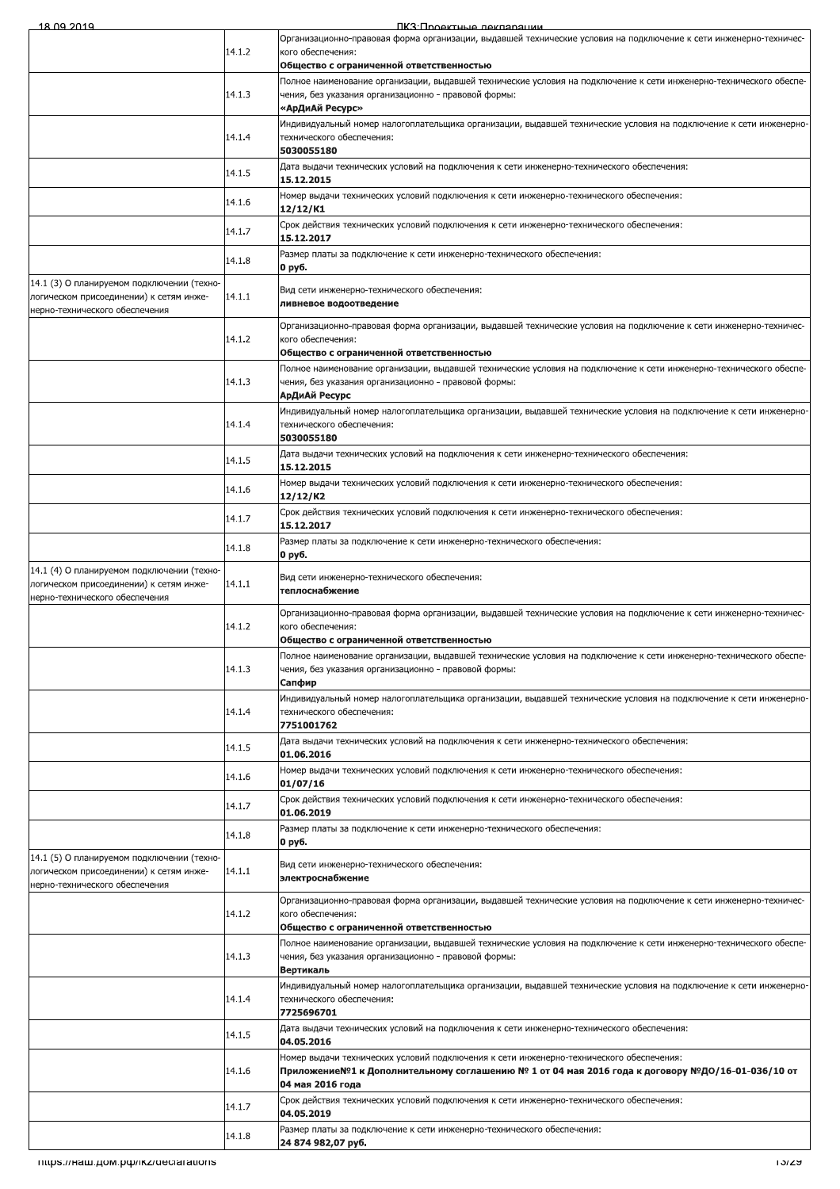| | | |
|---|---|---|
| | 14.1.2 | Организационно-правовая форма организации, выдавшей технические условия на подключение к сети инженерно-технического обеспечения:<br>**Общество с ограниченной ответственностью** |
| | 14.1.3 | Полное наименование организации, выдавшей технические условия на подключение к сети инженерно-технического обеспечения, без указания организационно - правовой формы:<br>**«АрДиАй Ресурс»** |
| | 14.1.4 | Индивидуальный номер налогоплательщика организации, выдавшей технические условия на подключение к сети инженерно-технического обеспечения:<br>**5030055180** |
| | 14.1.5 | Дата выдачи технических условий на подключения к сети инженерно-технического обеспечения:<br>**15.12.2015** |
| | 14.1.6 | Номер выдачи технических условий подключения к сети инженерно-технического обеспечения:<br>**12/12/К1** |
| | 14.1.7 | Срок действия технических условий подключения к сети инженерно-технического обеспечения:<br>**15.12.2017** |
| | 14.1.8 | Размер платы за подключение к сети инженерно-технического обеспечения:<br>**0 руб.** |
| 14.1 (3) О планируемом подключении (технологическом присоединении) к сетям инженерно-технического обеспечения | 14.1.1 | Вид сети инженерно-технического обеспечения:<br>**ливневое водоотведение** |
| | 14.1.2 | Организационно-правовая форма организации, выдавшей технические условия на подключение к сети инженерно-технического обеспечения:<br>**Общество с ограниченной ответственностью** |
| | 14.1.3 | Полное наименование организации, выдавшей технические условия на подключение к сети инженерно-технического обеспечения, без указания организационно - правовой формы:<br>**АрДиАй Ресурс** |
| | 14.1.4 | Индивидуальный номер налогоплательщика организации, выдавшей технические условия на подключение к сети инженерно-технического обеспечения:<br>**5030055180** |
| | 14.1.5 | Дата выдачи технических условий на подключения к сети инженерно-технического обеспечения:<br>**15.12.2015** |
| | 14.1.6 | Номер выдачи технических условий подключения к сети инженерно-технического обеспечения:<br>**12/12/К2** |
| | 14.1.7 | Срок действия технических условий подключения к сети инженерно-технического обеспечения:<br>**15.12.2017** |
| | 14.1.8 | Размер платы за подключение к сети инженерно-технического обеспечения:<br>**0 руб.** |
| 14.1 (4) О планируемом подключении (технологическом присоединении) к сетям инженерно-технического обеспечения | 14.1.1 | Вид сети инженерно-технического обеспечения:<br>**теплоснабжение** |
| | 14.1.2 | Организационно-правовая форма организации, выдавшей технические условия на подключение к сети инженерно-технического обеспечения:<br>**Общество с ограниченной ответственностью** |
| | 14.1.3 | Полное наименование организации, выдавшей технические условия на подключение к сети инженерно-технического обеспечения, без указания организационно - правовой формы:<br>**Сапфир** |
| | 14.1.4 | Индивидуальный номер налогоплательщика организации, выдавшей технические условия на подключение к сети инженерно-технического обеспечения:<br>**7751001762** |
| | 14.1.5 | Дата выдачи технических условий на подключения к сети инженерно-технического обеспечения:<br>**01.06.2016** |
| | 14.1.6 | Номер выдачи технических условий подключения к сети инженерно-технического обеспечения:<br>**01/07/16** |
| | 14.1.7 | Срок действия технических условий подключения к сети инженерно-технического обеспечения:<br>**01.06.2019** |
| | 14.1.8 | Размер платы за подключение к сети инженерно-технического обеспечения:<br>**0 руб.** |
| 14.1 (5) О планируемом подключении (технологическом присоединении) к сетям инженерно-технического обеспечения | 14.1.1 | Вид сети инженерно-технического обеспечения:<br>**электроснабжение** |
| | 14.1.2 | Организационно-правовая форма организации, выдавшей технические условия на подключение к сети инженерно-технического обеспечения:<br>**Общество с ограниченной ответственностью** |
| | 14.1.3 | Полное наименование организации, выдавшей технические условия на подключение к сети инженерно-технического обеспечения, без указания организационно - правовой формы:<br>**Вертикаль** |
| | 14.1.4 | Индивидуальный номер налогоплательщика организации, выдавшей технические условия на подключение к сети инженерно-технического обеспечения:<br>**7725696701** |
| | 14.1.5 | Дата выдачи технических условий на подключения к сети инженерно-технического обеспечения:<br>**04.05.2016** |
| | 14.1.6 | Номер выдачи технических условий подключения к сети инженерно-технического обеспечения:<br>**Приложение№1 к Дополнительному соглашению № 1 от 04 мая 2016 года к договору №ДО/16-01-036/10 от 04 мая 2016 года** |
| | 14.1.7 | Срок действия технических условий подключения к сети инженерно-технического обеспечения:<br>**04.05.2019** |
| | 14.1.8 | Размер платы за подключение к сети инженерно-технического обеспечения:<br>**24 874 982,07 руб.** |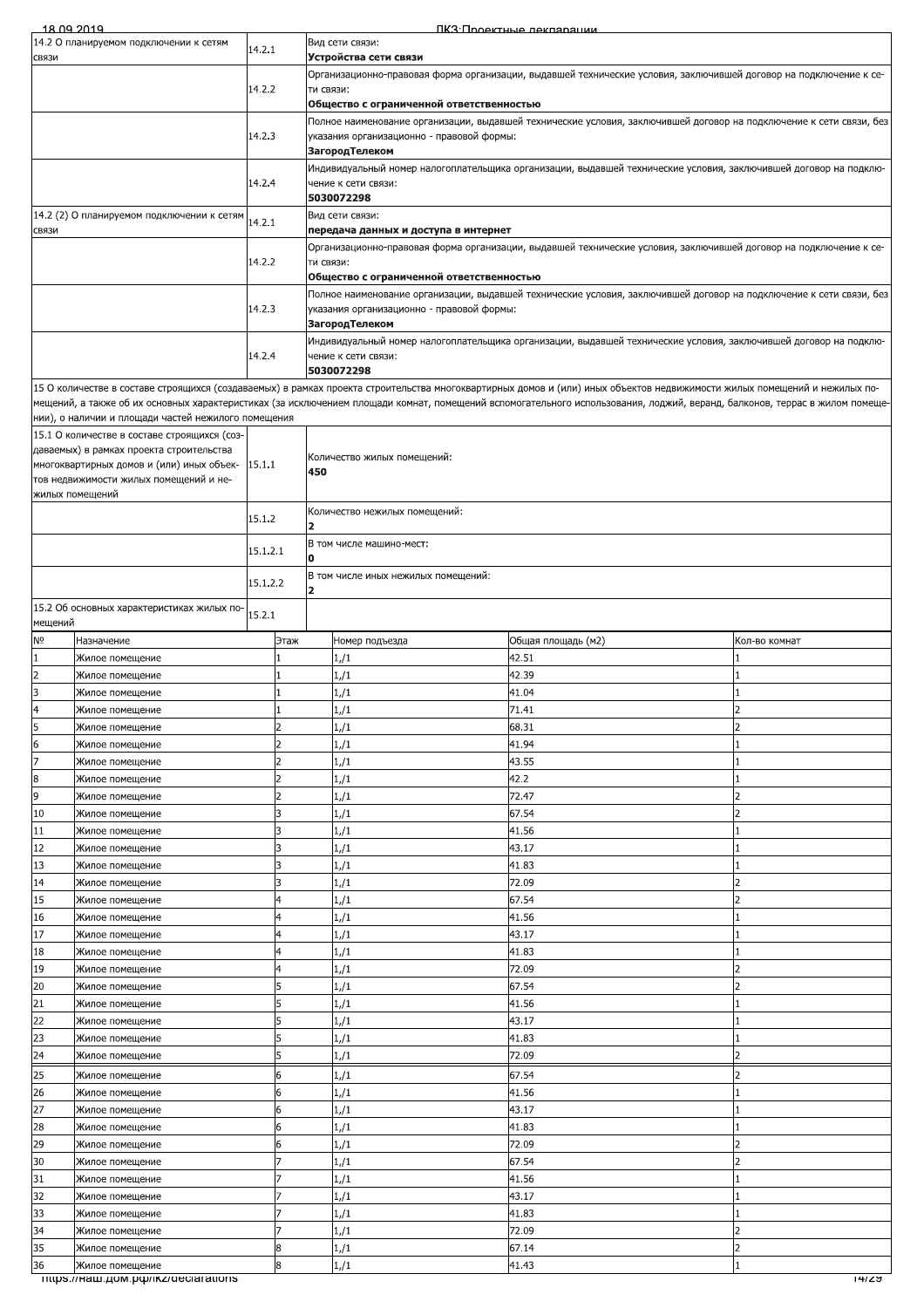| | | |
|---|---|---|
| 14.2 О планируемом подключении к сетям связи | 14.2.1 | Вид сети связи:<br>**Устройства сети связи** |
| | 14.2.2 | Организационно-правовая форма организации, выдавшей технические условия, заключившей договор на подключение к сети связи:<br>**Общество с ограниченной ответственностью** |
| | 14.2.3 | Полное наименование организации, выдавшей технические условия, заключившей договор на подключение к сети связи, без указания организационно - правовой формы:<br>**ЗагородТелеком** |
| | 14.2.4 | Индивидуальный номер налогоплательщика организации, выдавшей технические условия, заключившей договор на подключение к сети связи:<br>**5030072298** |
| 14.2 (2) О планируемом подключении к сетям связи | 14.2.1 | Вид сети связи:<br>**передача данных и доступа в интернет** |
| | 14.2.2 | Организационно-правовая форма организации, выдавшей технические условия, заключившей договор на подключение к сети связи:<br>**Общество с ограниченной ответственностью** |
| | 14.2.3 | Полное наименование организации, выдавшей технические условия, заключившей договор на подключение к сети связи, без указания организационно - правовой формы:<br>**ЗагородТелеком** |
| | 14.2.4 | Индивидуальный номер налогоплательщика организации, выдавшей технические условия, заключившей договор на подключение к сети связи:<br>**5030072298** |

15 О количестве в составе строящихся (создаваемых) в рамках проекта строительства многоквартирных домов и (или) иных объектов недвижимости жилых помещений и нежилых помещений, а также об их основных характеристиках (за исключением площади комнат, помещений вспомогательного использования, лоджий, веранд, балконов, террас в жилом помещении), о наличии и площади частей нежилого помещения

| | | |
|---|---|---|
| 15.1 О количестве в составе строящихся (создаваемых) в рамках проекта строительства многоквартирных домов и (или) иных объектов недвижимости жилых помещений и нежилых помещений | 15.1.1 | Количество жилых помещений:<br>**450** |
| | 15.1.2 | Количество нежилых помещений:<br>**2** |
| | 15.1.2.1 | В том числе машино-мест:<br>**0** |
| | 15.1.2.2 | В том числе иных нежилых помещений:<br>**2** |
| 15.2 Об основных характеристиках жилых помещений | 15.2.1 | |

| № | Назначение | Этаж | Номер подъезда | Общая площадь (м2) | Кол-во комнат |
|---|---|---|---|---|---|
| 1 | Жилое помещение | 1 | 1,/1 | 42.51 | 1 |
| 2 | Жилое помещение | 1 | 1,/1 | 42.39 | 1 |
| 3 | Жилое помещение | 1 | 1,/1 | 41.04 | 1 |
| 4 | Жилое помещение | 1 | 1,/1 | 71.41 | 2 |
| 5 | Жилое помещение | 2 | 1,/1 | 68.31 | 2 |
| 6 | Жилое помещение | 2 | 1,/1 | 41.94 | 1 |
| 7 | Жилое помещение | 2 | 1,/1 | 43.55 | 1 |
| 8 | Жилое помещение | 2 | 1,/1 | 42.2 | 1 |
| 9 | Жилое помещение | 2 | 1,/1 | 72.47 | 2 |
| 10 | Жилое помещение | 3 | 1,/1 | 67.54 | 2 |
| 11 | Жилое помещение | 3 | 1,/1 | 41.56 | 1 |
| 12 | Жилое помещение | 3 | 1,/1 | 43.17 | 1 |
| 13 | Жилое помещение | 3 | 1,/1 | 41.83 | 1 |
| 14 | Жилое помещение | 3 | 1,/1 | 72.09 | 2 |
| 15 | Жилое помещение | 4 | 1,/1 | 67.54 | 2 |
| 16 | Жилое помещение | 4 | 1,/1 | 41.56 | 1 |
| 17 | Жилое помещение | 4 | 1,/1 | 43.17 | 1 |
| 18 | Жилое помещение | 4 | 1,/1 | 41.83 | 1 |
| 19 | Жилое помещение | 4 | 1,/1 | 72.09 | 2 |
| 20 | Жилое помещение | 5 | 1,/1 | 67.54 | 2 |
| 21 | Жилое помещение | 5 | 1,/1 | 41.56 | 1 |
| 22 | Жилое помещение | 5 | 1,/1 | 43.17 | 1 |
| 23 | Жилое помещение | 5 | 1,/1 | 41.83 | 1 |
| 24 | Жилое помещение | 5 | 1,/1 | 72.09 | 2 |
| 25 | Жилое помещение | 6 | 1,/1 | 67.54 | 2 |
| 26 | Жилое помещение | 6 | 1,/1 | 41.56 | 1 |
| 27 | Жилое помещение | 6 | 1,/1 | 43.17 | 1 |
| 28 | Жилое помещение | 6 | 1,/1 | 41.83 | 1 |
| 29 | Жилое помещение | 6 | 1,/1 | 72.09 | 2 |
| 30 | Жилое помещение | 7 | 1,/1 | 67.54 | 2 |
| 31 | Жилое помещение | 7 | 1,/1 | 41.56 | 1 |
| 32 | Жилое помещение | 7 | 1,/1 | 43.17 | 1 |
| 33 | Жилое помещение | 7 | 1,/1 | 41.83 | 1 |
| 34 | Жилое помещение | 7 | 1,/1 | 72.09 | 2 |
| 35 | Жилое помещение | 8 | 1,/1 | 67.14 | 2 |
| 36 | Жилое помещение | 8 | 1,/1 | 41.43 | 1 |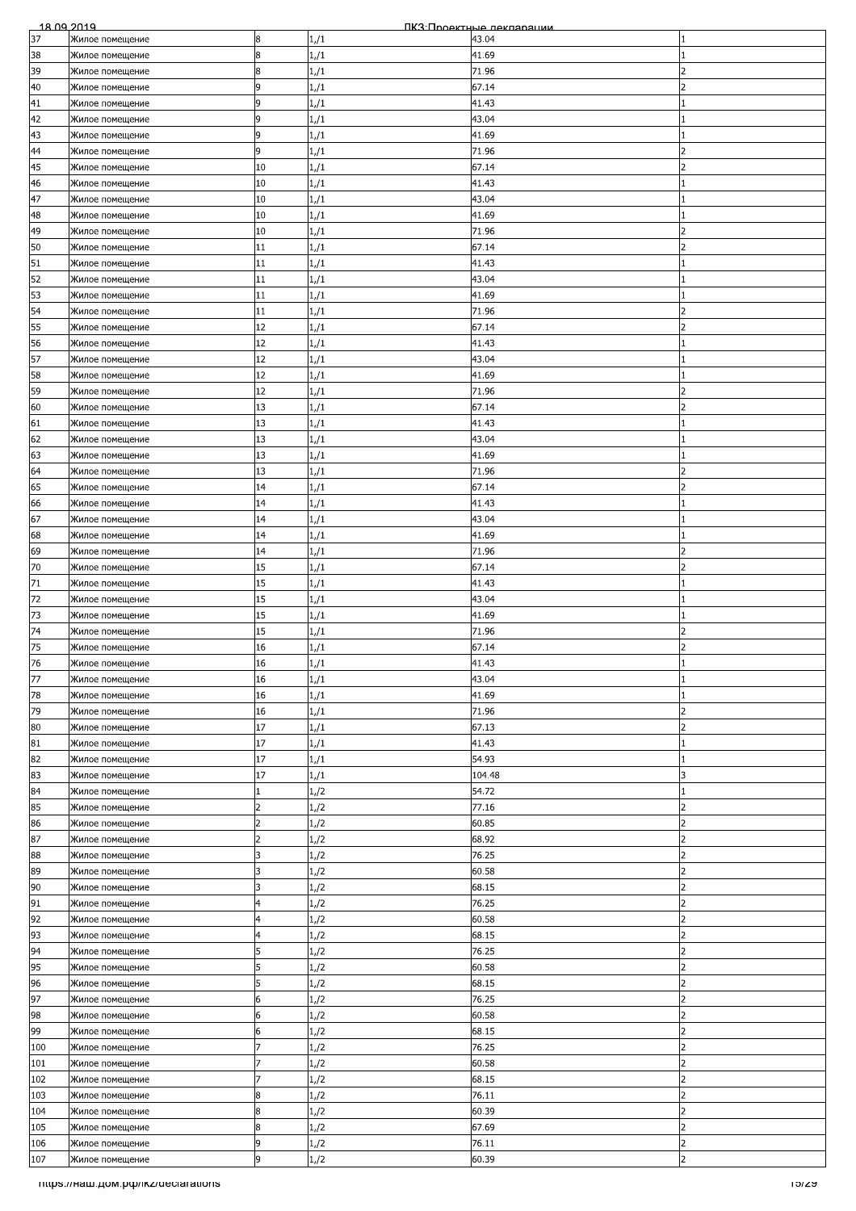| | | | | | |
|---|---|---|---|---|---|
| 37 | Жилое помещение | 8 | 1,/1 | 43.04 | 1 |
| 38 | Жилое помещение | 8 | 1,/1 | 41.69 | 1 |
| 39 | Жилое помещение | 8 | 1,/1 | 71.96 | 2 |
| 40 | Жилое помещение | 9 | 1,/1 | 67.14 | 2 |
| 41 | Жилое помещение | 9 | 1,/1 | 41.43 | 1 |
| 42 | Жилое помещение | 9 | 1,/1 | 43.04 | 1 |
| 43 | Жилое помещение | 9 | 1,/1 | 41.69 | 1 |
| 44 | Жилое помещение | 9 | 1,/1 | 71.96 | 2 |
| 45 | Жилое помещение | 10 | 1,/1 | 67.14 | 2 |
| 46 | Жилое помещение | 10 | 1,/1 | 41.43 | 1 |
| 47 | Жилое помещение | 10 | 1,/1 | 43.04 | 1 |
| 48 | Жилое помещение | 10 | 1,/1 | 41.69 | 1 |
| 49 | Жилое помещение | 10 | 1,/1 | 71.96 | 2 |
| 50 | Жилое помещение | 11 | 1,/1 | 67.14 | 2 |
| 51 | Жилое помещение | 11 | 1,/1 | 41.43 | 1 |
| 52 | Жилое помещение | 11 | 1,/1 | 43.04 | 1 |
| 53 | Жилое помещение | 11 | 1,/1 | 41.69 | 1 |
| 54 | Жилое помещение | 11 | 1,/1 | 71.96 | 2 |
| 55 | Жилое помещение | 12 | 1,/1 | 67.14 | 2 |
| 56 | Жилое помещение | 12 | 1,/1 | 41.43 | 1 |
| 57 | Жилое помещение | 12 | 1,/1 | 43.04 | 1 |
| 58 | Жилое помещение | 12 | 1,/1 | 41.69 | 1 |
| 59 | Жилое помещение | 12 | 1,/1 | 71.96 | 2 |
| 60 | Жилое помещение | 13 | 1,/1 | 67.14 | 2 |
| 61 | Жилое помещение | 13 | 1,/1 | 41.43 | 1 |
| 62 | Жилое помещение | 13 | 1,/1 | 43.04 | 1 |
| 63 | Жилое помещение | 13 | 1,/1 | 41.69 | 1 |
| 64 | Жилое помещение | 13 | 1,/1 | 71.96 | 2 |
| 65 | Жилое помещение | 14 | 1,/1 | 67.14 | 2 |
| 66 | Жилое помещение | 14 | 1,/1 | 41.43 | 1 |
| 67 | Жилое помещение | 14 | 1,/1 | 43.04 | 1 |
| 68 | Жилое помещение | 14 | 1,/1 | 41.69 | 1 |
| 69 | Жилое помещение | 14 | 1,/1 | 71.96 | 2 |
| 70 | Жилое помещение | 15 | 1,/1 | 67.14 | 2 |
| 71 | Жилое помещение | 15 | 1,/1 | 41.43 | 1 |
| 72 | Жилое помещение | 15 | 1,/1 | 43.04 | 1 |
| 73 | Жилое помещение | 15 | 1,/1 | 41.69 | 1 |
| 74 | Жилое помещение | 15 | 1,/1 | 71.96 | 2 |
| 75 | Жилое помещение | 16 | 1,/1 | 67.14 | 2 |
| 76 | Жилое помещение | 16 | 1,/1 | 41.43 | 1 |
| 77 | Жилое помещение | 16 | 1,/1 | 43.04 | 1 |
| 78 | Жилое помещение | 16 | 1,/1 | 41.69 | 1 |
| 79 | Жилое помещение | 16 | 1,/1 | 71.96 | 2 |
| 80 | Жилое помещение | 17 | 1,/1 | 67.13 | 2 |
| 81 | Жилое помещение | 17 | 1,/1 | 41.43 | 1 |
| 82 | Жилое помещение | 17 | 1,/1 | 54.93 | 1 |
| 83 | Жилое помещение | 17 | 1,/1 | 104.48 | 3 |
| 84 | Жилое помещение | 1 | 1,/2 | 54.72 | 1 |
| 85 | Жилое помещение | 2 | 1,/2 | 77.16 | 2 |
| 86 | Жилое помещение | 2 | 1,/2 | 60.85 | 2 |
| 87 | Жилое помещение | 2 | 1,/2 | 68.92 | 2 |
| 88 | Жилое помещение | 3 | 1,/2 | 76.25 | 2 |
| 89 | Жилое помещение | 3 | 1,/2 | 60.58 | 2 |
| 90 | Жилое помещение | 3 | 1,/2 | 68.15 | 2 |
| 91 | Жилое помещение | 4 | 1,/2 | 76.25 | 2 |
| 92 | Жилое помещение | 4 | 1,/2 | 60.58 | 2 |
| 93 | Жилое помещение | 4 | 1,/2 | 68.15 | 2 |
| 94 | Жилое помещение | 5 | 1,/2 | 76.25 | 2 |
| 95 | Жилое помещение | 5 | 1,/2 | 60.58 | 2 |
| 96 | Жилое помещение | 5 | 1,/2 | 68.15 | 2 |
| 97 | Жилое помещение | 6 | 1,/2 | 76.25 | 2 |
| 98 | Жилое помещение | 6 | 1,/2 | 60.58 | 2 |
| 99 | Жилое помещение | 6 | 1,/2 | 68.15 | 2 |
| 100 | Жилое помещение | 7 | 1,/2 | 76.25 | 2 |
| 101 | Жилое помещение | 7 | 1,/2 | 60.58 | 2 |
| 102 | Жилое помещение | 7 | 1,/2 | 68.15 | 2 |
| 103 | Жилое помещение | 8 | 1,/2 | 76.11 | 2 |
| 104 | Жилое помещение | 8 | 1,/2 | 60.39 | 2 |
| 105 | Жилое помещение | 8 | 1,/2 | 67.69 | 2 |
| 106 | Жилое помещение | 9 | 1,/2 | 76.11 | 2 |
| 107 | Жилое помещение | 9 | 1,/2 | 60.39 | 2 |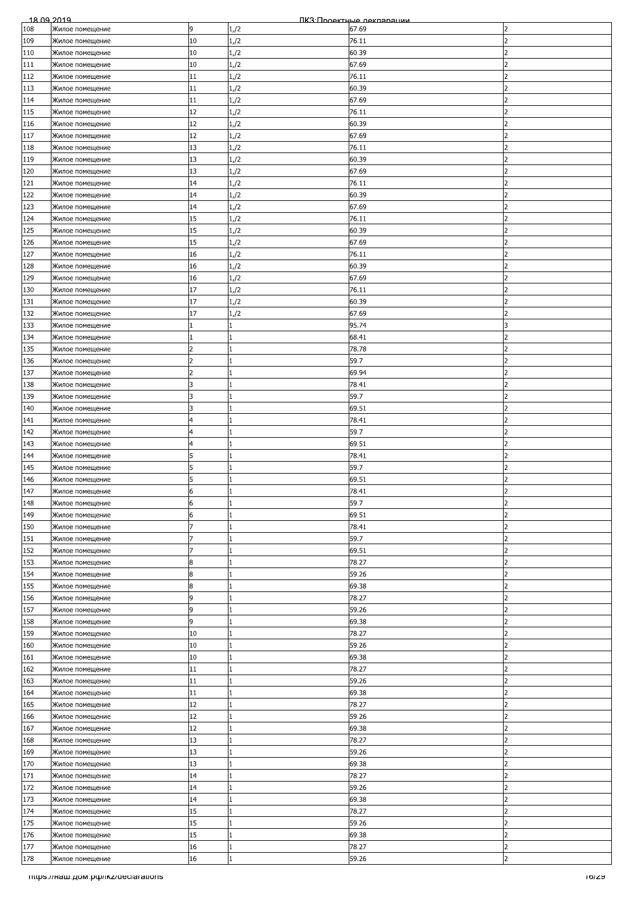| | | | | | |
|---|---|---|---|---|---|
| 108 | Жилое помещение | 9 | 1,/2 | 67.69 | 2 |
| 109 | Жилое помещение | 10 | 1,/2 | 76.11 | 2 |
| 110 | Жилое помещение | 10 | 1,/2 | 60.39 | 2 |
| 111 | Жилое помещение | 10 | 1,/2 | 67.69 | 2 |
| 112 | Жилое помещение | 11 | 1,/2 | 76.11 | 2 |
| 113 | Жилое помещение | 11 | 1,/2 | 60.39 | 2 |
| 114 | Жилое помещение | 11 | 1,/2 | 67.69 | 2 |
| 115 | Жилое помещение | 12 | 1,/2 | 76.11 | 2 |
| 116 | Жилое помещение | 12 | 1,/2 | 60.39 | 2 |
| 117 | Жилое помещение | 12 | 1,/2 | 67.69 | 2 |
| 118 | Жилое помещение | 13 | 1,/2 | 76.11 | 2 |
| 119 | Жилое помещение | 13 | 1,/2 | 60.39 | 2 |
| 120 | Жилое помещение | 13 | 1,/2 | 67.69 | 2 |
| 121 | Жилое помещение | 14 | 1,/2 | 76.11 | 2 |
| 122 | Жилое помещение | 14 | 1,/2 | 60.39 | 2 |
| 123 | Жилое помещение | 14 | 1,/2 | 67.69 | 2 |
| 124 | Жилое помещение | 15 | 1,/2 | 76.11 | 2 |
| 125 | Жилое помещение | 15 | 1,/2 | 60.39 | 2 |
| 126 | Жилое помещение | 15 | 1,/2 | 67.69 | 2 |
| 127 | Жилое помещение | 16 | 1,/2 | 76.11 | 2 |
| 128 | Жилое помещение | 16 | 1,/2 | 60.39 | 2 |
| 129 | Жилое помещение | 16 | 1,/2 | 67.69 | 2 |
| 130 | Жилое помещение | 17 | 1,/2 | 76.11 | 2 |
| 131 | Жилое помещение | 17 | 1,/2 | 60.39 | 2 |
| 132 | Жилое помещение | 17 | 1,/2 | 67.69 | 2 |
| 133 | Жилое помещение | 1 | 1 | 95.74 | 3 |
| 134 | Жилое помещение | 1 | 1 | 68.41 | 2 |
| 135 | Жилое помещение | 2 | 1 | 78.78 | 2 |
| 136 | Жилое помещение | 2 | 1 | 59.7 | 2 |
| 137 | Жилое помещение | 2 | 1 | 69.94 | 2 |
| 138 | Жилое помещение | 3 | 1 | 78.41 | 2 |
| 139 | Жилое помещение | 3 | 1 | 59.7 | 2 |
| 140 | Жилое помещение | 3 | 1 | 69.51 | 2 |
| 141 | Жилое помещение | 4 | 1 | 78.41 | 2 |
| 142 | Жилое помещение | 4 | 1 | 59.7 | 2 |
| 143 | Жилое помещение | 4 | 1 | 69.51 | 2 |
| 144 | Жилое помещение | 5 | 1 | 78.41 | 2 |
| 145 | Жилое помещение | 5 | 1 | 59.7 | 2 |
| 146 | Жилое помещение | 5 | 1 | 69.51 | 2 |
| 147 | Жилое помещение | 6 | 1 | 78.41 | 2 |
| 148 | Жилое помещение | 6 | 1 | 59.7 | 2 |
| 149 | Жилое помещение | 6 | 1 | 69.51 | 2 |
| 150 | Жилое помещение | 7 | 1 | 78.41 | 2 |
| 151 | Жилое помещение | 7 | 1 | 59.7 | 2 |
| 152 | Жилое помещение | 7 | 1 | 69.51 | 2 |
| 153 | Жилое помещение | 8 | 1 | 78.27 | 2 |
| 154 | Жилое помещение | 8 | 1 | 59.26 | 2 |
| 155 | Жилое помещение | 8 | 1 | 69.38 | 2 |
| 156 | Жилое помещение | 9 | 1 | 78.27 | 2 |
| 157 | Жилое помещение | 9 | 1 | 59.26 | 2 |
| 158 | Жилое помещение | 9 | 1 | 69.38 | 2 |
| 159 | Жилое помещение | 10 | 1 | 78.27 | 2 |
| 160 | Жилое помещение | 10 | 1 | 59.26 | 2 |
| 161 | Жилое помещение | 10 | 1 | 69.38 | 2 |
| 162 | Жилое помещение | 11 | 1 | 78.27 | 2 |
| 163 | Жилое помещение | 11 | 1 | 59.26 | 2 |
| 164 | Жилое помещение | 11 | 1 | 69.38 | 2 |
| 165 | Жилое помещение | 12 | 1 | 78.27 | 2 |
| 166 | Жилое помещение | 12 | 1 | 59.26 | 2 |
| 167 | Жилое помещение | 12 | 1 | 69.38 | 2 |
| 168 | Жилое помещение | 13 | 1 | 78.27 | 2 |
| 169 | Жилое помещение | 13 | 1 | 59.26 | 2 |
| 170 | Жилое помещение | 13 | 1 | 69.38 | 2 |
| 171 | Жилое помещение | 14 | 1 | 78.27 | 2 |
| 172 | Жилое помещение | 14 | 1 | 59.26 | 2 |
| 173 | Жилое помещение | 14 | 1 | 69.38 | 2 |
| 174 | Жилое помещение | 15 | 1 | 78.27 | 2 |
| 175 | Жилое помещение | 15 | 1 | 59.26 | 2 |
| 176 | Жилое помещение | 15 | 1 | 69.38 | 2 |
| 177 | Жилое помещение | 16 | 1 | 78.27 | 2 |
| 178 | Жилое помещение | 16 | 1 | 59.26 | 2 |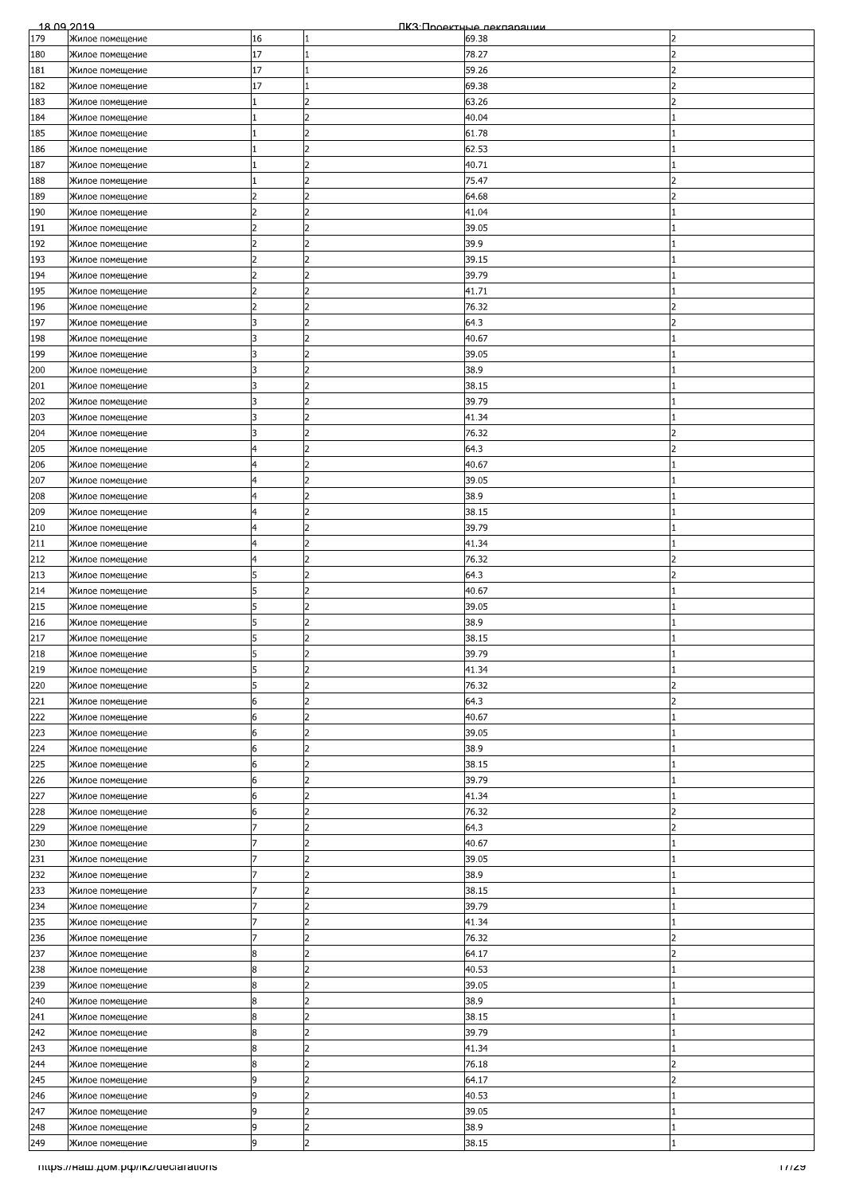| | | | | | |
|---|---|---|---|---|---|
| 179 | Жилое помещение | 16 | 1 | 69.38 | 2 |
| 180 | Жилое помещение | 17 | 1 | 78.27 | 2 |
| 181 | Жилое помещение | 17 | 1 | 59.26 | 2 |
| 182 | Жилое помещение | 17 | 1 | 69.38 | 2 |
| 183 | Жилое помещение | 1 | 2 | 63.26 | 2 |
| 184 | Жилое помещение | 1 | 2 | 40.04 | 1 |
| 185 | Жилое помещение | 1 | 2 | 61.78 | 1 |
| 186 | Жилое помещение | 1 | 2 | 62.53 | 1 |
| 187 | Жилое помещение | 1 | 2 | 40.71 | 1 |
| 188 | Жилое помещение | 1 | 2 | 75.47 | 2 |
| 189 | Жилое помещение | 2 | 2 | 64.68 | 2 |
| 190 | Жилое помещение | 2 | 2 | 41.04 | 1 |
| 191 | Жилое помещение | 2 | 2 | 39.05 | 1 |
| 192 | Жилое помещение | 2 | 2 | 39.9 | 1 |
| 193 | Жилое помещение | 2 | 2 | 39.15 | 1 |
| 194 | Жилое помещение | 2 | 2 | 39.79 | 1 |
| 195 | Жилое помещение | 2 | 2 | 41.71 | 1 |
| 196 | Жилое помещение | 2 | 2 | 76.32 | 2 |
| 197 | Жилое помещение | 3 | 2 | 64.3 | 2 |
| 198 | Жилое помещение | 3 | 2 | 40.67 | 1 |
| 199 | Жилое помещение | 3 | 2 | 39.05 | 1 |
| 200 | Жилое помещение | 3 | 2 | 38.9 | 1 |
| 201 | Жилое помещение | 3 | 2 | 38.15 | 1 |
| 202 | Жилое помещение | 3 | 2 | 39.79 | 1 |
| 203 | Жилое помещение | 3 | 2 | 41.34 | 1 |
| 204 | Жилое помещение | 3 | 2 | 76.32 | 2 |
| 205 | Жилое помещение | 4 | 2 | 64.3 | 2 |
| 206 | Жилое помещение | 4 | 2 | 40.67 | 1 |
| 207 | Жилое помещение | 4 | 2 | 39.05 | 1 |
| 208 | Жилое помещение | 4 | 2 | 38.9 | 1 |
| 209 | Жилое помещение | 4 | 2 | 38.15 | 1 |
| 210 | Жилое помещение | 4 | 2 | 39.79 | 1 |
| 211 | Жилое помещение | 4 | 2 | 41.34 | 1 |
| 212 | Жилое помещение | 4 | 2 | 76.32 | 2 |
| 213 | Жилое помещение | 5 | 2 | 64.3 | 2 |
| 214 | Жилое помещение | 5 | 2 | 40.67 | 1 |
| 215 | Жилое помещение | 5 | 2 | 39.05 | 1 |
| 216 | Жилое помещение | 5 | 2 | 38.9 | 1 |
| 217 | Жилое помещение | 5 | 2 | 38.15 | 1 |
| 218 | Жилое помещение | 5 | 2 | 39.79 | 1 |
| 219 | Жилое помещение | 5 | 2 | 41.34 | 1 |
| 220 | Жилое помещение | 5 | 2 | 76.32 | 2 |
| 221 | Жилое помещение | 6 | 2 | 64.3 | 2 |
| 222 | Жилое помещение | 6 | 2 | 40.67 | 1 |
| 223 | Жилое помещение | 6 | 2 | 39.05 | 1 |
| 224 | Жилое помещение | 6 | 2 | 38.9 | 1 |
| 225 | Жилое помещение | 6 | 2 | 38.15 | 1 |
| 226 | Жилое помещение | 6 | 2 | 39.79 | 1 |
| 227 | Жилое помещение | 6 | 2 | 41.34 | 1 |
| 228 | Жилое помещение | 6 | 2 | 76.32 | 2 |
| 229 | Жилое помещение | 7 | 2 | 64.3 | 2 |
| 230 | Жилое помещение | 7 | 2 | 40.67 | 1 |
| 231 | Жилое помещение | 7 | 2 | 39.05 | 1 |
| 232 | Жилое помещение | 7 | 2 | 38.9 | 1 |
| 233 | Жилое помещение | 7 | 2 | 38.15 | 1 |
| 234 | Жилое помещение | 7 | 2 | 39.79 | 1 |
| 235 | Жилое помещение | 7 | 2 | 41.34 | 1 |
| 236 | Жилое помещение | 7 | 2 | 76.32 | 2 |
| 237 | Жилое помещение | 8 | 2 | 64.17 | 2 |
| 238 | Жилое помещение | 8 | 2 | 40.53 | 1 |
| 239 | Жилое помещение | 8 | 2 | 39.05 | 1 |
| 240 | Жилое помещение | 8 | 2 | 38.9 | 1 |
| 241 | Жилое помещение | 8 | 2 | 38.15 | 1 |
| 242 | Жилое помещение | 8 | 2 | 39.79 | 1 |
| 243 | Жилое помещение | 8 | 2 | 41.34 | 1 |
| 244 | Жилое помещение | 8 | 2 | 76.18 | 2 |
| 245 | Жилое помещение | 9 | 2 | 64.17 | 2 |
| 246 | Жилое помещение | 9 | 2 | 40.53 | 1 |
| 247 | Жилое помещение | 9 | 2 | 39.05 | 1 |
| 248 | Жилое помещение | 9 | 2 | 38.9 | 1 |
| 249 | Жилое помещение | 9 | 2 | 38.15 | 1 |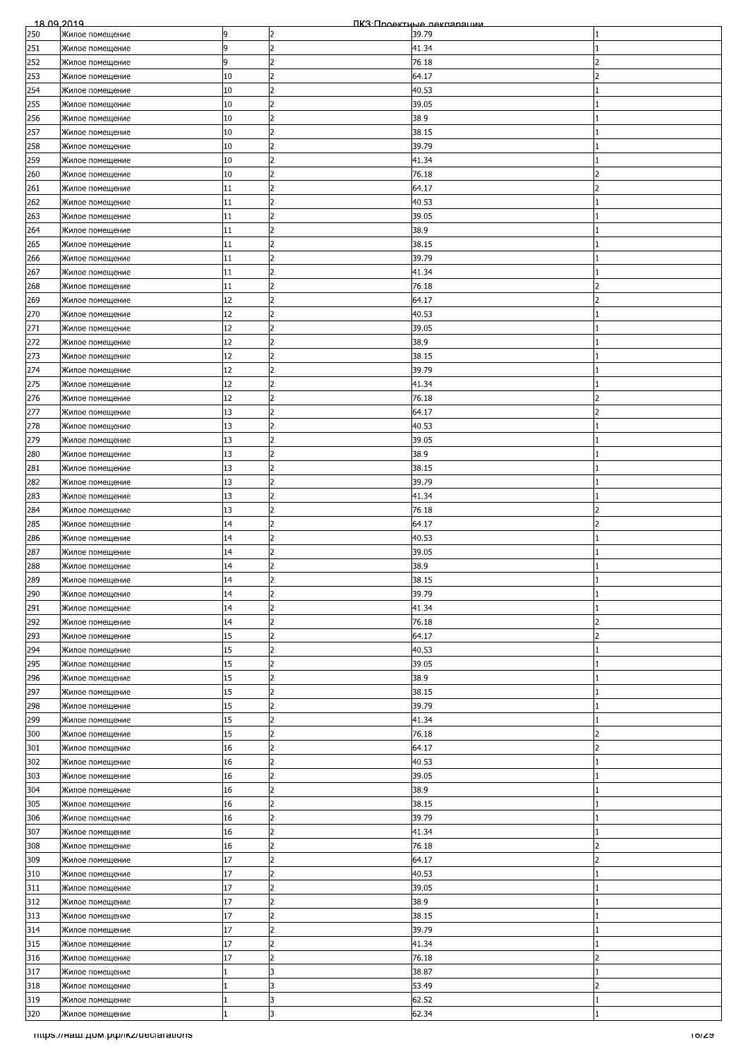| 250 | Жилое помещение | 9 | 2 | 39.79 | 1 |
|---|---|---|---|---|---|
| 251 | Жилое помещение | 9 | 2 | 41.34 | 1 |
| 252 | Жилое помещение | 9 | 2 | 76.18 | 2 |
| 253 | Жилое помещение | 10 | 2 | 64.17 | 2 |
| 254 | Жилое помещение | 10 | 2 | 40.53 | 1 |
| 255 | Жилое помещение | 10 | 2 | 39.05 | 1 |
| 256 | Жилое помещение | 10 | 2 | 38.9 | 1 |
| 257 | Жилое помещение | 10 | 2 | 38.15 | 1 |
| 258 | Жилое помещение | 10 | 2 | 39.79 | 1 |
| 259 | Жилое помещение | 10 | 2 | 41.34 | 1 |
| 260 | Жилое помещение | 10 | 2 | 76.18 | 2 |
| 261 | Жилое помещение | 11 | 2 | 64.17 | 2 |
| 262 | Жилое помещение | 11 | 2 | 40.53 | 1 |
| 263 | Жилое помещение | 11 | 2 | 39.05 | 1 |
| 264 | Жилое помещение | 11 | 2 | 38.9 | 1 |
| 265 | Жилое помещение | 11 | 2 | 38.15 | 1 |
| 266 | Жилое помещение | 11 | 2 | 39.79 | 1 |
| 267 | Жилое помещение | 11 | 2 | 41.34 | 1 |
| 268 | Жилое помещение | 11 | 2 | 76.18 | 2 |
| 269 | Жилое помещение | 12 | 2 | 64.17 | 2 |
| 270 | Жилое помещение | 12 | 2 | 40.53 | 1 |
| 271 | Жилое помещение | 12 | 2 | 39.05 | 1 |
| 272 | Жилое помещение | 12 | 2 | 38.9 | 1 |
| 273 | Жилое помещение | 12 | 2 | 38.15 | 1 |
| 274 | Жилое помещение | 12 | 2 | 39.79 | 1 |
| 275 | Жилое помещение | 12 | 2 | 41.34 | 1 |
| 276 | Жилое помещение | 12 | 2 | 76.18 | 2 |
| 277 | Жилое помещение | 13 | 2 | 64.17 | 2 |
| 278 | Жилое помещение | 13 | 2 | 40.53 | 1 |
| 279 | Жилое помещение | 13 | 2 | 39.05 | 1 |
| 280 | Жилое помещение | 13 | 2 | 38.9 | 1 |
| 281 | Жилое помещение | 13 | 2 | 38.15 | 1 |
| 282 | Жилое помещение | 13 | 2 | 39.79 | 1 |
| 283 | Жилое помещение | 13 | 2 | 41.34 | 1 |
| 284 | Жилое помещение | 13 | 2 | 76.18 | 2 |
| 285 | Жилое помещение | 14 | 2 | 64.17 | 2 |
| 286 | Жилое помещение | 14 | 2 | 40.53 | 1 |
| 287 | Жилое помещение | 14 | 2 | 39.05 | 1 |
| 288 | Жилое помещение | 14 | 2 | 38.9 | 1 |
| 289 | Жилое помещение | 14 | 2 | 38.15 | 1 |
| 290 | Жилое помещение | 14 | 2 | 39.79 | 1 |
| 291 | Жилое помещение | 14 | 2 | 41.34 | 1 |
| 292 | Жилое помещение | 14 | 2 | 76.18 | 2 |
| 293 | Жилое помещение | 15 | 2 | 64.17 | 2 |
| 294 | Жилое помещение | 15 | 2 | 40.53 | 1 |
| 295 | Жилое помещение | 15 | 2 | 39.05 | 1 |
| 296 | Жилое помещение | 15 | 2 | 38.9 | 1 |
| 297 | Жилое помещение | 15 | 2 | 38.15 | 1 |
| 298 | Жилое помещение | 15 | 2 | 39.79 | 1 |
| 299 | Жилое помещение | 15 | 2 | 41.34 | 1 |
| 300 | Жилое помещение | 15 | 2 | 76.18 | 2 |
| 301 | Жилое помещение | 16 | 2 | 64.17 | 2 |
| 302 | Жилое помещение | 16 | 2 | 40.53 | 1 |
| 303 | Жилое помещение | 16 | 2 | 39.05 | 1 |
| 304 | Жилое помещение | 16 | 2 | 38.9 | 1 |
| 305 | Жилое помещение | 16 | 2 | 38.15 | 1 |
| 306 | Жилое помещение | 16 | 2 | 39.79 | 1 |
| 307 | Жилое помещение | 16 | 2 | 41.34 | 1 |
| 308 | Жилое помещение | 16 | 2 | 76.18 | 2 |
| 309 | Жилое помещение | 17 | 2 | 64.17 | 2 |
| 310 | Жилое помещение | 17 | 2 | 40.53 | 1 |
| 311 | Жилое помещение | 17 | 2 | 39.05 | 1 |
| 312 | Жилое помещение | 17 | 2 | 38.9 | 1 |
| 313 | Жилое помещение | 17 | 2 | 38.15 | 1 |
| 314 | Жилое помещение | 17 | 2 | 39.79 | 1 |
| 315 | Жилое помещение | 17 | 2 | 41.34 | 1 |
| 316 | Жилое помещение | 17 | 2 | 76.18 | 2 |
| 317 | Жилое помещение | 1 | 3 | 38.87 | 1 |
| 318 | Жилое помещение | 1 | 3 | 53.49 | 2 |
| 319 | Жилое помещение | 1 | 3 | 62.52 | 1 |
| 320 | Жилое помещение | 1 | 3 | 62.34 | 1 |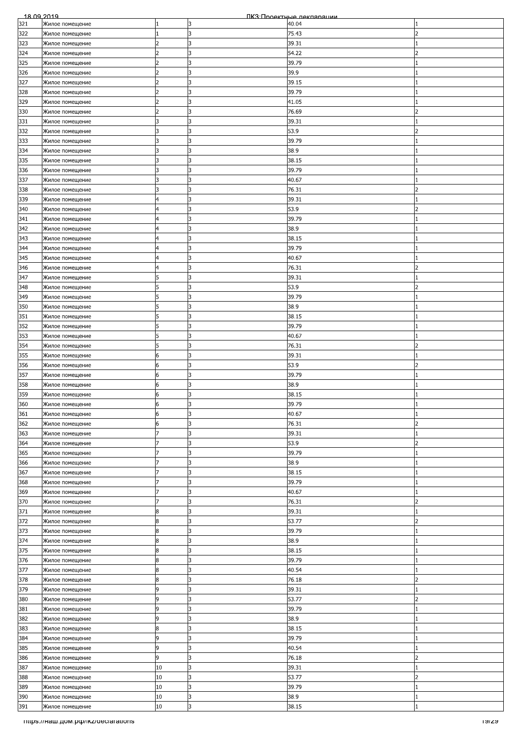| 321 | Жилое помещение | 1 | 3 | 40.04 | 1 |
|---|---|---|---|---|---|
| 322 | Жилое помещение | 1 | 3 | 75.43 | 2 |
| 323 | Жилое помещение | 2 | 3 | 39.31 | 1 |
| 324 | Жилое помещение | 2 | 3 | 54.22 | 2 |
| 325 | Жилое помещение | 2 | 3 | 39.79 | 1 |
| 326 | Жилое помещение | 2 | 3 | 39.9 | 1 |
| 327 | Жилое помещение | 2 | 3 | 39.15 | 1 |
| 328 | Жилое помещение | 2 | 3 | 39.79 | 1 |
| 329 | Жилое помещение | 2 | 3 | 41.05 | 1 |
| 330 | Жилое помещение | 2 | 3 | 76.69 | 2 |
| 331 | Жилое помещение | 3 | 3 | 39.31 | 1 |
| 332 | Жилое помещение | 3 | 3 | 53.9 | 2 |
| 333 | Жилое помещение | 3 | 3 | 39.79 | 1 |
| 334 | Жилое помещение | 3 | 3 | 38.9 | 1 |
| 335 | Жилое помещение | 3 | 3 | 38.15 | 1 |
| 336 | Жилое помещение | 3 | 3 | 39.79 | 1 |
| 337 | Жилое помещение | 3 | 3 | 40.67 | 1 |
| 338 | Жилое помещение | 3 | 3 | 76.31 | 2 |
| 339 | Жилое помещение | 4 | 3 | 39.31 | 1 |
| 340 | Жилое помещение | 4 | 3 | 53.9 | 2 |
| 341 | Жилое помещение | 4 | 3 | 39.79 | 1 |
| 342 | Жилое помещение | 4 | 3 | 38.9 | 1 |
| 343 | Жилое помещение | 4 | 3 | 38.15 | 1 |
| 344 | Жилое помещение | 4 | 3 | 39.79 | 1 |
| 345 | Жилое помещение | 4 | 3 | 40.67 | 1 |
| 346 | Жилое помещение | 4 | 3 | 76.31 | 2 |
| 347 | Жилое помещение | 5 | 3 | 39.31 | 1 |
| 348 | Жилое помещение | 5 | 3 | 53.9 | 2 |
| 349 | Жилое помещение | 5 | 3 | 39.79 | 1 |
| 350 | Жилое помещение | 5 | 3 | 38.9 | 1 |
| 351 | Жилое помещение | 5 | 3 | 38.15 | 1 |
| 352 | Жилое помещение | 5 | 3 | 39.79 | 1 |
| 353 | Жилое помещение | 5 | 3 | 40.67 | 1 |
| 354 | Жилое помещение | 5 | 3 | 76.31 | 2 |
| 355 | Жилое помещение | 6 | 3 | 39.31 | 1 |
| 356 | Жилое помещение | 6 | 3 | 53.9 | 2 |
| 357 | Жилое помещение | 6 | 3 | 39.79 | 1 |
| 358 | Жилое помещение | 6 | 3 | 38.9 | 1 |
| 359 | Жилое помещение | 6 | 3 | 38.15 | 1 |
| 360 | Жилое помещение | 6 | 3 | 39.79 | 1 |
| 361 | Жилое помещение | 6 | 3 | 40.67 | 1 |
| 362 | Жилое помещение | 6 | 3 | 76.31 | 2 |
| 363 | Жилое помещение | 7 | 3 | 39.31 | 1 |
| 364 | Жилое помещение | 7 | 3 | 53.9 | 2 |
| 365 | Жилое помещение | 7 | 3 | 39.79 | 1 |
| 366 | Жилое помещение | 7 | 3 | 38.9 | 1 |
| 367 | Жилое помещение | 7 | 3 | 38.15 | 1 |
| 368 | Жилое помещение | 7 | 3 | 39.79 | 1 |
| 369 | Жилое помещение | 7 | 3 | 40.67 | 1 |
| 370 | Жилое помещение | 7 | 3 | 76.31 | 2 |
| 371 | Жилое помещение | 8 | 3 | 39.31 | 1 |
| 372 | Жилое помещение | 8 | 3 | 53.77 | 2 |
| 373 | Жилое помещение | 8 | 3 | 39.79 | 1 |
| 374 | Жилое помещение | 8 | 3 | 38.9 | 1 |
| 375 | Жилое помещение | 8 | 3 | 38.15 | 1 |
| 376 | Жилое помещение | 8 | 3 | 39.79 | 1 |
| 377 | Жилое помещение | 8 | 3 | 40.54 | 1 |
| 378 | Жилое помещение | 8 | 3 | 76.18 | 2 |
| 379 | Жилое помещение | 9 | 3 | 39.31 | 1 |
| 380 | Жилое помещение | 9 | 3 | 53.77 | 2 |
| 381 | Жилое помещение | 9 | 3 | 39.79 | 1 |
| 382 | Жилое помещение | 9 | 3 | 38.9 | 1 |
| 383 | Жилое помещение | 8 | 3 | 38.15 | 1 |
| 384 | Жилое помещение | 9 | 3 | 39.79 | 1 |
| 385 | Жилое помещение | 9 | 3 | 40.54 | 1 |
| 386 | Жилое помещение | 9 | 3 | 76.18 | 2 |
| 387 | Жилое помещение | 10 | 3 | 39.31 | 1 |
| 388 | Жилое помещение | 10 | 3 | 53.77 | 2 |
| 389 | Жилое помещение | 10 | 3 | 39.79 | 1 |
| 390 | Жилое помещение | 10 | 3 | 38.9 | 1 |
| 391 | Жилое помещение | 10 | 3 | 38.15 | 1 |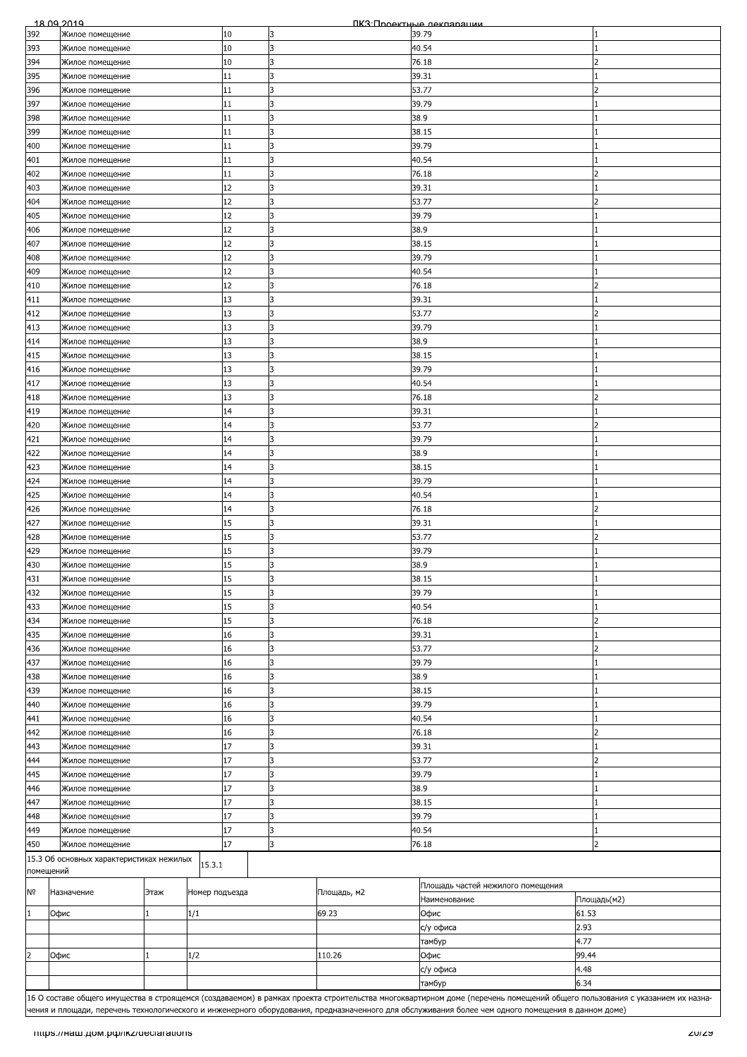| 392 | Жилое помещение | 10 | 3 | 39.79 | 1 |
|---|---|---|---|---|---|
| 393 | Жилое помещение | 10 | 3 | 40.54 | 1 |
| 394 | Жилое помещение | 10 | 3 | 76.18 | 2 |
| 395 | Жилое помещение | 11 | 3 | 39.31 | 1 |
| 396 | Жилое помещение | 11 | 3 | 53.77 | 2 |
| 397 | Жилое помещение | 11 | 3 | 39.79 | 1 |
| 398 | Жилое помещение | 11 | 3 | 38.9 | 1 |
| 399 | Жилое помещение | 11 | 3 | 38.15 | 1 |
| 400 | Жилое помещение | 11 | 3 | 39.79 | 1 |
| 401 | Жилое помещение | 11 | 3 | 40.54 | 1 |
| 402 | Жилое помещение | 11 | 3 | 76.18 | 2 |
| 403 | Жилое помещение | 12 | 3 | 39.31 | 1 |
| 404 | Жилое помещение | 12 | 3 | 53.77 | 2 |
| 405 | Жилое помещение | 12 | 3 | 39.79 | 1 |
| 406 | Жилое помещение | 12 | 3 | 38.9 | 1 |
| 407 | Жилое помещение | 12 | 3 | 38.15 | 1 |
| 408 | Жилое помещение | 12 | 3 | 39.79 | 1 |
| 409 | Жилое помещение | 12 | 3 | 40.54 | 1 |
| 410 | Жилое помещение | 12 | 3 | 76.18 | 2 |
| 411 | Жилое помещение | 13 | 3 | 39.31 | 1 |
| 412 | Жилое помещение | 13 | 3 | 53.77 | 2 |
| 413 | Жилое помещение | 13 | 3 | 39.79 | 1 |
| 414 | Жилое помещение | 13 | 3 | 38.9 | 1 |
| 415 | Жилое помещение | 13 | 3 | 38.15 | 1 |
| 416 | Жилое помещение | 13 | 3 | 39.79 | 1 |
| 417 | Жилое помещение | 13 | 3 | 40.54 | 1 |
| 418 | Жилое помещение | 13 | 3 | 76.18 | 2 |
| 419 | Жилое помещение | 14 | 3 | 39.31 | 1 |
| 420 | Жилое помещение | 14 | 3 | 53.77 | 2 |
| 421 | Жилое помещение | 14 | 3 | 39.79 | 1 |
| 422 | Жилое помещение | 14 | 3 | 38.9 | 1 |
| 423 | Жилое помещение | 14 | 3 | 38.15 | 1 |
| 424 | Жилое помещение | 14 | 3 | 39.79 | 1 |
| 425 | Жилое помещение | 14 | 3 | 40.54 | 1 |
| 426 | Жилое помещение | 14 | 3 | 76.18 | 2 |
| 427 | Жилое помещение | 15 | 3 | 39.31 | 1 |
| 428 | Жилое помещение | 15 | 3 | 53.77 | 2 |
| 429 | Жилое помещение | 15 | 3 | 39.79 | 1 |
| 430 | Жилое помещение | 15 | 3 | 38.9 | 1 |
| 431 | Жилое помещение | 15 | 3 | 38.15 | 1 |
| 432 | Жилое помещение | 15 | 3 | 39.79 | 1 |
| 433 | Жилое помещение | 15 | 3 | 40.54 | 1 |
| 434 | Жилое помещение | 15 | 3 | 76.18 | 2 |
| 435 | Жилое помещение | 16 | 3 | 39.31 | 1 |
| 436 | Жилое помещение | 16 | 3 | 53.77 | 2 |
| 437 | Жилое помещение | 16 | 3 | 39.79 | 1 |
| 438 | Жилое помещение | 16 | 3 | 38.9 | 1 |
| 439 | Жилое помещение | 16 | 3 | 38.15 | 1 |
| 440 | Жилое помещение | 16 | 3 | 39.79 | 1 |
| 441 | Жилое помещение | 16 | 3 | 40.54 | 1 |
| 442 | Жилое помещение | 16 | 3 | 76.18 | 2 |
| 443 | Жилое помещение | 17 | 3 | 39.31 | 1 |
| 444 | Жилое помещение | 17 | 3 | 53.77 | 2 |
| 445 | Жилое помещение | 17 | 3 | 39.79 | 1 |
| 446 | Жилое помещение | 17 | 3 | 38.9 | 1 |
| 447 | Жилое помещение | 17 | 3 | 38.15 | 1 |
| 448 | Жилое помещение | 17 | 3 | 39.79 | 1 |
| 449 | Жилое помещение | 17 | 3 | 40.54 | 1 |
| 450 | Жилое помещение | 17 | 3 | 76.18 | 2 |

15.3 Об основных характеристиках нежилых помещений | 15.3.1

| № | Назначение | Этаж | Номер подъезда | Площадь, м2 | Площадь частей нежилого помещения | |
|---|---|---|---|---|---|---|
| | | | | | Наименование | Площадь(м2) |
| 1 | Офис | 1 | 1/1 | 69.23 | Офис | 61.53 |
| | | | | | с/у офиса | 2.93 |
| | | | | | тамбур | 4.77 |
| 2 | Офис | 1 | 1/2 | 110.26 | Офис | 99.44 |
| | | | | | с/у офиса | 4.48 |
| | | | | | тамбур | 6.34 |

16 О составе общего имущества в строящемся (создаваемом) в рамках проекта строительства многоквартирном доме (перечень помещений общего пользования с указанием их назначения и площади, перечень технологического и инженерного оборудования, предназначенного для обслуживания более чем одного помещения в данном доме)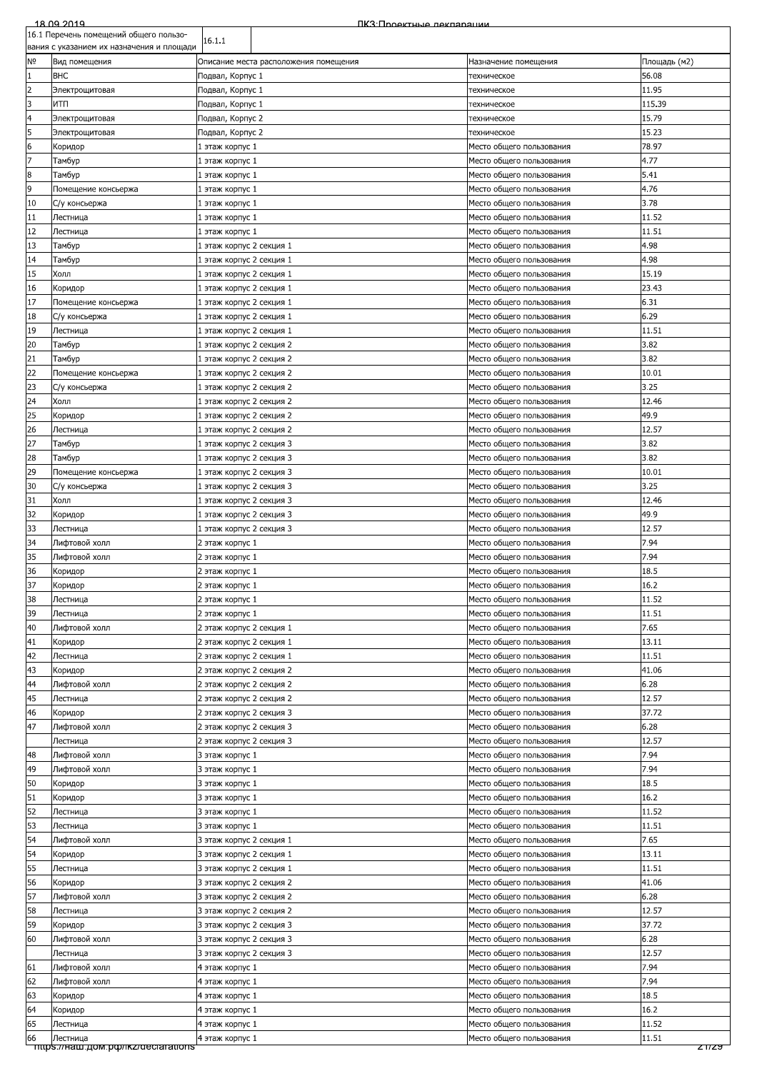| 16.1 Перечень помещений общего пользования с указанием их назначения и площади | 16.1.1 | | |
|---|---|---|---|
| № | Вид помещения | Описание места расположения помещения | Назначение помещения | Площадь (м2) |

| № | Вид помещения | Описание места расположения помещения | Назначение помещения | Площадь (м2) |
|---|---|---|---|---|
| 1 | ВНС | Подвал, Корпус 1 | техническое | 56.08 |
| 2 | Электрощитовая | Подвал, Корпус 1 | техническое | 11.95 |
| 3 | ИТП | Подвал, Корпус 1 | техническое | 115.39 |
| 4 | Электрощитовая | Подвал, Корпус 2 | техническое | 15.79 |
| 5 | Электрощитовая | Подвал, Корпус 2 | техническое | 15.23 |
| 6 | Коридор | 1 этаж корпус 1 | Место общего пользования | 78.97 |
| 7 | Тамбур | 1 этаж корпус 1 | Место общего пользования | 4.77 |
| 8 | Тамбур | 1 этаж корпус 1 | Место общего пользования | 5.41 |
| 9 | Помещение консьержа | 1 этаж корпус 1 | Место общего пользования | 4.76 |
| 10 | С/у консьержа | 1 этаж корпус 1 | Место общего пользования | 3.78 |
| 11 | Лестница | 1 этаж корпус 1 | Место общего пользования | 11.52 |
| 12 | Лестница | 1 этаж корпус 1 | Место общего пользования | 11.51 |
| 13 | Тамбур | 1 этаж корпус 2 секция 1 | Место общего пользования | 4.98 |
| 14 | Тамбур | 1 этаж корпус 2 секция 1 | Место общего пользования | 4.98 |
| 15 | Холл | 1 этаж корпус 2 секция 1 | Место общего пользования | 15.19 |
| 16 | Коридор | 1 этаж корпус 2 секция 1 | Место общего пользования | 23.43 |
| 17 | Помещение консьержа | 1 этаж корпус 2 секция 1 | Место общего пользования | 6.31 |
| 18 | С/у консьержа | 1 этаж корпус 2 секция 1 | Место общего пользования | 6.29 |
| 19 | Лестница | 1 этаж корпус 2 секция 1 | Место общего пользования | 11.51 |
| 20 | Тамбур | 1 этаж корпус 2 секция 2 | Место общего пользования | 3.82 |
| 21 | Тамбур | 1 этаж корпус 2 секция 2 | Место общего пользования | 3.82 |
| 22 | Помещение консьержа | 1 этаж корпус 2 секция 2 | Место общего пользования | 10.01 |
| 23 | С/у консьержа | 1 этаж корпус 2 секция 2 | Место общего пользования | 3.25 |
| 24 | Холл | 1 этаж корпус 2 секция 2 | Место общего пользования | 12.46 |
| 25 | Коридор | 1 этаж корпус 2 секция 2 | Место общего пользования | 49.9 |
| 26 | Лестница | 1 этаж корпус 2 секция 2 | Место общего пользования | 12.57 |
| 27 | Тамбур | 1 этаж корпус 2 секция 3 | Место общего пользования | 3.82 |
| 28 | Тамбур | 1 этаж корпус 2 секция 3 | Место общего пользования | 3.82 |
| 29 | Помещение консьержа | 1 этаж корпус 2 секция 3 | Место общего пользования | 10.01 |
| 30 | С/у консьержа | 1 этаж корпус 2 секция 3 | Место общего пользования | 3.25 |
| 31 | Холл | 1 этаж корпус 2 секция 3 | Место общего пользования | 12.46 |
| 32 | Коридор | 1 этаж корпус 2 секция 3 | Место общего пользования | 49.9 |
| 33 | Лестница | 1 этаж корпус 2 секция 3 | Место общего пользования | 12.57 |
| 34 | Лифтовой холл | 2 этаж корпус 1 | Место общего пользования | 7.94 |
| 35 | Лифтовой холл | 2 этаж корпус 1 | Место общего пользования | 7.94 |
| 36 | Коридор | 2 этаж корпус 1 | Место общего пользования | 18.5 |
| 37 | Коридор | 2 этаж корпус 1 | Место общего пользования | 16.2 |
| 38 | Лестница | 2 этаж корпус 1 | Место общего пользования | 11.52 |
| 39 | Лестница | 2 этаж корпус 1 | Место общего пользования | 11.51 |
| 40 | Лифтовой холл | 2 этаж корпус 2 секция 1 | Место общего пользования | 7.65 |
| 41 | Коридор | 2 этаж корпус 2 секция 1 | Место общего пользования | 13.11 |
| 42 | Лестница | 2 этаж корпус 2 секция 1 | Место общего пользования | 11.51 |
| 43 | Коридор | 2 этаж корпус 2 секция 2 | Место общего пользования | 41.06 |
| 44 | Лифтовой холл | 2 этаж корпус 2 секция 2 | Место общего пользования | 6.28 |
| 45 | Лестница | 2 этаж корпус 2 секция 2 | Место общего пользования | 12.57 |
| 46 | Коридор | 2 этаж корпус 2 секция 3 | Место общего пользования | 37.72 |
| 47 | Лифтовой холл | 2 этаж корпус 2 секция 3 | Место общего пользования | 6.28 |
| | Лестница | 2 этаж корпус 2 секция 3 | Место общего пользования | 12.57 |
| 48 | Лифтовой холл | 3 этаж корпус 1 | Место общего пользования | 7.94 |
| 49 | Лифтовой холл | 3 этаж корпус 1 | Место общего пользования | 7.94 |
| 50 | Коридор | 3 этаж корпус 1 | Место общего пользования | 18.5 |
| 51 | Коридор | 3 этаж корпус 1 | Место общего пользования | 16.2 |
| 52 | Лестница | 3 этаж корпус 1 | Место общего пользования | 11.52 |
| 53 | Лестница | 3 этаж корпус 1 | Место общего пользования | 11.51 |
| 54 | Лифтовой холл | 3 этаж корпус 2 секция 1 | Место общего пользования | 7.65 |
| 54 | Коридор | 3 этаж корпус 2 секция 1 | Место общего пользования | 13.11 |
| 55 | Лестница | 3 этаж корпус 2 секция 1 | Место общего пользования | 11.51 |
| 56 | Коридор | 3 этаж корпус 2 секция 2 | Место общего пользования | 41.06 |
| 57 | Лифтовой холл | 3 этаж корпус 2 секция 2 | Место общего пользования | 6.28 |
| 58 | Лестница | 3 этаж корпус 2 секция 2 | Место общего пользования | 12.57 |
| 59 | Коридор | 3 этаж корпус 2 секция 3 | Место общего пользования | 37.72 |
| 60 | Лифтовой холл | 3 этаж корпус 2 секция 3 | Место общего пользования | 6.28 |
| | Лестница | 3 этаж корпус 2 секция 3 | Место общего пользования | 12.57 |
| 61 | Лифтовой холл | 4 этаж корпус 1 | Место общего пользования | 7.94 |
| 62 | Лифтовой холл | 4 этаж корпус 1 | Место общего пользования | 7.94 |
| 63 | Коридор | 4 этаж корпус 1 | Место общего пользования | 18.5 |
| 64 | Коридор | 4 этаж корпус 1 | Место общего пользования | 16.2 |
| 65 | Лестница | 4 этаж корпус 1 | Место общего пользования | 11.52 |
| 66 | Лестница | 4 этаж корпус 1 | Место общего пользования | 11.51 |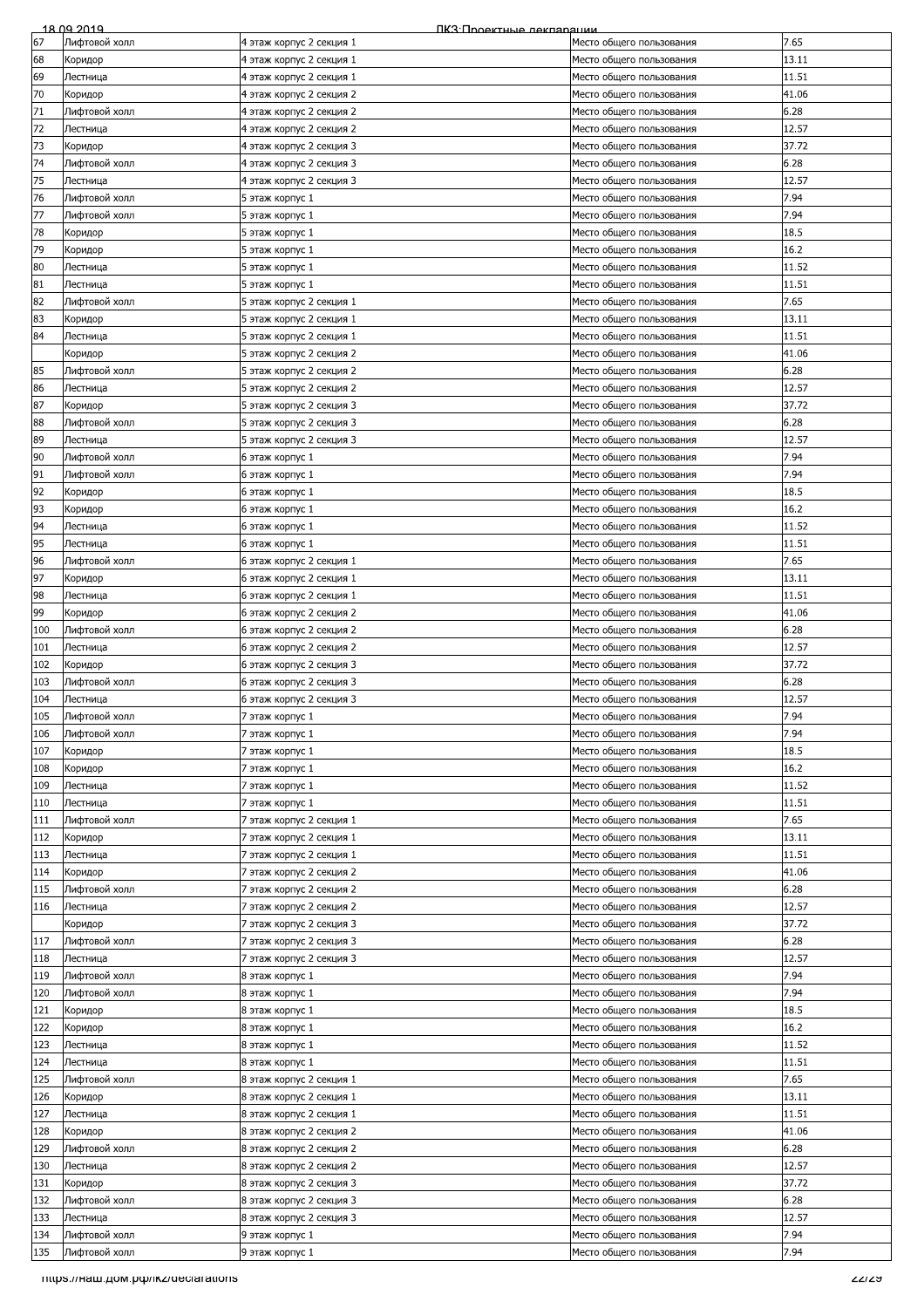| 67 | Лифтовой холл | 4 этаж корпус 2 секция 1 | Место общего пользования | 7.65 |
|---|---|---|---|---|
| 68 | Коридор | 4 этаж корпус 2 секция 1 | Место общего пользования | 13.11 |
| 69 | Лестница | 4 этаж корпус 2 секция 1 | Место общего пользования | 11.51 |
| 70 | Коридор | 4 этаж корпус 2 секция 2 | Место общего пользования | 41.06 |
| 71 | Лифтовой холл | 4 этаж корпус 2 секция 2 | Место общего пользования | 6.28 |
| 72 | Лестница | 4 этаж корпус 2 секция 2 | Место общего пользования | 12.57 |
| 73 | Коридор | 4 этаж корпус 2 секция 3 | Место общего пользования | 37.72 |
| 74 | Лифтовой холл | 4 этаж корпус 2 секция 3 | Место общего пользования | 6.28 |
| 75 | Лестница | 4 этаж корпус 2 секция 3 | Место общего пользования | 12.57 |
| 76 | Лифтовой холл | 5 этаж корпус 1 | Место общего пользования | 7.94 |
| 77 | Лифтовой холл | 5 этаж корпус 1 | Место общего пользования | 7.94 |
| 78 | Коридор | 5 этаж корпус 1 | Место общего пользования | 18.5 |
| 79 | Коридор | 5 этаж корпус 1 | Место общего пользования | 16.2 |
| 80 | Лестница | 5 этаж корпус 1 | Место общего пользования | 11.52 |
| 81 | Лестница | 5 этаж корпус 1 | Место общего пользования | 11.51 |
| 82 | Лифтовой холл | 5 этаж корпус 2 секция 1 | Место общего пользования | 7.65 |
| 83 | Коридор | 5 этаж корпус 2 секция 1 | Место общего пользования | 13.11 |
| 84 | Лестница | 5 этаж корпус 2 секция 1 | Место общего пользования | 11.51 |
| | Коридор | 5 этаж корпус 2 секция 2 | Место общего пользования | 41.06 |
| 85 | Лифтовой холл | 5 этаж корпус 2 секция 2 | Место общего пользования | 6.28 |
| 86 | Лестница | 5 этаж корпус 2 секция 2 | Место общего пользования | 12.57 |
| 87 | Коридор | 5 этаж корпус 2 секция 3 | Место общего пользования | 37.72 |
| 88 | Лифтовой холл | 5 этаж корпус 2 секция 3 | Место общего пользования | 6.28 |
| 89 | Лестница | 5 этаж корпус 2 секция 3 | Место общего пользования | 12.57 |
| 90 | Лифтовой холл | 6 этаж корпус 1 | Место общего пользования | 7.94 |
| 91 | Лифтовой холл | 6 этаж корпус 1 | Место общего пользования | 7.94 |
| 92 | Коридор | 6 этаж корпус 1 | Место общего пользования | 18.5 |
| 93 | Коридор | 6 этаж корпус 1 | Место общего пользования | 16.2 |
| 94 | Лестница | 6 этаж корпус 1 | Место общего пользования | 11.52 |
| 95 | Лестница | 6 этаж корпус 1 | Место общего пользования | 11.51 |
| 96 | Лифтовой холл | 6 этаж корпус 2 секция 1 | Место общего пользования | 7.65 |
| 97 | Коридор | 6 этаж корпус 2 секция 1 | Место общего пользования | 13.11 |
| 98 | Лестница | 6 этаж корпус 2 секция 1 | Место общего пользования | 11.51 |
| 99 | Коридор | 6 этаж корпус 2 секция 2 | Место общего пользования | 41.06 |
| 100 | Лифтовой холл | 6 этаж корпус 2 секция 2 | Место общего пользования | 6.28 |
| 101 | Лестница | 6 этаж корпус 2 секция 2 | Место общего пользования | 12.57 |
| 102 | Коридор | 6 этаж корпус 2 секция 3 | Место общего пользования | 37.72 |
| 103 | Лифтовой холл | 6 этаж корпус 2 секция 3 | Место общего пользования | 6.28 |
| 104 | Лестница | 6 этаж корпус 2 секция 3 | Место общего пользования | 12.57 |
| 105 | Лифтовой холл | 7 этаж корпус 1 | Место общего пользования | 7.94 |
| 106 | Лифтовой холл | 7 этаж корпус 1 | Место общего пользования | 7.94 |
| 107 | Коридор | 7 этаж корпус 1 | Место общего пользования | 18.5 |
| 108 | Коридор | 7 этаж корпус 1 | Место общего пользования | 16.2 |
| 109 | Лестница | 7 этаж корпус 1 | Место общего пользования | 11.52 |
| 110 | Лестница | 7 этаж корпус 1 | Место общего пользования | 11.51 |
| 111 | Лифтовой холл | 7 этаж корпус 2 секция 1 | Место общего пользования | 7.65 |
| 112 | Коридор | 7 этаж корпус 2 секция 1 | Место общего пользования | 13.11 |
| 113 | Лестница | 7 этаж корпус 2 секция 1 | Место общего пользования | 11.51 |
| 114 | Коридор | 7 этаж корпус 2 секция 2 | Место общего пользования | 41.06 |
| 115 | Лифтовой холл | 7 этаж корпус 2 секция 2 | Место общего пользования | 6.28 |
| 116 | Лестница | 7 этаж корпус 2 секция 2 | Место общего пользования | 12.57 |
| | Коридор | 7 этаж корпус 2 секция 3 | Место общего пользования | 37.72 |
| 117 | Лифтовой холл | 7 этаж корпус 2 секция 3 | Место общего пользования | 6.28 |
| 118 | Лестница | 7 этаж корпус 2 секция 3 | Место общего пользования | 12.57 |
| 119 | Лифтовой холл | 8 этаж корпус 1 | Место общего пользования | 7.94 |
| 120 | Лифтовой холл | 8 этаж корпус 1 | Место общего пользования | 7.94 |
| 121 | Коридор | 8 этаж корпус 1 | Место общего пользования | 18.5 |
| 122 | Коридор | 8 этаж корпус 1 | Место общего пользования | 16.2 |
| 123 | Лестница | 8 этаж корпус 1 | Место общего пользования | 11.52 |
| 124 | Лестница | 8 этаж корпус 1 | Место общего пользования | 11.51 |
| 125 | Лифтовой холл | 8 этаж корпус 2 секция 1 | Место общего пользования | 7.65 |
| 126 | Коридор | 8 этаж корпус 2 секция 1 | Место общего пользования | 13.11 |
| 127 | Лестница | 8 этаж корпус 2 секция 1 | Место общего пользования | 11.51 |
| 128 | Коридор | 8 этаж корпус 2 секция 2 | Место общего пользования | 41.06 |
| 129 | Лифтовой холл | 8 этаж корпус 2 секция 2 | Место общего пользования | 6.28 |
| 130 | Лестница | 8 этаж корпус 2 секция 2 | Место общего пользования | 12.57 |
| 131 | Коридор | 8 этаж корпус 2 секция 3 | Место общего пользования | 37.72 |
| 132 | Лифтовой холл | 8 этаж корпус 2 секция 3 | Место общего пользования | 6.28 |
| 133 | Лестница | 8 этаж корпус 2 секция 3 | Место общего пользования | 12.57 |
| 134 | Лифтовой холл | 9 этаж корпус 1 | Место общего пользования | 7.94 |
| 135 | Лифтовой холл | 9 этаж корпус 1 | Место общего пользования | 7.94 |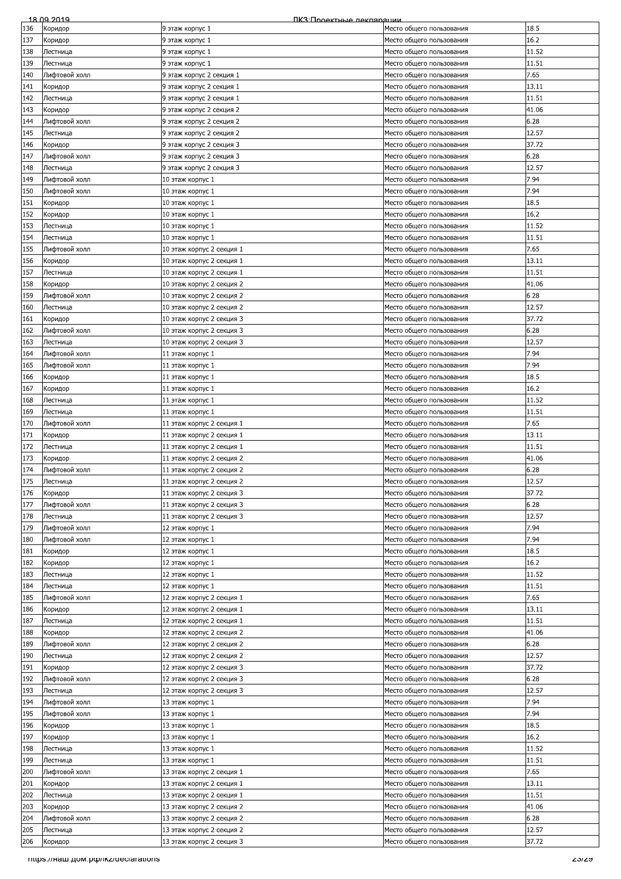| 136 | Коридор | 9 этаж корпус 1 | Место общего пользования | 18.5 |
|---|---|---|---|---|
| 137 | Коридор | 9 этаж корпус 1 | Место общего пользования | 16.2 |
| 138 | Лестница | 9 этаж корпус 1 | Место общего пользования | 11.52 |
| 139 | Лестница | 9 этаж корпус 1 | Место общего пользования | 11.51 |
| 140 | Лифтовой холл | 9 этаж корпус 2 секция 1 | Место общего пользования | 7.65 |
| 141 | Коридор | 9 этаж корпус 2 секция 1 | Место общего пользования | 13.11 |
| 142 | Лестница | 9 этаж корпус 2 секция 1 | Место общего пользования | 11.51 |
| 143 | Коридор | 9 этаж корпус 2 секция 2 | Место общего пользования | 41.06 |
| 144 | Лифтовой холл | 9 этаж корпус 2 секция 2 | Место общего пользования | 6.28 |
| 145 | Лестница | 9 этаж корпус 2 секция 2 | Место общего пользования | 12.57 |
| 146 | Коридор | 9 этаж корпус 2 секция 3 | Место общего пользования | 37.72 |
| 147 | Лифтовой холл | 9 этаж корпус 2 секция 3 | Место общего пользования | 6.28 |
| 148 | Лестница | 9 этаж корпус 2 секция 3 | Место общего пользования | 12.57 |
| 149 | Лифтовой холл | 10 этаж корпус 1 | Место общего пользования | 7.94 |
| 150 | Лифтовой холл | 10 этаж корпус 1 | Место общего пользования | 7.94 |
| 151 | Коридор | 10 этаж корпус 1 | Место общего пользования | 18.5 |
| 152 | Коридор | 10 этаж корпус 1 | Место общего пользования | 16.2 |
| 153 | Лестница | 10 этаж корпус 1 | Место общего пользования | 11.52 |
| 154 | Лестница | 10 этаж корпус 1 | Место общего пользования | 11.51 |
| 155 | Лифтовой холл | 10 этаж корпус 2 секция 1 | Место общего пользования | 7.65 |
| 156 | Коридор | 10 этаж корпус 2 секция 1 | Место общего пользования | 13.11 |
| 157 | Лестница | 10 этаж корпус 2 секция 1 | Место общего пользования | 11.51 |
| 158 | Коридор | 10 этаж корпус 2 секция 2 | Место общего пользования | 41.06 |
| 159 | Лифтовой холл | 10 этаж корпус 2 секция 2 | Место общего пользования | 6.28 |
| 160 | Лестница | 10 этаж корпус 2 секция 2 | Место общего пользования | 12.57 |
| 161 | Коридор | 10 этаж корпус 2 секция 3 | Место общего пользования | 37.72 |
| 162 | Лифтовой холл | 10 этаж корпус 2 секция 3 | Место общего пользования | 6.28 |
| 163 | Лестница | 10 этаж корпус 2 секция 3 | Место общего пользования | 12.57 |
| 164 | Лифтовой холл | 11 этаж корпус 1 | Место общего пользования | 7.94 |
| 165 | Лифтовой холл | 11 этаж корпус 1 | Место общего пользования | 7.94 |
| 166 | Коридор | 11 этаж корпус 1 | Место общего пользования | 18.5 |
| 167 | Коридор | 11 этаж корпус 1 | Место общего пользования | 16.2 |
| 168 | Лестница | 11 этаж корпус 1 | Место общего пользования | 11.52 |
| 169 | Лестница | 11 этаж корпус 1 | Место общего пользования | 11.51 |
| 170 | Лифтовой холл | 11 этаж корпус 2 секция 1 | Место общего пользования | 7.65 |
| 171 | Коридор | 11 этаж корпус 2 секция 1 | Место общего пользования | 13.11 |
| 172 | Лестница | 11 этаж корпус 2 секция 1 | Место общего пользования | 11.51 |
| 173 | Коридор | 11 этаж корпус 2 секция 2 | Место общего пользования | 41.06 |
| 174 | Лифтовой холл | 11 этаж корпус 2 секция 2 | Место общего пользования | 6.28 |
| 175 | Лестница | 11 этаж корпус 2 секция 2 | Место общего пользования | 12.57 |
| 176 | Коридор | 11 этаж корпус 2 секция 3 | Место общего пользования | 37.72 |
| 177 | Лифтовой холл | 11 этаж корпус 2 секция 3 | Место общего пользования | 6.28 |
| 178 | Лестница | 11 этаж корпус 2 секция 3 | Место общего пользования | 12.57 |
| 179 | Лифтовой холл | 12 этаж корпус 1 | Место общего пользования | 7.94 |
| 180 | Лифтовой холл | 12 этаж корпус 1 | Место общего пользования | 7.94 |
| 181 | Коридор | 12 этаж корпус 1 | Место общего пользования | 18.5 |
| 182 | Коридор | 12 этаж корпус 1 | Место общего пользования | 16.2 |
| 183 | Лестница | 12 этаж корпус 1 | Место общего пользования | 11.52 |
| 184 | Лестница | 12 этаж корпус 1 | Место общего пользования | 11.51 |
| 185 | Лифтовой холл | 12 этаж корпус 2 секция 1 | Место общего пользования | 7.65 |
| 186 | Коридор | 12 этаж корпус 2 секция 1 | Место общего пользования | 13.11 |
| 187 | Лестница | 12 этаж корпус 2 секция 1 | Место общего пользования | 11.51 |
| 188 | Коридор | 12 этаж корпус 2 секция 2 | Место общего пользования | 41.06 |
| 189 | Лифтовой холл | 12 этаж корпус 2 секция 2 | Место общего пользования | 6.28 |
| 190 | Лестница | 12 этаж корпус 2 секция 2 | Место общего пользования | 12.57 |
| 191 | Коридор | 12 этаж корпус 2 секция 3 | Место общего пользования | 37.72 |
| 192 | Лифтовой холл | 12 этаж корпус 2 секция 3 | Место общего пользования | 6.28 |
| 193 | Лестница | 12 этаж корпус 2 секция 3 | Место общего пользования | 12.57 |
| 194 | Лифтовой холл | 13 этаж корпус 1 | Место общего пользования | 7.94 |
| 195 | Лифтовой холл | 13 этаж корпус 1 | Место общего пользования | 7.94 |
| 196 | Коридор | 13 этаж корпус 1 | Место общего пользования | 18.5 |
| 197 | Коридор | 13 этаж корпус 1 | Место общего пользования | 16.2 |
| 198 | Лестница | 13 этаж корпус 1 | Место общего пользования | 11.52 |
| 199 | Лестница | 13 этаж корпус 1 | Место общего пользования | 11.51 |
| 200 | Лифтовой холл | 13 этаж корпус 2 секция 1 | Место общего пользования | 7.65 |
| 201 | Коридор | 13 этаж корпус 2 секция 1 | Место общего пользования | 13.11 |
| 202 | Лестница | 13 этаж корпус 2 секция 1 | Место общего пользования | 11.51 |
| 203 | Коридор | 13 этаж корпус 2 секция 2 | Место общего пользования | 41.06 |
| 204 | Лифтовой холл | 13 этаж корпус 2 секция 2 | Место общего пользования | 6.28 |
| 205 | Лестница | 13 этаж корпус 2 секция 2 | Место общего пользования | 12.57 |
| 206 | Коридор | 13 этаж корпус 2 секция 3 | Место общего пользования | 37.72 |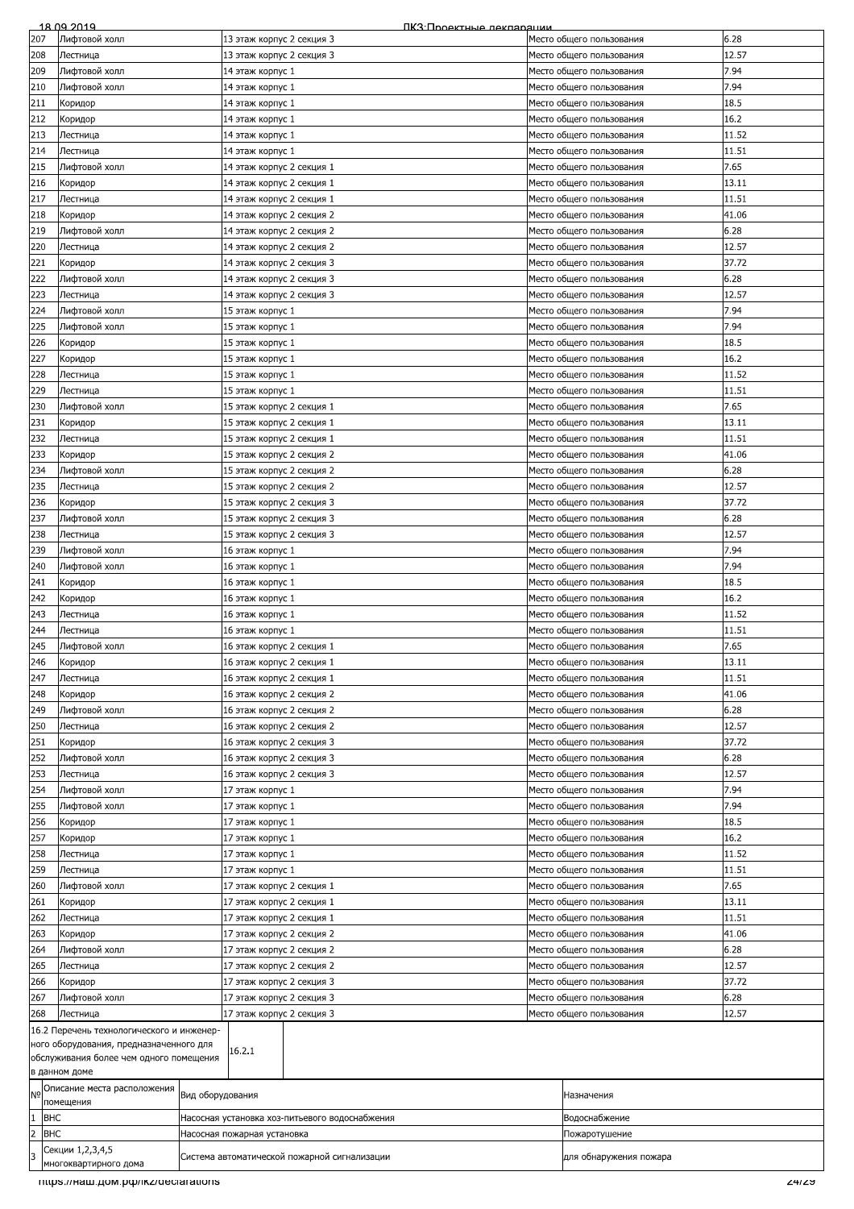| 207 | Лифтовой холл | 13 этаж корпус 2 секция 3 | Место общего пользования | 6.28 |
|---|---|---|---|---|
| 208 | Лестница | 13 этаж корпус 2 секция 3 | Место общего пользования | 12.57 |
| 209 | Лифтовой холл | 14 этаж корпус 1 | Место общего пользования | 7.94 |
| 210 | Лифтовой холл | 14 этаж корпус 1 | Место общего пользования | 7.94 |
| 211 | Коридор | 14 этаж корпус 1 | Место общего пользования | 18.5 |
| 212 | Коридор | 14 этаж корпус 1 | Место общего пользования | 16.2 |
| 213 | Лестница | 14 этаж корпус 1 | Место общего пользования | 11.52 |
| 214 | Лестница | 14 этаж корпус 1 | Место общего пользования | 11.51 |
| 215 | Лифтовой холл | 14 этаж корпус 2 секция 1 | Место общего пользования | 7.65 |
| 216 | Коридор | 14 этаж корпус 2 секция 1 | Место общего пользования | 13.11 |
| 217 | Лестница | 14 этаж корпус 2 секция 1 | Место общего пользования | 11.51 |
| 218 | Коридор | 14 этаж корпус 2 секция 2 | Место общего пользования | 41.06 |
| 219 | Лифтовой холл | 14 этаж корпус 2 секция 2 | Место общего пользования | 6.28 |
| 220 | Лестница | 14 этаж корпус 2 секция 2 | Место общего пользования | 12.57 |
| 221 | Коридор | 14 этаж корпус 2 секция 3 | Место общего пользования | 37.72 |
| 222 | Лифтовой холл | 14 этаж корпус 2 секция 3 | Место общего пользования | 6.28 |
| 223 | Лестница | 14 этаж корпус 2 секция 3 | Место общего пользования | 12.57 |
| 224 | Лифтовой холл | 15 этаж корпус 1 | Место общего пользования | 7.94 |
| 225 | Лифтовой холл | 15 этаж корпус 1 | Место общего пользования | 7.94 |
| 226 | Коридор | 15 этаж корпус 1 | Место общего пользования | 18.5 |
| 227 | Коридор | 15 этаж корпус 1 | Место общего пользования | 16.2 |
| 228 | Лестница | 15 этаж корпус 1 | Место общего пользования | 11.52 |
| 229 | Лестница | 15 этаж корпус 1 | Место общего пользования | 11.51 |
| 230 | Лифтовой холл | 15 этаж корпус 2 секция 1 | Место общего пользования | 7.65 |
| 231 | Коридор | 15 этаж корпус 2 секция 1 | Место общего пользования | 13.11 |
| 232 | Лестница | 15 этаж корпус 2 секция 1 | Место общего пользования | 11.51 |
| 233 | Коридор | 15 этаж корпус 2 секция 2 | Место общего пользования | 41.06 |
| 234 | Лифтовой холл | 15 этаж корпус 2 секция 2 | Место общего пользования | 6.28 |
| 235 | Лестница | 15 этаж корпус 2 секция 2 | Место общего пользования | 12.57 |
| 236 | Коридор | 15 этаж корпус 2 секция 3 | Место общего пользования | 37.72 |
| 237 | Лифтовой холл | 15 этаж корпус 2 секция 3 | Место общего пользования | 6.28 |
| 238 | Лестница | 15 этаж корпус 2 секция 3 | Место общего пользования | 12.57 |
| 239 | Лифтовой холл | 16 этаж корпус 1 | Место общего пользования | 7.94 |
| 240 | Лифтовой холл | 16 этаж корпус 1 | Место общего пользования | 7.94 |
| 241 | Коридор | 16 этаж корпус 1 | Место общего пользования | 18.5 |
| 242 | Коридор | 16 этаж корпус 1 | Место общего пользования | 16.2 |
| 243 | Лестница | 16 этаж корпус 1 | Место общего пользования | 11.52 |
| 244 | Лестница | 16 этаж корпус 1 | Место общего пользования | 11.51 |
| 245 | Лифтовой холл | 16 этаж корпус 2 секция 1 | Место общего пользования | 7.65 |
| 246 | Коридор | 16 этаж корпус 2 секция 1 | Место общего пользования | 13.11 |
| 247 | Лестница | 16 этаж корпус 2 секция 1 | Место общего пользования | 11.51 |
| 248 | Коридор | 16 этаж корпус 2 секция 2 | Место общего пользования | 41.06 |
| 249 | Лифтовой холл | 16 этаж корпус 2 секция 2 | Место общего пользования | 6.28 |
| 250 | Лестница | 16 этаж корпус 2 секция 2 | Место общего пользования | 12.57 |
| 251 | Коридор | 16 этаж корпус 2 секция 3 | Место общего пользования | 37.72 |
| 252 | Лифтовой холл | 16 этаж корпус 2 секция 3 | Место общего пользования | 6.28 |
| 253 | Лестница | 16 этаж корпус 2 секция 3 | Место общего пользования | 12.57 |
| 254 | Лифтовой холл | 17 этаж корпус 1 | Место общего пользования | 7.94 |
| 255 | Лифтовой холл | 17 этаж корпус 1 | Место общего пользования | 7.94 |
| 256 | Коридор | 17 этаж корпус 1 | Место общего пользования | 18.5 |
| 257 | Коридор | 17 этаж корпус 1 | Место общего пользования | 16.2 |
| 258 | Лестница | 17 этаж корпус 1 | Место общего пользования | 11.52 |
| 259 | Лестница | 17 этаж корпус 1 | Место общего пользования | 11.51 |
| 260 | Лифтовой холл | 17 этаж корпус 2 секция 1 | Место общего пользования | 7.65 |
| 261 | Коридор | 17 этаж корпус 2 секция 1 | Место общего пользования | 13.11 |
| 262 | Лестница | 17 этаж корпус 2 секция 1 | Место общего пользования | 11.51 |
| 263 | Коридор | 17 этаж корпус 2 секция 2 | Место общего пользования | 41.06 |
| 264 | Лифтовой холл | 17 этаж корпус 2 секция 2 | Место общего пользования | 6.28 |
| 265 | Лестница | 17 этаж корпус 2 секция 2 | Место общего пользования | 12.57 |
| 266 | Коридор | 17 этаж корпус 2 секция 3 | Место общего пользования | 37.72 |
| 267 | Лифтовой холл | 17 этаж корпус 2 секция 3 | Место общего пользования | 6.28 |
| 268 | Лестница | 17 этаж корпус 2 секция 3 | Место общего пользования | 12.57 |

| 16.2 Перечень технологического и инженерного оборудования, предназначенного для обслуживания более чем одного помещения в данном доме | 16.2.1 |
|---|---|

| № | Описание места расположения помещения | Вид оборудования | Назначения |
|---|---|---|---|
| 1 | ВНС | Насосная установка хоз-питьевого водоснабжения | Водоснабжение |
| 2 | ВНС | Насосная пожарная установка | Пожаротушение |
| 3 | Секции 1,2,3,4,5 многоквартирного дома | Система автоматической пожарной сигнализации | для обнаружения пожара |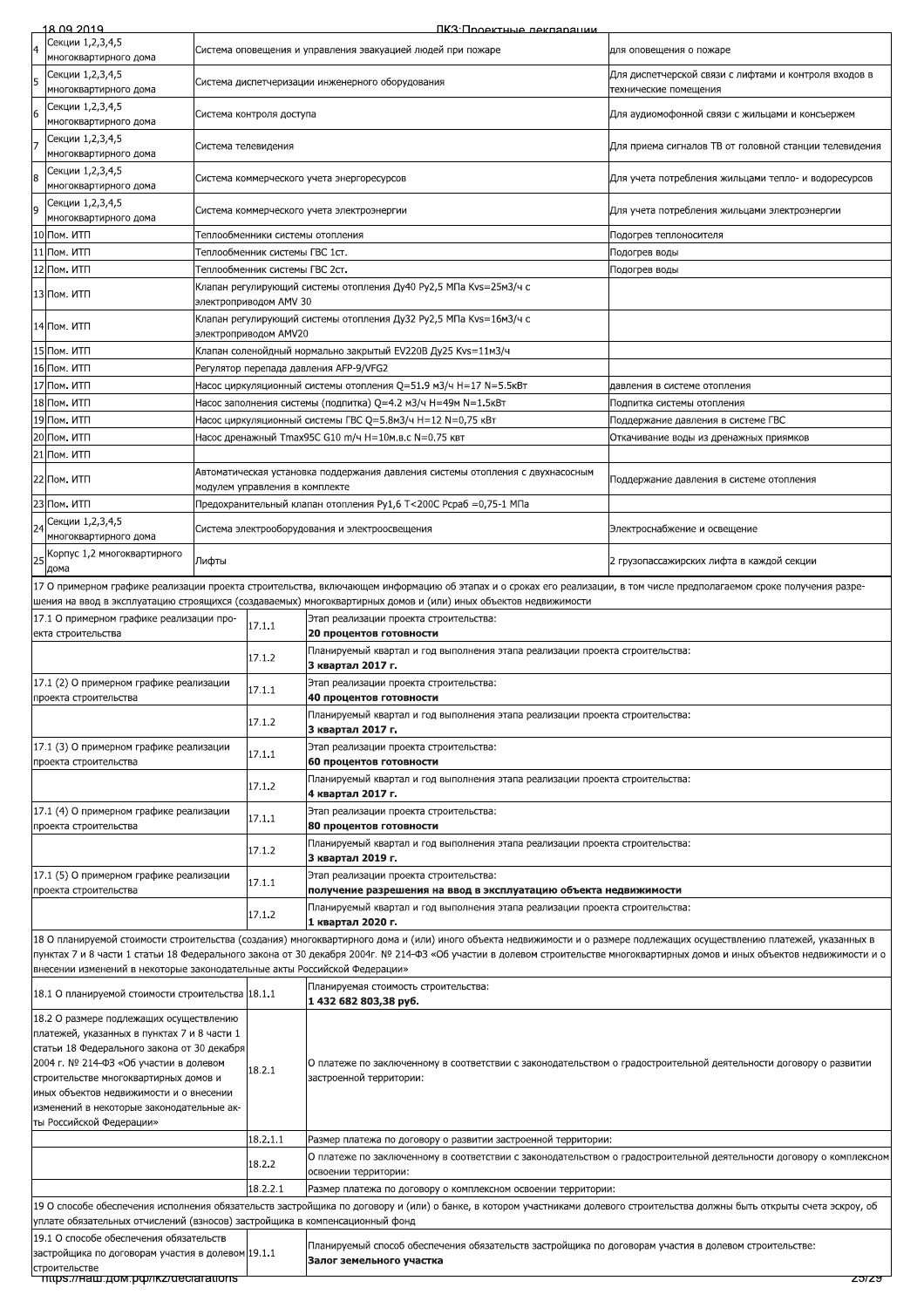| | | | |
|---|---|---|---|
| 4 | Секции 1,2,3,4,5 многоквартирного дома | Система оповещения и управления эвакуацией людей при пожаре | для оповещения о пожаре |
| 5 | Секции 1,2,3,4,5 многоквартирного дома | Система диспетчеризации инженерного оборудования | Для диспетчерской связи с лифтами и контроля входов в технические помещения |
| 6 | Секции 1,2,3,4,5 многоквартирного дома | Система контроля доступа | Для аудиомофонной связи с жильцами и консьержем |
| 7 | Секции 1,2,3,4,5 многоквартирного дома | Система телевидения | Для приема сигналов ТВ от головной станции телевидения |
| 8 | Секции 1,2,3,4,5 многоквартирного дома | Система коммерческого учета энергоресурсов | Для учета потребления жильцами тепло- и водоресурсов |
| 9 | Секции 1,2,3,4,5 многоквартирного дома | Система коммерческого учета электроэнергии | Для учета потребления жильцами электроэнергии |
| 10 | Пом. ИТП | Теплообменники системы отопления | Подогрев теплоносителя |
| 11 | Пом. ИТП | Теплообменник системы ГВС 1ст. | Подогрев воды |
| 12 | Пом. ИТП | Теплообменник системы ГВС 2ст. | Подогрев воды |
| 13 | Пом. ИТП | Клапан регулирующий системы отопления Ду40 Ру2,5 МПа Kvs=25м3/ч с электроприводом AMV 30 | |
| 14 | Пом. ИТП | Клапан регулирующий системы отопления Ду32 Ру2,5 МПа Kvs=16м3/ч с электроприводом AMV20 | |
| 15 | Пом. ИТП | Клапан соленойдный нормально закрытый EV220B Ду25 Kvs=11м3/ч | |
| 16 | Пом. ИТП | Регулятор перепада давления AFP-9/VFG2 | |
| 17 | Пом. ИТП | Насос циркуляционный системы отопления Q=51.9 м3/ч H=17 N=5.5кВт | давления в системе отопления |
| 18 | Пом. ИТП | Насос заполнения системы (подпитка) Q=4.2 м3/ч H=49м N=1.5кВт | Подпитка системы отопления |
| 19 | Пом. ИТП | Насос циркуляционный системы ГВС Q=5.8м3/ч H=12 N=0,75 кВт | Поддержание давления в системе ГВС |
| 20 | Пом. ИТП | Насос дренажный Tmax95C G10 m/ч H=10м.в.с N=0.75 квт | Откачивание воды из дренажных приямков |
| 21 | Пом. ИТП | | |
| 22 | Пом. ИТП | Автоматическая установка поддержания давления системы отопления с двухнасосным модулем управления в комплекте | Поддержание давления в системе отопления |
| 23 | Пом. ИТП | Предохранительный клапан отопления Ру1,6 Т<200С Рсраб =0,75-1 МПа | |
| 24 | Секции 1,2,3,4,5 многоквартирного дома | Система электрооборудования и электроосвещения | Электроснабжение и освещение |
| 25 | Корпус 1,2 многоквартирного дома | Лифты | 2 грузопассажирских лифта в каждой секции |

17 О примерном графике реализации проекта строительства, включающем информацию об этапах и о сроках его реализации, в том числе предполагаемом сроке получения разрешения на ввод в эксплуатацию строящихся (создаваемых) многоквартирных домов и (или) иных объектов недвижимости

| | | |
|---|---|---|
| 17.1 О примерном графике реализации проекта строительства | 17.1.1 | Этап реализации проекта строительства: **20 процентов готовности** |
| | 17.1.2 | Планируемый квартал и год выполнения этапа реализации проекта строительства: **3 квартал 2017 г.** |
| 17.1 (2) О примерном графике реализации проекта строительства | 17.1.1 | Этап реализации проекта строительства: **40 процентов готовности** |
| | 17.1.2 | Планируемый квартал и год выполнения этапа реализации проекта строительства: **3 квартал 2017 г.** |
| 17.1 (3) О примерном графике реализации проекта строительства | 17.1.1 | Этап реализации проекта строительства: **60 процентов готовности** |
| | 17.1.2 | Планируемый квартал и год выполнения этапа реализации проекта строительства: **4 квартал 2017 г.** |
| 17.1 (4) О примерном графике реализации проекта строительства | 17.1.1 | Этап реализации проекта строительства: **80 процентов готовности** |
| | 17.1.2 | Планируемый квартал и год выполнения этапа реализации проекта строительства: **3 квартал 2019 г.** |
| 17.1 (5) О примерном графике реализации проекта строительства | 17.1.1 | Этап реализации проекта строительства: **получение разрешения на ввод в эксплуатацию объекта недвижимости** |
| | 17.1.2 | Планируемый квартал и год выполнения этапа реализации проекта строительства: **1 квартал 2020 г.** |

18 О планируемой стоимости строительства (создания) многоквартирного дома и (или) иного объекта недвижимости и о размере подлежащих осуществлению платежей, указанных в пунктах 7 и 8 части 1 статьи 18 Федерального закона от 30 декабря 2004г. № 214-ФЗ «Об участии в долевом строительстве многоквартирных домов и иных объектов недвижимости и о внесении изменений в некоторые законодательные акты Российской Федерации»

| | | |
|---|---|---|
| 18.1 О планируемой стоимости строительства | 18.1.1 | Планируемая стоимость строительства: **1 432 682 803,38 руб.** |
| 18.2 О размере подлежащих осуществлению платежей, указанных в пунктах 7 и 8 части 1 статьи 18 Федерального закона от 30 декабря 2004 г. № 214-ФЗ «Об участии в долевом строительстве многоквартирных домов и иных объектов недвижимости и о внесении изменений в некоторые законодательные акты Российской Федерации» | 18.2.1 | О платеже по заключенному в соответствии с законодательством о градостроительной деятельности договору о развитии застроенной территории: |
| | 18.2.1.1 | Размер платежа по договору о развитии застроенной территории: |
| | 18.2.2 | О платеже по заключенному в соответствии с законодательством о градостроительной деятельности договору о комплексном освоении территории: |
| | 18.2.2.1 | Размер платежа по договору о комплексном освоении территории: |

19 О способе обеспечения исполнения обязательств застройщика по договору и (или) о банке, в котором участниками долевого строительства должны быть открыты счета эскроу, об уплате обязательных отчислений (взносов) застройщика в компенсационный фонд

| | | |
|---|---|---|
| 19.1 О способе обеспечения обязательств застройщика по договорам участия в долевом строительстве | 19.1.1 | Планируемый способ обеспечения обязательств застройщика по договорам участия в долевом строительстве: **Залог земельного участка** |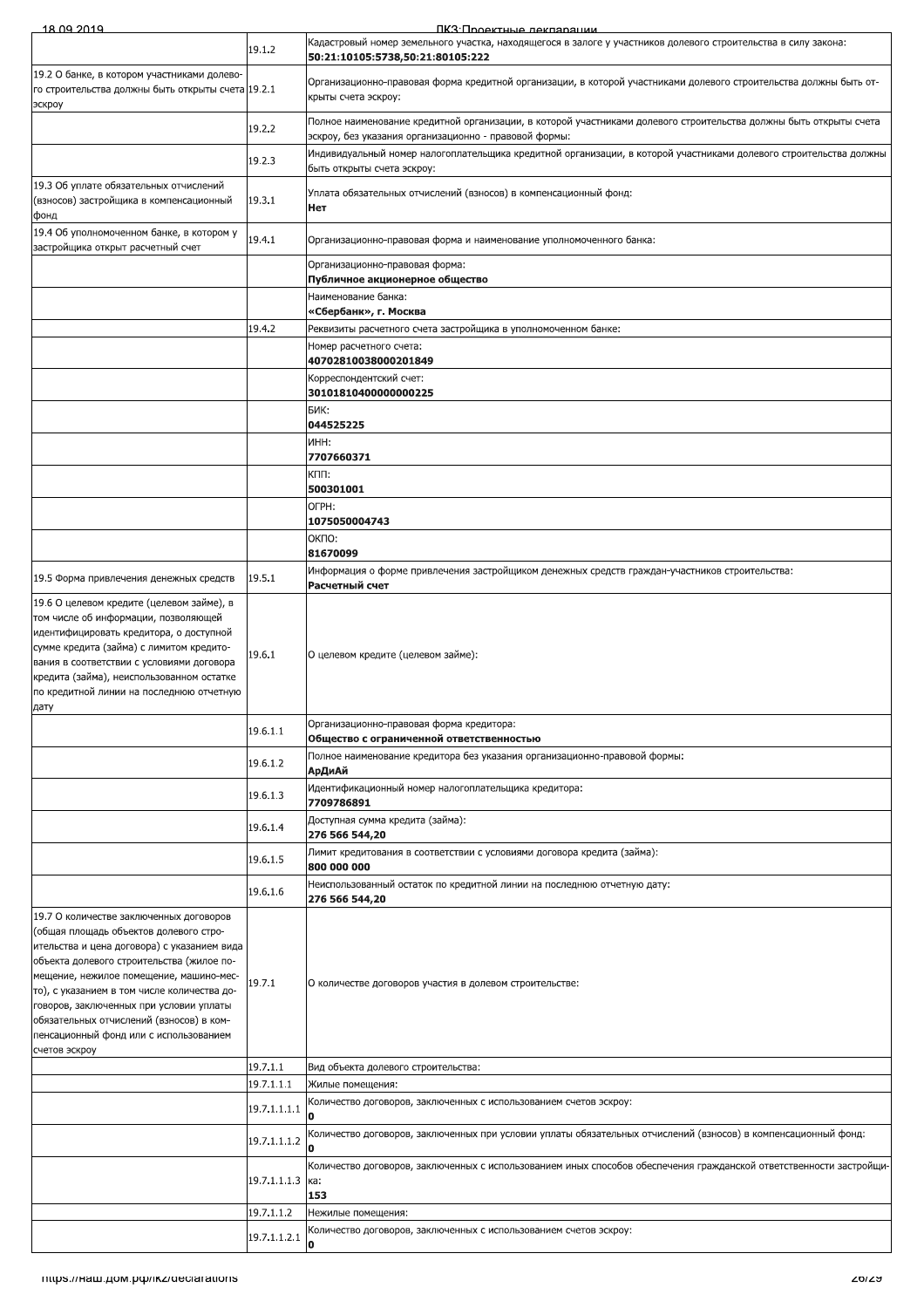| | | |
|---|---|---|
| | 19.1.2 | Кадастровый номер земельного участка, находящегося в залоге у участников долевого строительства в силу закона: **50:21:10105:5738,50:21:80105:222** |
| 19.2 О банке, в котором участниками долевого строительства должны быть открыты счета эскроу | 19.2.1 | Организационно-правовая форма кредитной организации, в которой участниками долевого строительства должны быть открыты счета эскроу: |
| | 19.2.2 | Полное наименование кредитной организации, в которой участниками долевого строительства должны быть открыты счета эскроу, без указания организационно - правовой формы: |
| | 19.2.3 | Индивидуальный номер налогоплательщика кредитной организации, в которой участниками долевого строительства должны быть открыты счета эскроу: |
| 19.3 Об уплате обязательных отчислений (взносов) застройщика в компенсационный фонд | 19.3.1 | Уплата обязательных отчислений (взносов) в компенсационный фонд: **Нет** |
| 19.4 Об уполномоченном банке, в котором у застройщика открыт расчетный счет | 19.4.1 | Организационно-правовая форма и наименование уполномоченного банка: |
| | | Организационно-правовая форма: **Публичное акционерное общество** |
| | | Наименование банка: **«Сбербанк», г. Москва** |
| | 19.4.2 | Реквизиты расчетного счета застройщика в уполномоченном банке: |
| | | Номер расчетного счета: **40702810038000201849** |
| | | Корреспондентский счет: **30101810400000000225** |
| | | БИК: **044525225** |
| | | ИНН: **7707660371** |
| | | КПП: **500301001** |
| | | ОГРН: **1075050004743** |
| | | ОКПО: **81670099** |
| 19.5 Форма привлечения денежных средств | 19.5.1 | Информация о форме привлечения застройщиком денежных средств граждан-участников строительства: **Расчетный счет** |
| 19.6 О целевом кредите (целевом займе), в том числе об информации, позволяющей идентифицировать кредитора, о доступной сумме кредита (займа) с лимитом кредитования в соответствии с условиями договора кредита (займа), неиспользованном остатке по кредитной линии на последнюю отчетную дату | 19.6.1 | О целевом кредите (целевом займе): |
| | 19.6.1.1 | Организационно-правовая форма кредитора: **Общество с ограниченной ответственностью** |
| | 19.6.1.2 | Полное наименование кредитора без указания организационно-правовой формы: **АрДиАй** |
| | 19.6.1.3 | Идентификационный номер налогоплательщика кредитора: **7709786891** |
| | 19.6.1.4 | Доступная сумма кредита (займа): **276 566 544,20** |
| | 19.6.1.5 | Лимит кредитования в соответствии с условиями договора кредита (займа): **800 000 000** |
| | 19.6.1.6 | Неиспользованный остаток по кредитной линии на последнюю отчетную дату: **276 566 544,20** |
| 19.7 О количестве заключенных договоров (общая площадь объектов долевого строительства и цена договора) с указанием вида объекта долевого строительства (жилое помещение, нежилое помещение, машино-место), с указанием в том числе количества договоров, заключенных при условии уплаты обязательных отчислений (взносов) в компенсационный фонд или с использованием счетов эскроу | 19.7.1 | О количестве договоров участия в долевом строительстве: |
| | 19.7.1.1 | Вид объекта долевого строительства: |
| | 19.7.1.1.1 | Жилые помещения: |
| | 19.7.1.1.1.1 | Количество договоров, заключенных с использованием счетов эскроу: **0** |
| | 19.7.1.1.1.2 | Количество договоров, заключенных при условии уплаты обязательных отчислений (взносов) в компенсационный фонд: **0** |
| | 19.7.1.1.1.3 | Количество договоров, заключенных с использованием иных способов обеспечения гражданской ответственности застройщика: **153** |
| | 19.7.1.1.2 | Нежилые помещения: |
| | 19.7.1.1.2.1 | Количество договоров, заключенных с использованием счетов эскроу: **0** |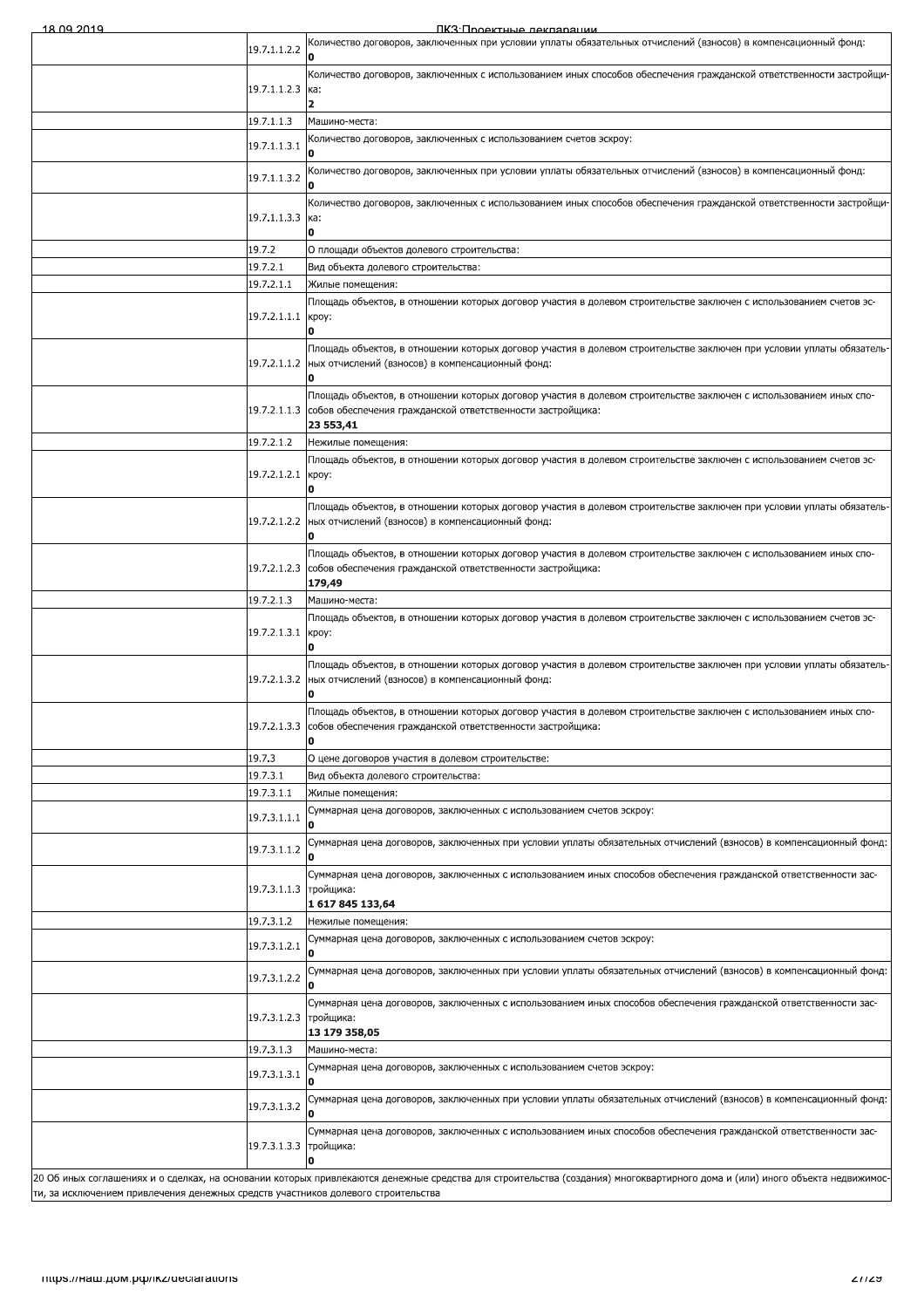| | | |
|---|---|---|
| | 19.7.1.1.2.2 | Количество договоров, заключенных при условии уплаты обязательных отчислений (взносов) в компенсационный фонд: **0** |
| | 19.7.1.1.2.3 | Количество договоров, заключенных с использованием иных способов обеспечения гражданской ответственности застройщика: **2** |
| | 19.7.1.1.3 | Машино-места: |
| | 19.7.1.1.3.1 | Количество договоров, заключенных с использованием счетов эскроу: **0** |
| | 19.7.1.1.3.2 | Количество договоров, заключенных при условии уплаты обязательных отчислений (взносов) в компенсационный фонд: **0** |
| | 19.7.1.1.3.3 | Количество договоров, заключенных с использованием иных способов обеспечения гражданской ответственности застройщика: **0** |
| | 19.7.2 | О площади объектов долевого строительства: |
| | 19.7.2.1 | Вид объекта долевого строительства: |
| | 19.7.2.1.1 | Жилые помещения: |
| | 19.7.2.1.1.1 | Площадь объектов, в отношении которых договор участия в долевом строительстве заключен с использованием счетов эскроу: **0** |
| | 19.7.2.1.1.2 | Площадь объектов, в отношении которых договор участия в долевом строительстве заключен при условии уплаты обязательных отчислений (взносов) в компенсационный фонд: **0** |
| | 19.7.2.1.1.3 | Площадь объектов, в отношении которых договор участия в долевом строительстве заключен с использованием иных способов обеспечения гражданской ответственности застройщика: **23 553,41** |
| | 19.7.2.1.2 | Нежилые помещения: |
| | 19.7.2.1.2.1 | Площадь объектов, в отношении которых договор участия в долевом строительстве заключен с использованием счетов эскроу: **0** |
| | 19.7.2.1.2.2 | Площадь объектов, в отношении которых договор участия в долевом строительстве заключен при условии уплаты обязательных отчислений (взносов) в компенсационный фонд: **0** |
| | 19.7.2.1.2.3 | Площадь объектов, в отношении которых договор участия в долевом строительстве заключен с использованием иных способов обеспечения гражданской ответственности застройщика: **179,49** |
| | 19.7.2.1.3 | Машино-места: |
| | 19.7.2.1.3.1 | Площадь объектов, в отношении которых договор участия в долевом строительстве заключен с использованием счетов эскроу: **0** |
| | 19.7.2.1.3.2 | Площадь объектов, в отношении которых договор участия в долевом строительстве заключен при условии уплаты обязательных отчислений (взносов) в компенсационный фонд: **0** |
| | 19.7.2.1.3.3 | Площадь объектов, в отношении которых договор участия в долевом строительстве заключен с использованием иных способов обеспечения гражданской ответственности застройщика: **0** |
| | 19.7.3 | О цене договоров участия в долевом строительстве: |
| | 19.7.3.1 | Вид объекта долевого строительства: |
| | 19.7.3.1.1 | Жилые помещения: |
| | 19.7.3.1.1.1 | Суммарная цена договоров, заключенных с использованием счетов эскроу: **0** |
| | 19.7.3.1.1.2 | Суммарная цена договоров, заключенных при условии уплаты обязательных отчислений (взносов) в компенсационный фонд: **0** |
| | 19.7.3.1.1.3 | Суммарная цена договоров, заключенных с использованием иных способов обеспечения гражданской ответственности застройщика: **1 617 845 133,64** |
| | 19.7.3.1.2 | Нежилые помещения: |
| | 19.7.3.1.2.1 | Суммарная цена договоров, заключенных с использованием счетов эскроу: **0** |
| | 19.7.3.1.2.2 | Суммарная цена договоров, заключенных при условии уплаты обязательных отчислений (взносов) в компенсационный фонд: **0** |
| | 19.7.3.1.2.3 | Суммарная цена договоров, заключенных с использованием иных способов обеспечения гражданской ответственности застройщика: **13 179 358,05** |
| | 19.7.3.1.3 | Машино-места: |
| | 19.7.3.1.3.1 | Суммарная цена договоров, заключенных с использованием счетов эскроу: **0** |
| | 19.7.3.1.3.2 | Суммарная цена договоров, заключенных при условии уплаты обязательных отчислений (взносов) в компенсационный фонд: **0** |
| | 19.7.3.1.3.3 | Суммарная цена договоров, заключенных с использованием иных способов обеспечения гражданской ответственности застройщика: **0** |

20 Об иных соглашениях и о сделках, на основании которых привлекаются денежные средства для строительства (создания) многоквартирного дома и (или) иного объекта недвижимости, за исключением привлечения денежных средств участников долевого строительства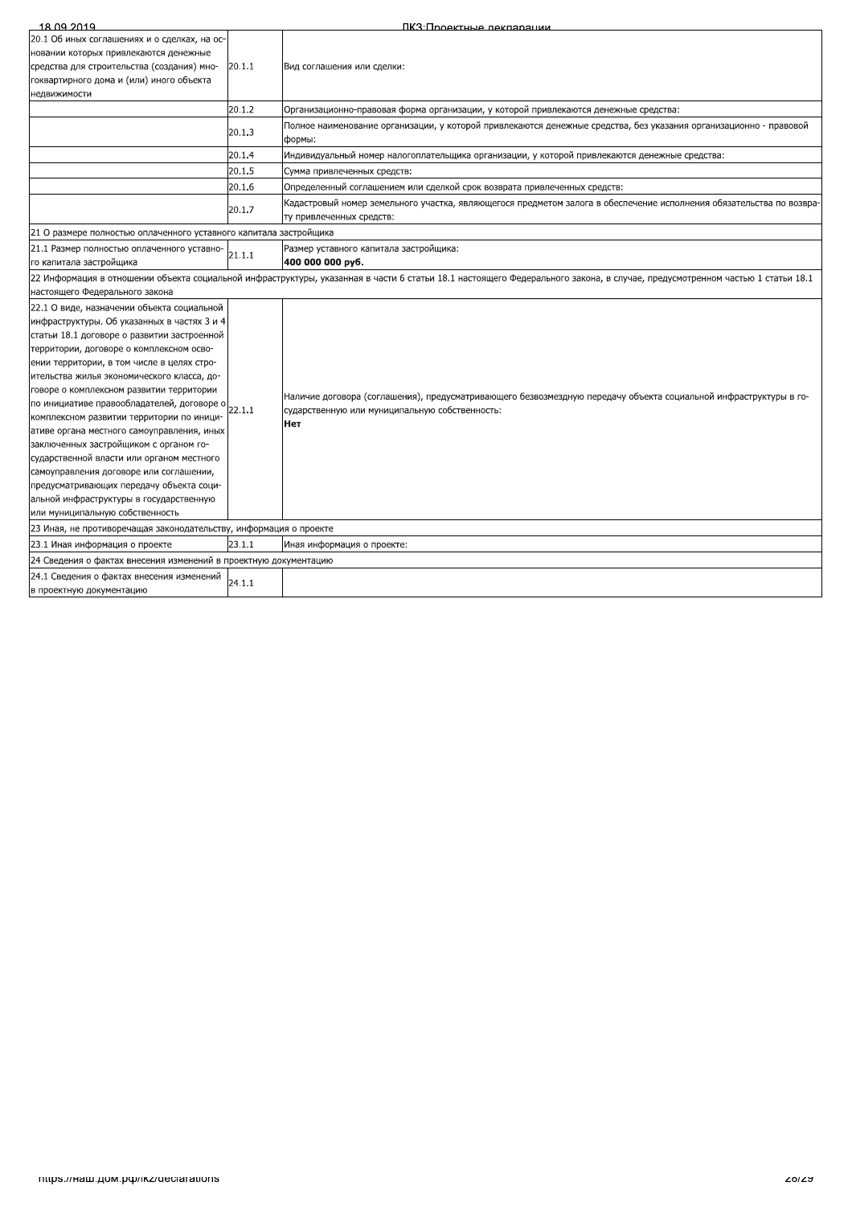| | | |
|---|---|---|
| 20.1 Об иных соглашениях и о сделках, на основании которых привлекаются денежные средства для строительства (создания) многоквартирного дома и (или) иного объекта недвижимости | 20.1.1 | Вид соглашения или сделки: |
| | 20.1.2 | Организационно-правовая форма организации, у которой привлекаются денежные средства: |
| | 20.1.3 | Полное наименование организации, у которой привлекаются денежные средства, без указания организационно - правовой формы: |
| | 20.1.4 | Индивидуальный номер налогоплательщика организации, у которой привлекаются денежные средства: |
| | 20.1.5 | Сумма привлеченных средств: |
| | 20.1.6 | Определенный соглашением или сделкой срок возврата привлеченных средств: |
| | 20.1.7 | Кадастровый номер земельного участка, являющегося предметом залога в обеспечение исполнения обязательства по возврату привлеченных средств: |
| 21 О размере полностью оплаченного уставного капитала застройщика | | |
| 21.1 Размер полностью оплаченного уставного капитала застройщика | 21.1.1 | Размер уставного капитала застройщика:<br>**400 000 000 руб.** |
| 22 Информация в отношении объекта социальной инфраструктуры, указанная в части 6 статьи 18.1 настоящего Федерального закона, в случае, предусмотренном частью 1 статьи 18.1 настоящего Федерального закона | | |
| 22.1 О виде, назначении объекта социальной инфраструктуры. Об указанных в частях 3 и 4 статьи 18.1 договоре о развитии застроенной территории, договоре о комплексном освоении территории, в том числе в целях строительства жилья экономического класса, договоре о комплексном развитии территории по инициативе правообладателей, договоре о комплексном развитии территории по инициативе органа местного самоуправления, иных заключенных застройщиком с органом государственной власти или органом местного самоуправления договоре или соглашении, предусматривающих передачу объекта социальной инфраструктуры в государственную или муниципальную собственность | 22.1.1 | Наличие договора (соглашения), предусматривающего безвозмездную передачу объекта социальной инфраструктуры в государственную или муниципальную собственность:<br>**Нет** |
| 23 Иная, не противоречащая законодательству, информация о проекте | | |
| 23.1 Иная информация о проекте | 23.1.1 | Иная информация о проекте: |
| 24 Сведения о фактах внесения изменений в проектную документацию | | |
| 24.1 Сведения о фактах внесения изменений в проектную документацию | 24.1.1 | |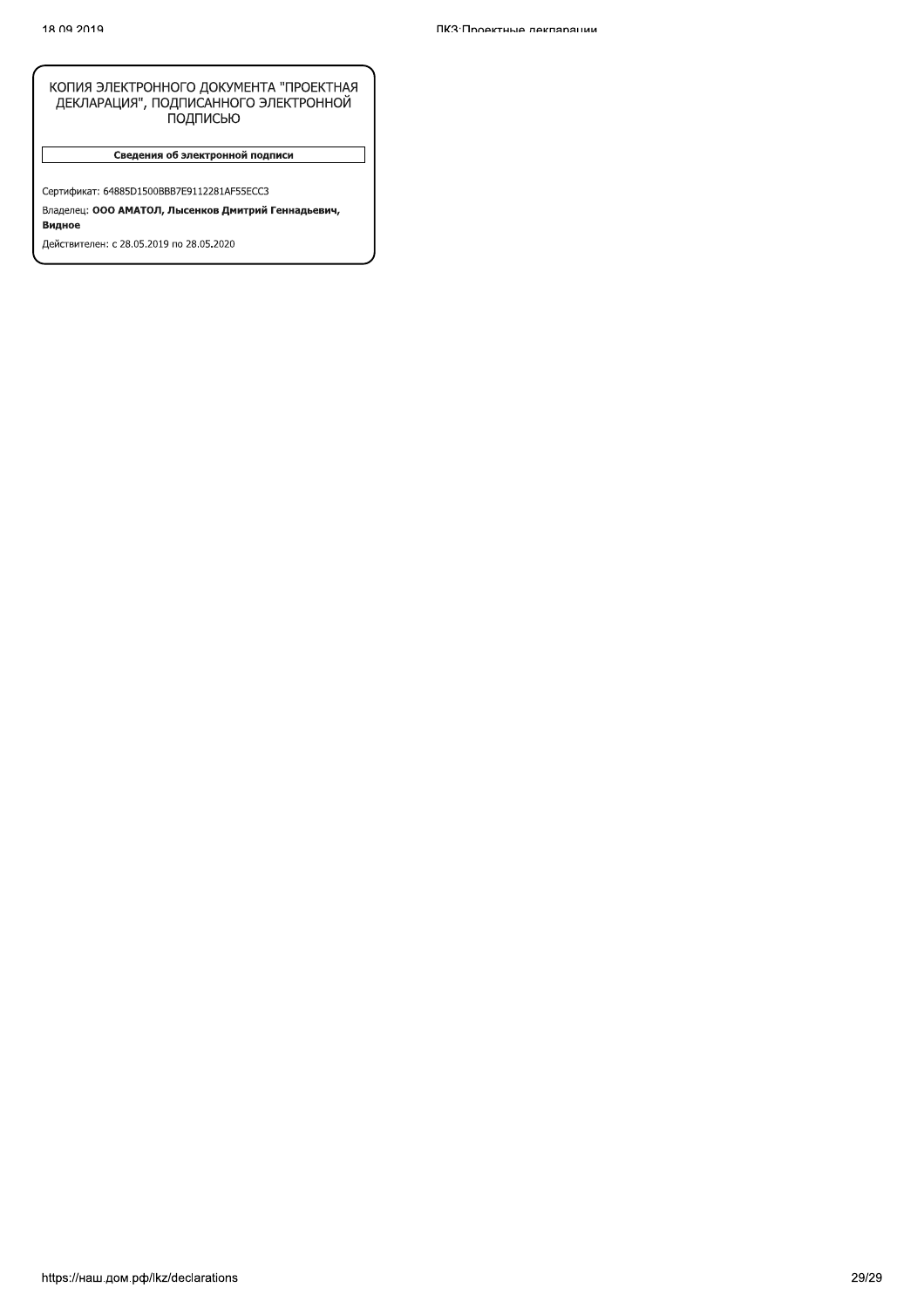КОПИЯ ЭЛЕКТРОННОГО ДОКУМЕНТА "ПРОЕКТНАЯ ДЕКЛАРАЦИЯ", ПОДПИСАННОГО ЭЛЕКТРОННОЙ ПОДПИСЬЮ

**Сведения об электронной подписи**

Сертификат: 64885D1500BBB7E9112281AF55ECC3

Владелец: **ООО АМАТОЛ, Лысенков Дмитрий Геннадьевич, Видное**

Действителен: с 28.05.2019 по 28.05.2020